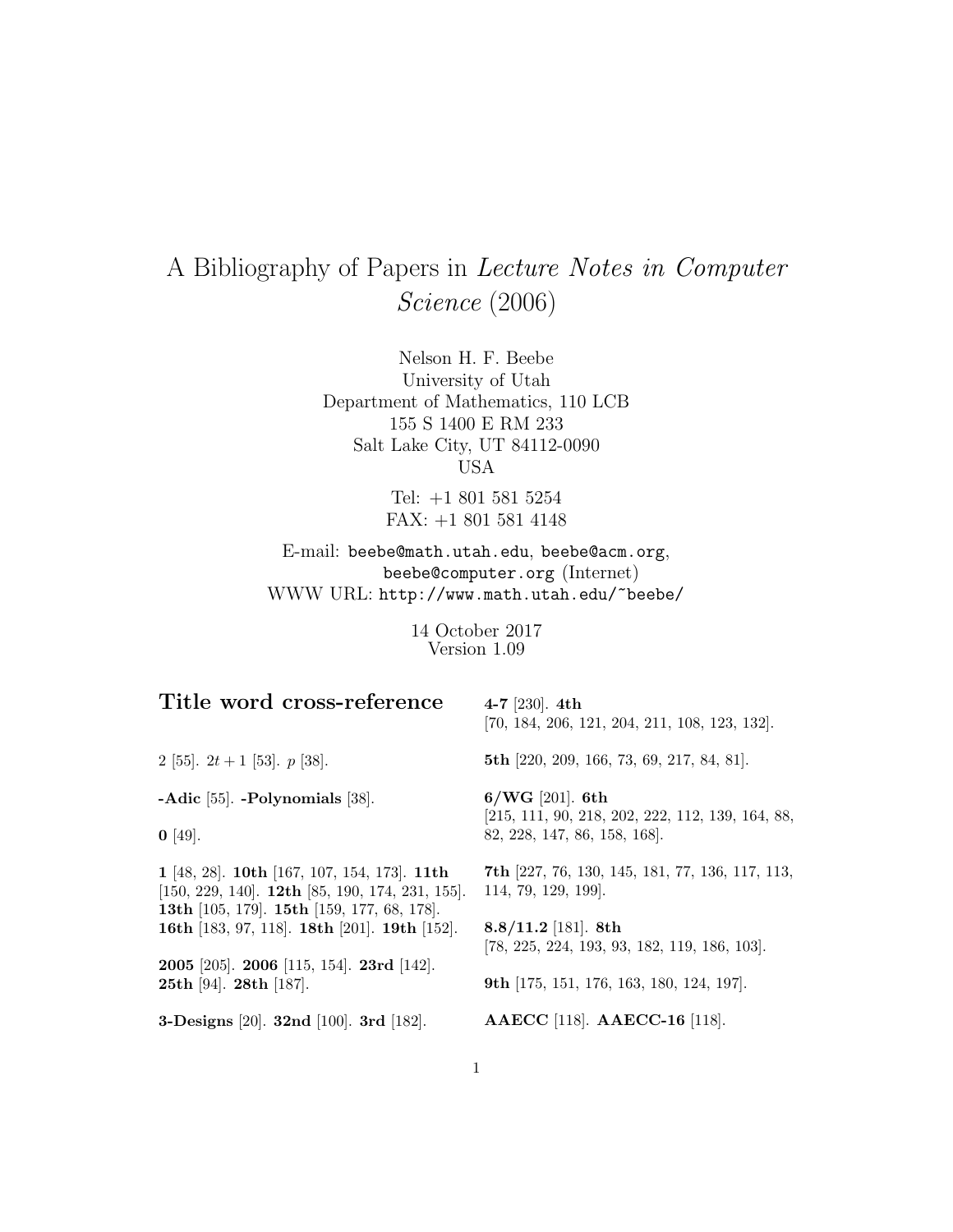# A Bibliography of Papers in *Lecture Notes in Computer Science* (2006)

Nelson H. F. Beebe
University of Utah
Department of Mathematics, 110 LCB
155 S 1400 E RM 233
Salt Lake City, UT 84112-0090
USA

Tel: +1 801 581 5254
FAX: +1 801 581 4148

E-mail: `beebe@math.utah.edu`, `beebe@acm.org`, `beebe@computer.org` (Internet)
WWW URL: `http://www.math.utah.edu/~beebe/`

14 October 2017
Version 1.09

## Title word cross-reference

2 [55]. $2t + 1$ [53]. $p$ [38].

**-Adic** [55]. **-Polynomials** [38].

**0** [49].

**1** [48, 28]. **10th** [167, 107, 154, 173]. **11th** [150, 229, 140]. **12th** [85, 190, 174, 231, 155]. **13th** [105, 179]. **15th** [159, 177, 68, 178]. **16th** [183, 97, 118]. **18th** [201]. **19th** [152].

**2005** [205]. **2006** [115, 154]. **23rd** [142]. **25th** [94]. **28th** [187].

**3-Designs** [20]. **32nd** [100]. **3rd** [182].

**4-7** [230]. **4th** [70, 184, 206, 121, 204, 211, 108, 123, 132].

**5th** [220, 209, 166, 73, 69, 217, 84, 81].

**6/WG** [201]. **6th** [215, 111, 90, 218, 202, 222, 112, 139, 164, 88, 82, 228, 147, 86, 158, 168].

**7th** [227, 76, 130, 145, 181, 77, 136, 117, 113, 114, 79, 129, 199].

**8.8/11.2** [181]. **8th** [78, 225, 224, 193, 93, 182, 119, 186, 103].

**9th** [175, 151, 176, 163, 180, 124, 197].

**AAECC** [118]. **AAECC-16** [118].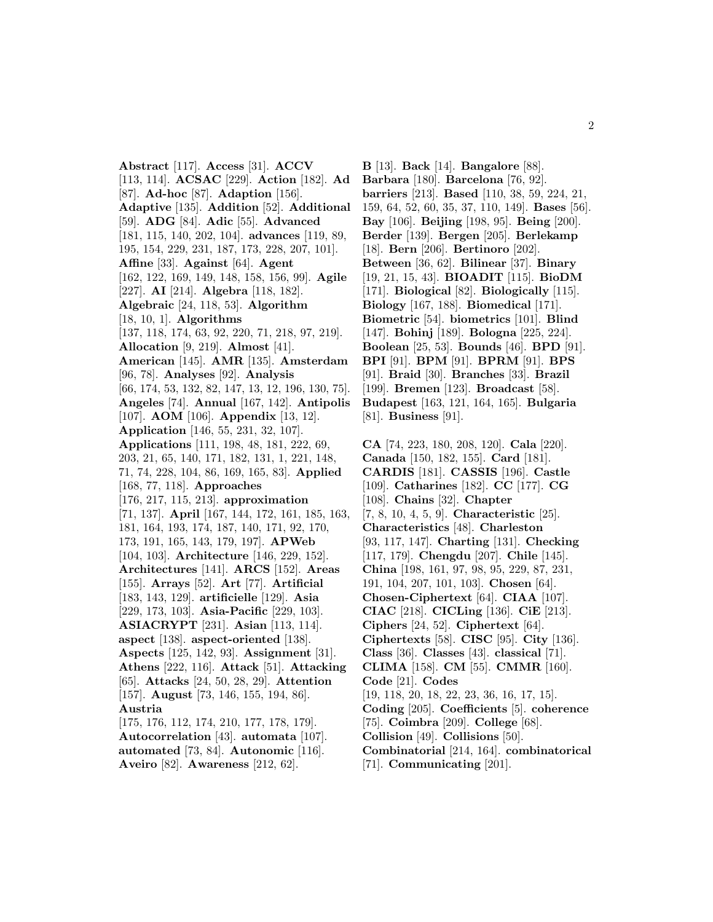**Abstract** [117]. **Access** [31]. **ACCV** [113, 114]. **ACSAC** [229]. **Action** [182]. **Ad** [87]. **Ad-hoc** [87]. **Adaption** [156]. **Adaptive** [135]. **Addition** [52]. **Additional** [59]. **ADG** [84]. **Adic** [55]. **Advanced** [181, 115, 140, 202, 104]. **advances** [119, 89, 195, 154, 229, 231, 187, 173, 228, 207, 101]. **Affine** [33]. **Against** [64]. **Agent** [162, 122, 169, 149, 148, 158, 156, 99]. **Agile** [227]. **AI** [214]. **Algebra** [118, 182]. **Algebraic** [24, 118, 53]. **Algorithm** [18, 10, 1]. **Algorithms** [137, 118, 174, 63, 92, 220, 71, 218, 97, 219]. **Allocation** [9, 219]. **Almost** [41]. **American** [145]. **AMR** [135]. **Amsterdam** [96, 78]. **Analyses** [92]. **Analysis** [66, 174, 53, 132, 82, 147, 13, 12, 196, 130, 75]. **Angeles** [74]. **Annual** [167, 142]. **Antipolis** [107]. **AOM** [106]. **Appendix** [13, 12]. **Application** [146, 55, 231, 32, 107]. **Applications** [111, 198, 48, 181, 222, 69, 203, 21, 65, 140, 171, 182, 131, 1, 221, 148, 71, 74, 228, 104, 86, 169, 165, 83]. **Applied** [168, 77, 118]. **Approaches** [176, 217, 115, 213]. **approximation** [71, 137]. **April** [167, 144, 172, 161, 185, 163, 181, 164, 193, 174, 187, 140, 171, 92, 170, 173, 191, 165, 143, 179, 197]. **APWeb** [104, 103]. **Architecture** [146, 229, 152]. **Architectures** [141]. **ARCS** [152]. **Areas** [155]. **Arrays** [52]. **Art** [77]. **Artificial** [183, 143, 129]. **artificielle** [129]. **Asia** [229, 173, 103]. **Asia-Pacific** [229, 103]. **ASIACRYPT** [231]. **Asian** [113, 114]. **aspect** [138]. **aspect-oriented** [138]. **Aspects** [125, 142, 93]. **Assignment** [31]. **Athens** [222, 116]. **Attack** [51]. **Attacking** [65]. **Attacks** [24, 50, 28, 29]. **Attention** [157]. **August** [73, 146, 155, 194, 86]. **Austria** [175, 176, 112, 174, 210, 177, 178, 179]. **Autocorrelation** [43]. **automata** [107]. **automated** [73, 84]. **Autonomic** [116]. **Aveiro** [82]. **Awareness** [212, 62].

**B** [13]. **Back** [14]. **Bangalore** [88]. **Barbara** [180]. **Barcelona** [76, 92]. **barriers** [213]. **Based** [110, 38, 59, 224, 21, 159, 64, 52, 60, 35, 37, 110, 149]. **Bases** [56]. **Bay** [106]. **Beijing** [198, 95]. **Being** [200]. **Berder** [139]. **Bergen** [205]. **Berlekamp** [18]. **Bern** [206]. **Bertinoro** [202]. **Between** [36, 62]. **Bilinear** [37]. **Binary** [19, 21, 15, 43]. **BIOADIT** [115]. **BioDM** [171]. **Biological** [82]. **Biologically** [115]. **Biology** [167, 188]. **Biomedical** [171]. **Biometric** [54]. **biometrics** [101]. **Blind** [147]. **Bohinj** [189]. **Bologna** [225, 224]. **Boolean** [25, 53]. **Bounds** [46]. **BPD** [91]. **BPI** [91]. **BPM** [91]. **BPRM** [91]. **BPS** [91]. **Braid** [30]. **Branches** [33]. **Brazil** [199]. **Bremen** [123]. **Broadcast** [58]. **Budapest** [163, 121, 164, 165]. **Bulgaria** [81]. **Business** [91].

**CA** [74, 223, 180, 208, 120]. **Cala** [220]. **Canada** [150, 182, 155]. **Card** [181]. **CARDIS** [181]. **CASSIS** [196]. **Castle** [109]. **Catharines** [182]. **CC** [177]. **CG** [108]. **Chains** [32]. **Chapter** [7, 8, 10, 4, 5, 9]. **Characteristic** [25]. **Characteristics** [48]. **Charleston** [93, 117, 147]. **Charting** [131]. **Checking** [117, 179]. **Chengdu** [207]. **Chile** [145]. **China** [198, 161, 97, 98, 95, 229, 87, 231, 191, 104, 207, 101, 103]. **Chosen** [64]. **Chosen-Ciphertext** [64]. **CIAA** [107]. **CIAC** [218]. **CICLing** [136]. **CiE** [213]. **Ciphers** [24, 52]. **Ciphertext** [64]. **Ciphertexts** [58]. **CISC** [95]. **City** [136]. **Class** [36]. **Classes** [43]. **classical** [71]. **CLIMA** [158]. **CM** [55]. **CMMR** [160]. **Code** [21]. **Codes** [19, 118, 20, 18, 22, 23, 36, 16, 17, 15]. **Coding** [205]. **Coefficients** [5]. **coherence** [75]. **Coimbra** [209]. **College** [68]. **Collision** [49]. **Collisions** [50]. **Combinatorial** [214, 164]. **combinatorical** [71]. **Communicating** [201].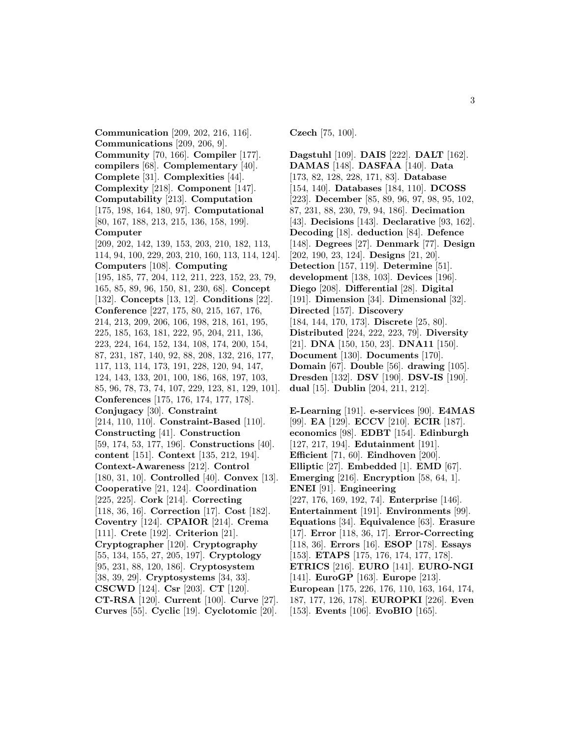**Communication** [209, 202, 216, 116]. **Communications** [209, 206, 9]. **Community** [70, 166]. **Compiler** [177]. **compilers** [68]. **Complementary** [40]. **Complete** [31]. **Complexities** [44]. **Complexity** [218]. **Component** [147]. **Computability** [213]. **Computation** [175, 198, 164, 180, 97]. **Computational** [80, 167, 188, 213, 215, 136, 158, 199]. **Computer** [209, 202, 142, 139, 153, 203, 210, 182, 113, 114, 94, 100, 229, 203, 210, 160, 113, 114, 124]. **Computers** [108]. **Computing** [195, 185, 77, 204, 112, 211, 223, 152, 23, 79, 165, 85, 89, 96, 150, 81, 230, 68]. **Concept** [132]. **Concepts** [13, 12]. **Conditions** [22]. **Conference** [227, 175, 80, 215, 167, 176, 214, 213, 209, 206, 106, 198, 218, 161, 195, 225, 185, 163, 181, 222, 95, 204, 211, 136, 223, 224, 164, 152, 134, 108, 174, 200, 154, 87, 231, 187, 140, 92, 88, 208, 132, 216, 177, 117, 113, 114, 173, 191, 228, 120, 94, 147, 124, 143, 133, 201, 100, 186, 168, 197, 103, 85, 96, 78, 73, 74, 107, 229, 123, 81, 129, 101]. **Conferences** [175, 176, 174, 177, 178]. **Conjugacy** [30]. **Constraint** [214, 110, 110]. **Constraint-Based** [110]. **Constructing** [41]. **Construction** [59, 174, 53, 177, 196]. **Constructions** [40]. **content** [151]. **Context** [135, 212, 194]. **Context-Awareness** [212]. **Control** [180, 31, 10]. **Controlled** [40]. **Convex** [13]. **Cooperative** [21, 124]. **Coordination** [225, 225]. **Cork** [214]. **Correcting** [118, 36, 16]. **Correction** [17]. **Cost** [182]. **Coventry** [124]. **CPAIOR** [214]. **Crema** [111]. **Crete** [192]. **Criterion** [21]. **Cryptographer** [120]. **Cryptography** [55, 134, 155, 27, 205, 197]. **Cryptology** [95, 231, 88, 120, 186]. **Cryptosystem** [38, 39, 29]. **Cryptosystems** [34, 33]. **CSCWD** [124]. **Csr** [203]. **CT** [120]. **CT-RSA** [120]. **Current** [100]. **Curve** [27]. **Curves** [55]. **Cyclic** [19]. **Cyclotomic** [20]. **Czech** [75, 100].

**Dagstuhl** [109]. **DAIS** [222]. **DALT** [162]. **DAMAS** [148]. **DASFAA** [140]. **Data** [173, 82, 128, 228, 171, 83]. **Database** [154, 140]. **Databases** [184, 110]. **DCOSS** [223]. **December** [85, 89, 96, 97, 98, 95, 102, 87, 231, 88, 230, 79, 94, 186]. **Decimation** [43]. **Decisions** [143]. **Declarative** [93, 162]. **Decoding** [18]. **deduction** [84]. **Defence** [148]. **Degrees** [27]. **Denmark** [77]. **Design** [202, 190, 23, 124]. **Designs** [21, 20]. **Detection** [157, 119]. **Determine** [51]. **development** [138, 103]. **Devices** [196]. **Diego** [208]. **Differential** [28]. **Digital** [191]. **Dimension** [34]. **Dimensional** [32]. **Directed** [157]. **Discovery** [184, 144, 170, 173]. **Discrete** [25, 80]. **Distributed** [224, 222, 223, 79]. **Diversity** [21]. **DNA** [150, 150, 23]. **DNA11** [150]. **Document** [130]. **Documents** [170]. **Domain** [67]. **Double** [56]. **drawing** [105]. **Dresden** [132]. **DSV** [190]. **DSV-IS** [190]. **dual** [15]. **Dublin** [204, 211, 212].

**E-Learning** [191]. **e-services** [90]. **E4MAS** [99]. **EA** [129]. **ECCV** [210]. **ECIR** [187]. **economics** [98]. **EDBT** [154]. **Edinburgh** [127, 217, 194]. **Edutainment** [191]. **Efficient** [71, 60]. **Eindhoven** [200]. **Elliptic** [27]. **Embedded** [1]. **EMD** [67]. **Emerging** [216]. **Encryption** [58, 64, 1]. **ENEI** [91]. **Engineering** [227, 176, 169, 192, 74]. **Enterprise** [146]. **Entertainment** [191]. **Environments** [99]. **Equations** [34]. **Equivalence** [63]. **Erasure** [17]. **Error** [118, 36, 17]. **Error-Correcting** [118, 36]. **Errors** [16]. **ESOP** [178]. **Essays** [153]. **ETAPS** [175, 176, 174, 177, 178]. **ETRICS** [216]. **EURO** [141]. **EURO-NGI** [141]. **EuroGP** [163]. **Europe** [213]. **European** [175, 226, 176, 110, 163, 164, 174, 187, 177, 126, 178]. **EUROPKI** [226]. **Even** [153]. **Events** [106]. **EvoBIO** [165].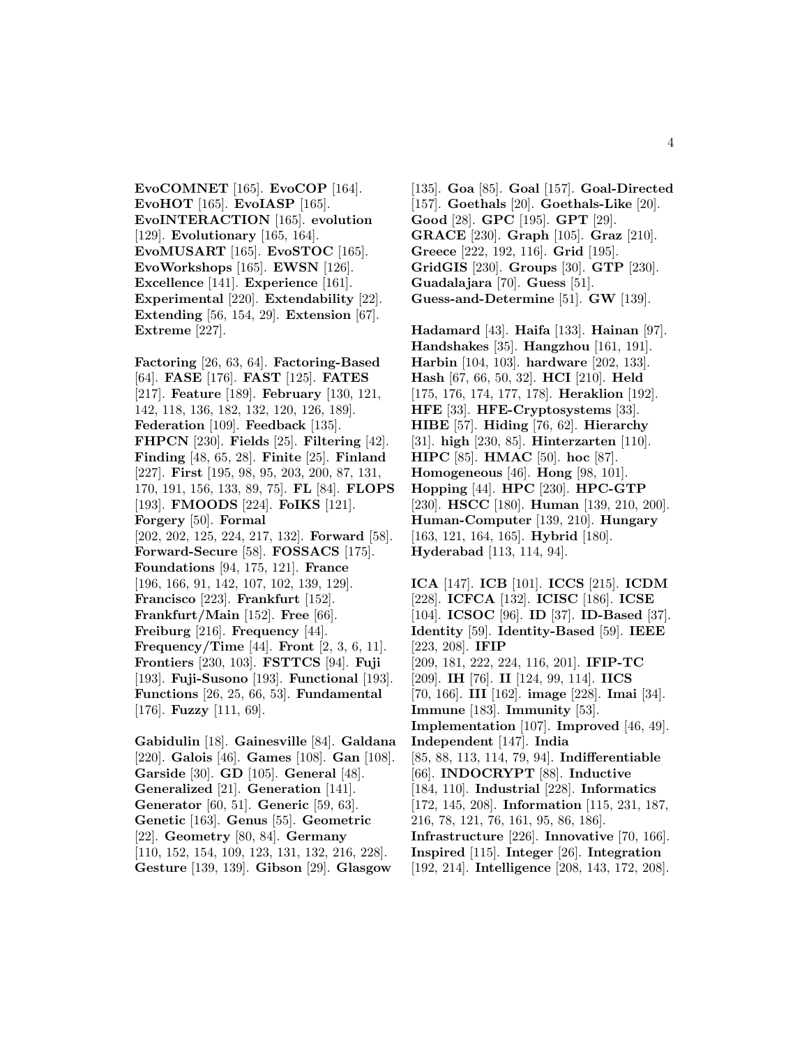**EvoCOMNET** [165]. **EvoCOP** [164]. **EvoHOT** [165]. **EvoIASP** [165]. **EvoINTERACTION** [165]. **evolution** [129]. **Evolutionary** [165, 164]. **EvoMUSART** [165]. **EvoSTOC** [165]. **EvoWorkshops** [165]. **EWSN** [126]. **Excellence** [141]. **Experience** [161]. **Experimental** [220]. **Extendability** [22]. **Extending** [56, 154, 29]. **Extension** [67]. **Extreme** [227].

**Factoring** [26, 63, 64]. **Factoring-Based** [64]. **FASE** [176]. **FAST** [125]. **FATES** [217]. **Feature** [189]. **February** [130, 121, 142, 118, 136, 182, 132, 120, 126, 189]. **Federation** [109]. **Feedback** [135]. **FHPCN** [230]. **Fields** [25]. **Filtering** [42]. **Finding** [48, 65, 28]. **Finite** [25]. **Finland** [227]. **First** [195, 98, 95, 203, 200, 87, 131, 170, 191, 156, 133, 89, 75]. **FL** [84]. **FLOPS** [193]. **FMOODS** [224]. **FoIKS** [121]. **Forgery** [50]. **Formal** [202, 202, 125, 224, 217, 132]. **Forward** [58]. **Forward-Secure** [58]. **FOSSACS** [175]. **Foundations** [94, 175, 121]. **France** [196, 166, 91, 142, 107, 102, 139, 129]. **Francisco** [223]. **Frankfurt** [152]. **Frankfurt/Main** [152]. **Free** [66]. **Freiburg** [216]. **Frequency** [44]. **Frequency/Time** [44]. **Front** [2, 3, 6, 11]. **Frontiers** [230, 103]. **FSTTCS** [94]. **Fuji** [193]. **Fuji-Susono** [193]. **Functional** [193]. **Functions** [26, 25, 66, 53]. **Fundamental** [176]. **Fuzzy** [111, 69].

**Gabidulin** [18]. **Gainesville** [84]. **Galdana** [220]. **Galois** [46]. **Games** [108]. **Gan** [108]. **Garside** [30]. **GD** [105]. **General** [48]. **Generalized** [21]. **Generation** [141]. **Generator** [60, 51]. **Generic** [59, 63]. **Genetic** [163]. **Genus** [55]. **Geometric** [22]. **Geometry** [80, 84]. **Germany** [110, 152, 154, 109, 123, 131, 132, 216, 228]. **Gesture** [139, 139]. **Gibson** [29]. **Glasgow** [135]. **Goa** [85]. **Goal** [157]. **Goal-Directed** [157]. **Goethals** [20]. **Goethals-Like** [20]. **Good** [28]. **GPC** [195]. **GPT** [29]. **GRACE** [230]. **Graph** [105]. **Graz** [210]. **Greece** [222, 192, 116]. **Grid** [195]. **GridGIS** [230]. **Groups** [30]. **GTP** [230]. **Guadalajara** [70]. **Guess** [51]. **Guess-and-Determine** [51]. **GW** [139].

**Hadamard** [43]. **Haifa** [133]. **Hainan** [97]. **Handshakes** [35]. **Hangzhou** [161, 191]. **Harbin** [104, 103]. **hardware** [202, 133]. **Hash** [67, 66, 50, 32]. **HCI** [210]. **Held** [175, 176, 174, 177, 178]. **Heraklion** [192]. **HFE** [33]. **HFE-Cryptosystems** [33]. **HIBE** [57]. **Hiding** [76, 62]. **Hierarchy** [31]. **high** [230, 85]. **Hinterzarten** [110]. **HIPC** [85]. **HMAC** [50]. **hoc** [87]. **Homogeneous** [46]. **Hong** [98, 101]. **Hopping** [44]. **HPC** [230]. **HPC-GTP** [230]. **HSCC** [180]. **Human** [139, 210, 200]. **Human-Computer** [139, 210]. **Hungary** [163, 121, 164, 165]. **Hybrid** [180]. **Hyderabad** [113, 114, 94].

**ICA** [147]. **ICB** [101]. **ICCS** [215]. **ICDM** [228]. **ICFCA** [132]. **ICISC** [186]. **ICSE** [104]. **ICSOC** [96]. **ID** [37]. **ID-Based** [37]. **Identity** [59]. **Identity-Based** [59]. **IEEE** [223, 208]. **IFIP** [209, 181, 222, 224, 116, 201]. **IFIP-TC** [209]. **IH** [76]. **II** [124, 99, 114]. **IICS** [70, 166]. **III** [162]. **image** [228]. **Imai** [34]. **Immune** [183]. **Immunity** [53]. **Implementation** [107]. **Improved** [46, 49]. **Independent** [147]. **India** [85, 88, 113, 114, 79, 94]. **Indifferentiable** [66]. **INDOCRYPT** [88]. **Inductive** [184, 110]. **Industrial** [228]. **Informatics** [172, 145, 208]. **Information** [115, 231, 187, 216, 78, 121, 76, 161, 95, 86, 186]. **Infrastructure** [226]. **Innovative** [70, 166]. **Inspired** [115]. **Integer** [26]. **Integration** [192, 214]. **Intelligence** [208, 143, 172, 208].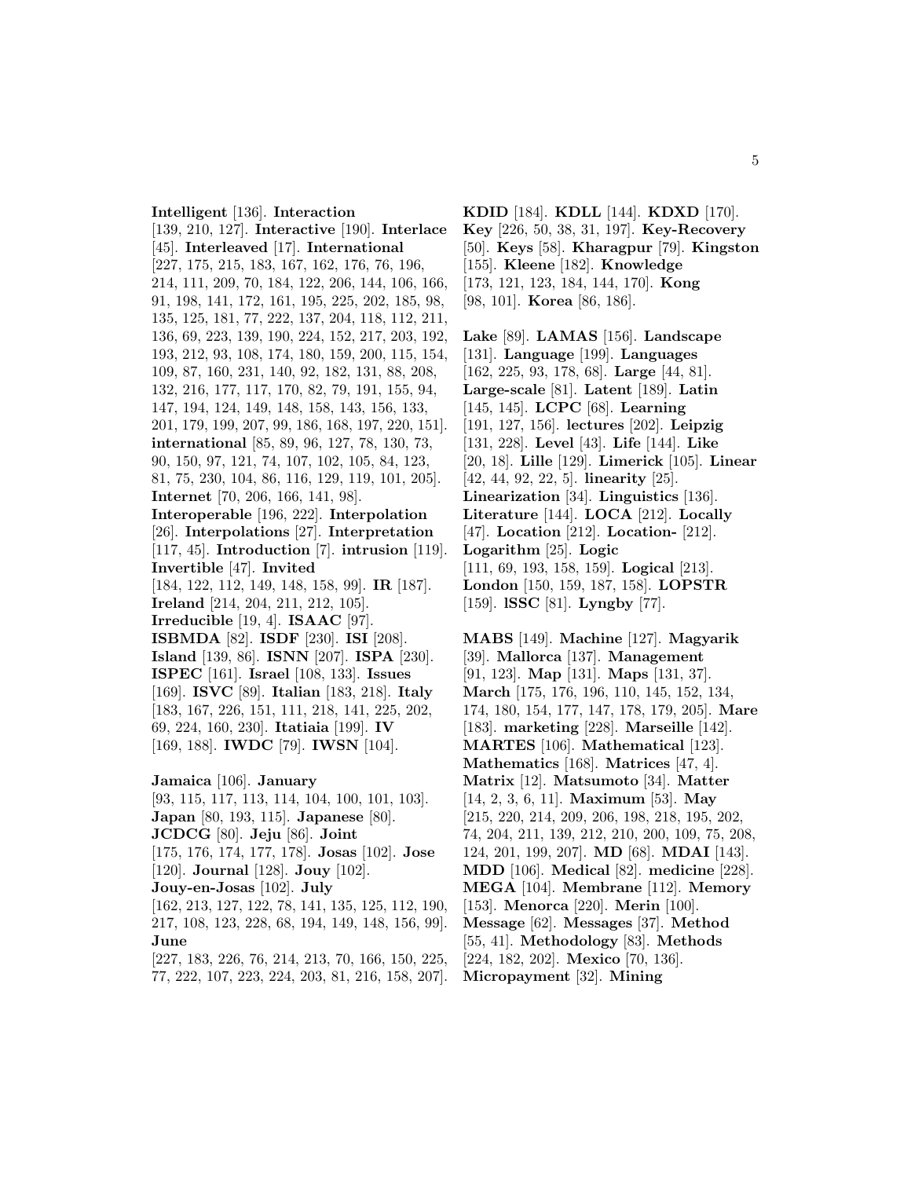**Intelligent** [136]. **Interaction** [139, 210, 127]. **Interactive** [190]. **Interlace** [45]. **Interleaved** [17]. **International** [227, 175, 215, 183, 167, 162, 176, 76, 196, 214, 111, 209, 70, 184, 122, 206, 144, 106, 166, 91, 198, 141, 172, 161, 195, 225, 202, 185, 98, 135, 125, 181, 77, 222, 137, 204, 118, 112, 211, 136, 69, 223, 139, 190, 224, 152, 217, 203, 192, 193, 212, 93, 108, 174, 180, 159, 200, 115, 154, 109, 87, 160, 231, 140, 92, 182, 131, 88, 208, 132, 216, 177, 117, 170, 82, 79, 191, 155, 94, 147, 194, 124, 149, 148, 158, 143, 156, 133, 201, 179, 199, 207, 99, 186, 168, 197, 220, 151]. **international** [85, 89, 96, 127, 78, 130, 73, 90, 150, 97, 121, 74, 107, 102, 105, 84, 123, 81, 75, 230, 104, 86, 116, 129, 119, 101, 205]. **Internet** [70, 206, 166, 141, 98]. **Interoperable** [196, 222]. **Interpolation** [26]. **Interpolations** [27]. **Interpretation** [117, 45]. **Introduction** [7]. **intrusion** [119]. **Invertible** [47]. **Invited** [184, 122, 112, 149, 148, 158, 99]. **IR** [187]. **Ireland** [214, 204, 211, 212, 105]. **Irreducible** [19, 4]. **ISAAC** [97]. **ISBMDA** [82]. **ISDF** [230]. **ISI** [208]. **Island** [139, 86]. **ISNN** [207]. **ISPA** [230]. **ISPEC** [161]. **Israel** [108, 133]. **Issues** [169]. **ISVC** [89]. **Italian** [183, 218]. **Italy** [183, 167, 226, 151, 111, 218, 141, 225, 202, 69, 224, 160, 230]. **Itatiaia** [199]. **IV** [169, 188]. **IWDC** [79]. **IWSN** [104].

**Jamaica** [106]. **January** [93, 115, 117, 113, 114, 104, 100, 101, 103]. **Japan** [80, 193, 115]. **Japanese** [80]. **JCDCG** [80]. **Jeju** [86]. **Joint** [175, 176, 174, 177, 178]. **Josas** [102]. **Jose** [120]. **Journal** [128]. **Jouy** [102]. **Jouy-en-Josas** [102]. **July** [162, 213, 127, 122, 78, 141, 135, 125, 112, 190, 217, 108, 123, 228, 68, 194, 149, 148, 156, 99]. **June** [227, 183, 226, 76, 214, 213, 70, 166, 150, 225, 77, 222, 107, 223, 224, 203, 81, 216, 158, 207].

**KDID** [184]. **KDLL** [144]. **KDXD** [170]. **Key** [226, 50, 38, 31, 197]. **Key-Recovery** [50]. **Keys** [58]. **Kharagpur** [79]. **Kingston** [155]. **Kleene** [182]. **Knowledge** [173, 121, 123, 184, 144, 170]. **Kong** [98, 101]. **Korea** [86, 186].

**Lake** [89]. **LAMAS** [156]. **Landscape** [131]. **Language** [199]. **Languages** [162, 225, 93, 178, 68]. **Large** [44, 81]. **Large-scale** [81]. **Latent** [189]. **Latin** [145, 145]. **LCPC** [68]. **Learning** [191, 127, 156]. **lectures** [202]. **Leipzig** [131, 228]. **Level** [43]. **Life** [144]. **Like** [20, 18]. **Lille** [129]. **Limerick** [105]. **Linear** [42, 44, 92, 22, 5]. **linearity** [25]. **Linearization** [34]. **Linguistics** [136]. **Literature** [144]. **LOCA** [212]. **Locally** [47]. **Location** [212]. **Location-** [212]. **Logarithm** [25]. **Logic** [111, 69, 193, 158, 159]. **Logical** [213]. **London** [150, 159, 187, 158]. **LOPSTR** [159]. **lSSC** [81]. **Lyngby** [77].

**MABS** [149]. **Machine** [127]. **Magyarik** [39]. **Mallorca** [137]. **Management** [91, 123]. **Map** [131]. **Maps** [131, 37]. **March** [175, 176, 196, 110, 145, 152, 134, 174, 180, 154, 177, 147, 178, 179, 205]. **Mare** [183]. **marketing** [228]. **Marseille** [142]. **MARTES** [106]. **Mathematical** [123]. **Mathematics** [168]. **Matrices** [47, 4]. **Matrix** [12]. **Matsumoto** [34]. **Matter** [14, 2, 3, 6, 11]. **Maximum** [53]. **May** [215, 220, 214, 209, 206, 198, 218, 195, 202, 74, 204, 211, 139, 212, 210, 200, 109, 75, 208, 124, 201, 199, 207]. **MD** [68]. **MDAI** [143]. **MDD** [106]. **Medical** [82]. **medicine** [228]. **MEGA** [104]. **Membrane** [112]. **Memory** [153]. **Menorca** [220]. **Merin** [100]. **Message** [62]. **Messages** [37]. **Method** [55, 41]. **Methodology** [83]. **Methods** [224, 182, 202]. **Mexico** [70, 136]. **Micropayment** [32]. **Mining**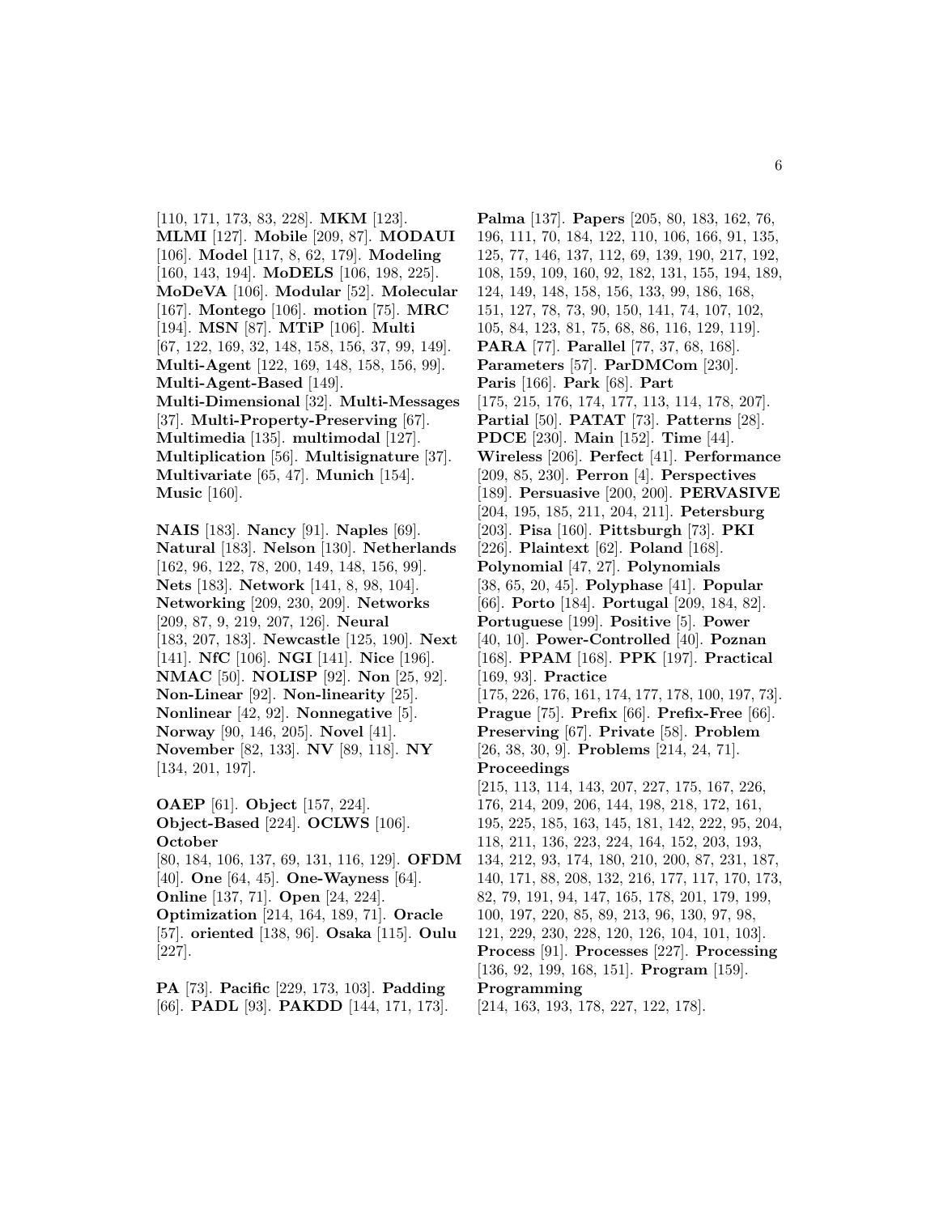[110, 171, 173, 83, 228]. **MKM** [123]. **MLMI** [127]. **Mobile** [209, 87]. **MODAUI** [106]. **Model** [117, 8, 62, 179]. **Modeling** [160, 143, 194]. **MoDELS** [106, 198, 225]. **MoDeVA** [106]. **Modular** [52]. **Molecular** [167]. **Montego** [106]. **motion** [75]. **MRC** [194]. **MSN** [87]. **MTiP** [106]. **Multi** [67, 122, 169, 32, 148, 158, 156, 37, 99, 149]. **Multi-Agent** [122, 169, 148, 158, 156, 99]. **Multi-Agent-Based** [149]. **Multi-Dimensional** [32]. **Multi-Messages** [37]. **Multi-Property-Preserving** [67]. **Multimedia** [135]. **multimodal** [127]. **Multiplication** [56]. **Multisignature** [37]. **Multivariate** [65, 47]. **Munich** [154]. **Music** [160].

**NAIS** [183]. **Nancy** [91]. **Naples** [69]. **Natural** [183]. **Nelson** [130]. **Netherlands** [162, 96, 122, 78, 200, 149, 148, 156, 99]. **Nets** [183]. **Network** [141, 8, 98, 104]. **Networking** [209, 230, 209]. **Networks** [209, 87, 9, 219, 207, 126]. **Neural** [183, 207, 183]. **Newcastle** [125, 190]. **Next** [141]. **NfC** [106]. **NGI** [141]. **Nice** [196]. **NMAC** [50]. **NOLISP** [92]. **Non** [25, 92]. **Non-Linear** [92]. **Non-linearity** [25]. **Nonlinear** [42, 92]. **Nonnegative** [5]. **Norway** [90, 146, 205]. **Novel** [41]. **November** [82, 133]. **NV** [89, 118]. **NY** [134, 201, 197].

**OAEP** [61]. **Object** [157, 224]. **Object-Based** [224]. **OCLWS** [106]. **October** [80, 184, 106, 137, 69, 131, 116, 129]. **OFDM** [40]. **One** [64, 45]. **One-Wayness** [64]. **Online** [137, 71]. **Open** [24, 224]. **Optimization** [214, 164, 189, 71]. **Oracle** [57]. **oriented** [138, 96]. **Osaka** [115]. **Oulu** [227].

**PA** [73]. **Pacific** [229, 173, 103]. **Padding** [66]. **PADL** [93]. **PAKDD** [144, 171, 173]. **Palma** [137]. **Papers** [205, 80, 183, 162, 76, 196, 111, 70, 184, 122, 110, 106, 166, 91, 135, 125, 77, 146, 137, 112, 69, 139, 190, 217, 192, 108, 159, 109, 160, 92, 182, 131, 155, 194, 189, 124, 149, 148, 158, 156, 133, 99, 186, 168, 151, 127, 78, 73, 90, 150, 141, 74, 107, 102, 105, 84, 123, 81, 75, 68, 86, 116, 129, 119]. **PARA** [77]. **Parallel** [77, 37, 68, 168]. **Parameters** [57]. **ParDMCom** [230]. **Paris** [166]. **Park** [68]. **Part** [175, 215, 176, 174, 177, 113, 114, 178, 207]. **Partial** [50]. **PATAT** [73]. **Patterns** [28]. **PDCE** [230]. **Main** [152]. **Time** [44]. **Wireless** [206]. **Perfect** [41]. **Performance** [209, 85, 230]. **Perron** [4]. **Perspectives** [189]. **Persuasive** [200, 200]. **PERVASIVE** [204, 195, 185, 211, 204, 211]. **Petersburg** [203]. **Pisa** [160]. **Pittsburgh** [73]. **PKI** [226]. **Plaintext** [62]. **Poland** [168]. **Polynomial** [47, 27]. **Polynomials** [38, 65, 20, 45]. **Polyphase** [41]. **Popular** [66]. **Porto** [184]. **Portugal** [209, 184, 82]. **Portuguese** [199]. **Positive** [5]. **Power** [40, 10]. **Power-Controlled** [40]. **Poznan** [168]. **PPAM** [168]. **PPK** [197]. **Practical** [169, 93]. **Practice** [175, 226, 176, 161, 174, 177, 178, 100, 197, 73]. **Prague** [75]. **Prefix** [66]. **Prefix-Free** [66]. **Preserving** [67]. **Private** [58]. **Problem** [26, 38, 30, 9]. **Problems** [214, 24, 71]. **Proceedings** [215, 113, 114, 143, 207, 227, 175, 167, 226, 176, 214, 209, 206, 144, 198, 218, 172, 161, 195, 225, 185, 163, 145, 181, 142, 222, 95, 204, 118, 211, 136, 223, 224, 164, 152, 203, 193, 134, 212, 93, 174, 180, 210, 200, 87, 231, 187, 140, 171, 88, 208, 132, 216, 177, 117, 170, 173, 82, 79, 191, 94, 147, 165, 178, 201, 179, 199, 100, 197, 220, 85, 89, 213, 96, 130, 97, 98, 121, 229, 230, 228, 120, 126, 104, 101, 103]. **Process** [91]. **Processes** [227]. **Processing** [136, 92, 199, 168, 151]. **Program** [159]. **Programming** [214, 163, 193, 178, 227, 122, 178].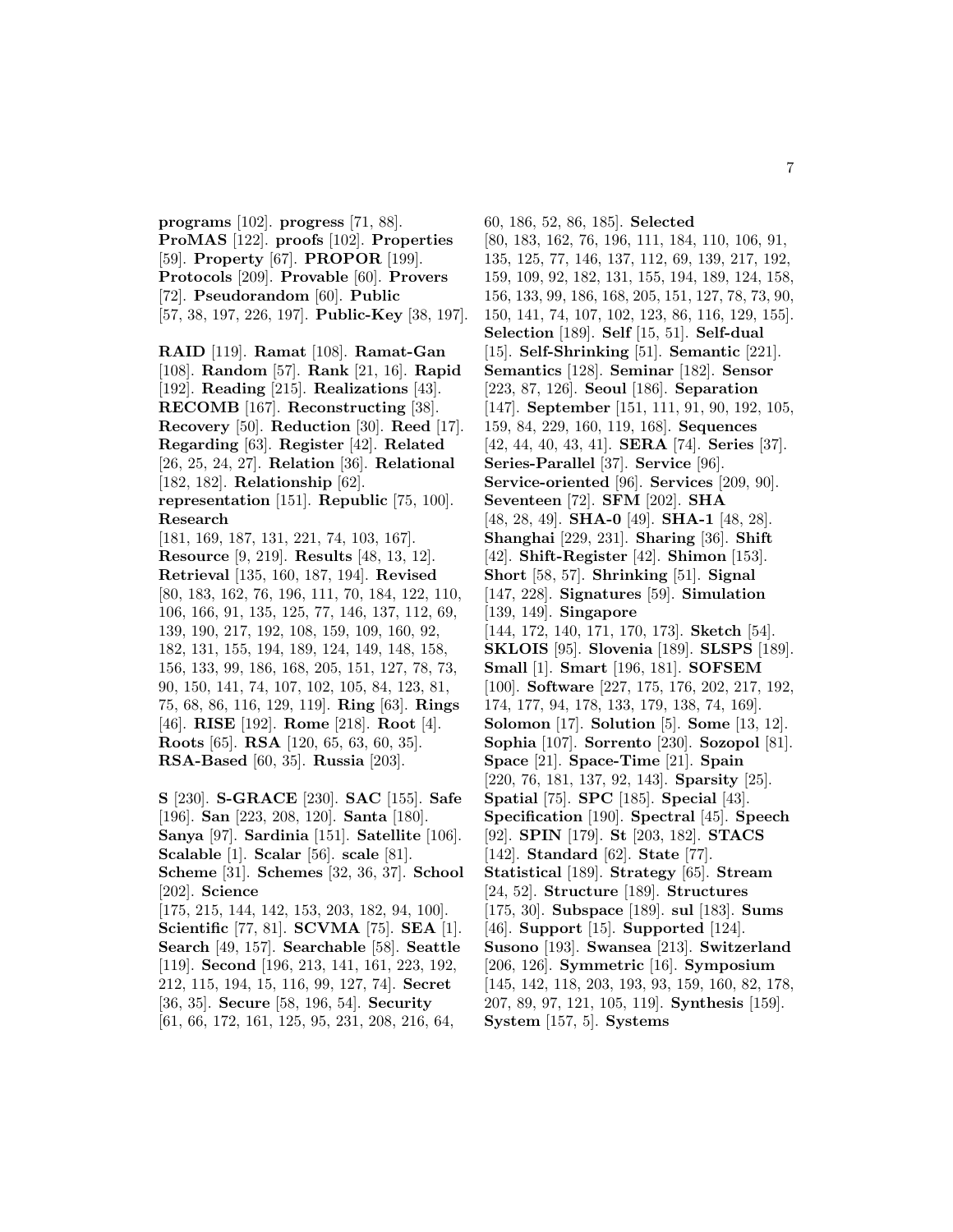**programs** [102]. **progress** [71, 88]. **ProMAS** [122]. **proofs** [102]. **Properties** [59]. **Property** [67]. **PROPOR** [199]. **Protocols** [209]. **Provable** [60]. **Provers** [72]. **Pseudorandom** [60]. **Public** [57, 38, 197, 226, 197]. **Public-Key** [38, 197].

**RAID** [119]. **Ramat** [108]. **Ramat-Gan** [108]. **Random** [57]. **Rank** [21, 16]. **Rapid** [192]. **Reading** [215]. **Realizations** [43]. **RECOMB** [167]. **Reconstructing** [38]. **Recovery** [50]. **Reduction** [30]. **Reed** [17]. **Regarding** [63]. **Register** [42]. **Related** [26, 25, 24, 27]. **Relation** [36]. **Relational** [182, 182]. **Relationship** [62]. **representation** [151]. **Republic** [75, 100]. **Research** [181, 169, 187, 131, 221, 74, 103, 167]. **Resource** [9, 219]. **Results** [48, 13, 12]. **Retrieval** [135, 160, 187, 194]. **Revised** [80, 183, 162, 76, 196, 111, 70, 184, 122, 110, 106, 166, 91, 135, 125, 77, 146, 137, 112, 69, 139, 190, 217, 192, 108, 159, 109, 160, 92, 182, 131, 155, 194, 189, 124, 149, 148, 158, 156, 133, 99, 186, 168, 205, 151, 127, 78, 73, 90, 150, 141, 74, 107, 102, 105, 84, 123, 81, 75, 68, 86, 116, 129, 119]. **Ring** [63]. **Rings** [46]. **RISE** [192]. **Rome** [218]. **Root** [4]. **Roots** [65]. **RSA** [120, 65, 63, 60, 35]. **RSA-Based** [60, 35]. **Russia** [203].

**S** [230]. **S-GRACE** [230]. **SAC** [155]. **Safe** [196]. **San** [223, 208, 120]. **Santa** [180]. **Sanya** [97]. **Sardinia** [151]. **Satellite** [106]. **Scalable** [1]. **Scalar** [56]. **scale** [81]. **Scheme** [31]. **Schemes** [32, 36, 37]. **School** [202]. **Science** [175, 215, 144, 142, 153, 203, 182, 94, 100]. **Scientific** [77, 81]. **SCVMA** [75]. **SEA** [1]. **Search** [49, 157]. **Searchable** [58]. **Seattle** [119]. **Second** [196, 213, 141, 161, 223, 192, 212, 115, 194, 15, 116, 99, 127, 74]. **Secret** [36, 35]. **Secure** [58, 196, 54]. **Security** [61, 66, 172, 161, 125, 95, 231, 208, 216, 64, 60, 186, 52, 86, 185]. **Selected** [80, 183, 162, 76, 196, 111, 184, 110, 106, 91, 135, 125, 77, 146, 137, 112, 69, 139, 217, 192, 159, 109, 92, 182, 131, 155, 194, 189, 124, 158, 156, 133, 99, 186, 168, 205, 151, 127, 78, 73, 90, 150, 141, 74, 107, 102, 123, 86, 116, 129, 155]. **Selection** [189]. **Self** [15, 51]. **Self-dual** [15]. **Self-Shrinking** [51]. **Semantic** [221]. **Semantics** [128]. **Seminar** [182]. **Sensor** [223, 87, 126]. **Seoul** [186]. **Separation** [147]. **September** [151, 111, 91, 90, 192, 105, 159, 84, 229, 160, 119, 168]. **Sequences** [42, 44, 40, 43, 41]. **SERA** [74]. **Series** [37]. **Series-Parallel** [37]. **Service** [96]. **Service-oriented** [96]. **Services** [209, 90]. **Seventeen** [72]. **SFM** [202]. **SHA** [48, 28, 49]. **SHA-0** [49]. **SHA-1** [48, 28]. **Shanghai** [229, 231]. **Sharing** [36]. **Shift** [42]. **Shift-Register** [42]. **Shimon** [153]. **Short** [58, 57]. **Shrinking** [51]. **Signal** [147, 228]. **Signatures** [59]. **Simulation** [139, 149]. **Singapore** [144, 172, 140, 171, 170, 173]. **Sketch** [54]. **SKLOIS** [95]. **Slovenia** [189]. **SLSPS** [189]. **Small** [1]. **Smart** [196, 181]. **SOFSEM** [100]. **Software** [227, 175, 176, 202, 217, 192, 174, 177, 94, 178, 133, 179, 138, 74, 169]. **Solomon** [17]. **Solution** [5]. **Some** [13, 12]. **Sophia** [107]. **Sorrento** [230]. **Sozopol** [81]. **Space** [21]. **Space-Time** [21]. **Spain** [220, 76, 181, 137, 92, 143]. **Sparsity** [25]. **Spatial** [75]. **SPC** [185]. **Special** [43]. **Specification** [190]. **Spectral** [45]. **Speech** [92]. **SPIN** [179]. **St** [203, 182]. **STACS** [142]. **Standard** [62]. **State** [77]. **Statistical** [189]. **Strategy** [65]. **Stream** [24, 52]. **Structure** [189]. **Structures** [175, 30]. **Subspace** [189]. **sul** [183]. **Sums** [46]. **Support** [15]. **Supported** [124]. **Susono** [193]. **Swansea** [213]. **Switzerland** [206, 126]. **Symmetric** [16]. **Symposium** [145, 142, 118, 203, 193, 93, 159, 160, 82, 178, 207, 89, 97, 121, 105, 119]. **Synthesis** [159]. **System** [157, 5]. **Systems**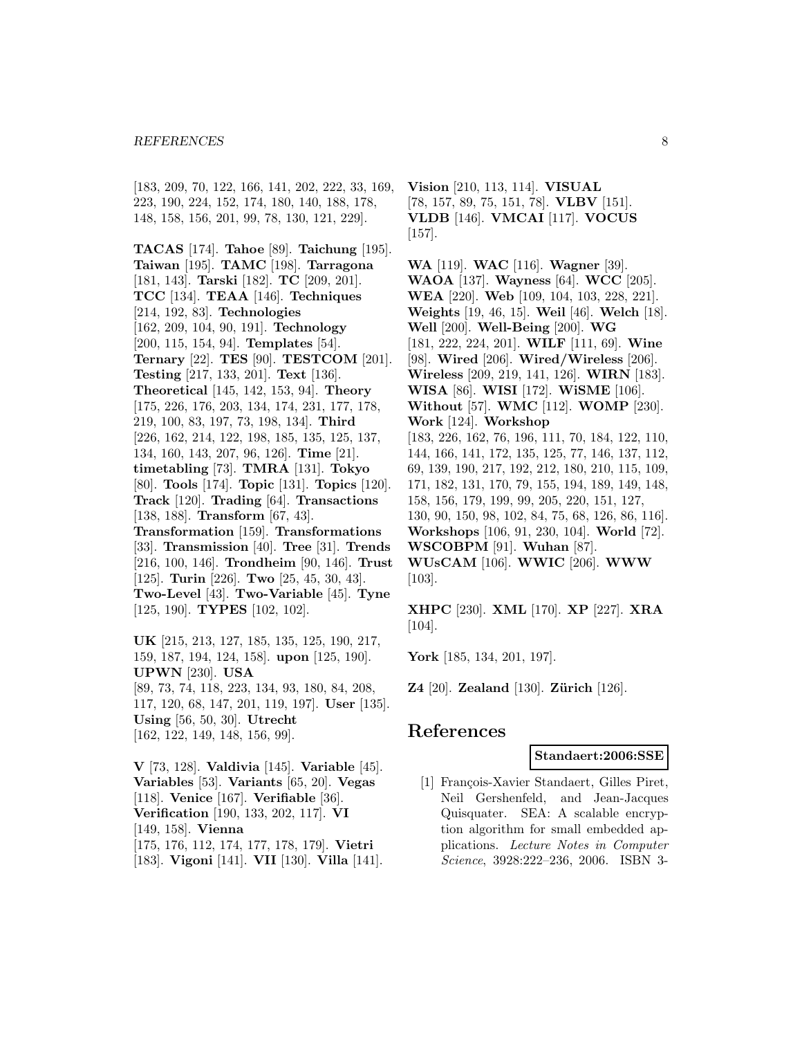[183, 209, 70, 122, 166, 141, 202, 222, 33, 169, 223, 190, 224, 152, 174, 180, 140, 188, 178, 148, 158, 156, 201, 99, 78, 130, 121, 229].

**TACAS** [174]. **Tahoe** [89]. **Taichung** [195]. **Taiwan** [195]. **TAMC** [198]. **Tarragona** [181, 143]. **Tarski** [182]. **TC** [209, 201]. **TCC** [134]. **TEAA** [146]. **Techniques** [214, 192, 83]. **Technologies** [162, 209, 104, 90, 191]. **Technology** [200, 115, 154, 94]. **Templates** [54]. **Ternary** [22]. **TES** [90]. **TESTCOM** [201]. **Testing** [217, 133, 201]. **Text** [136]. **Theoretical** [145, 142, 153, 94]. **Theory** [175, 226, 176, 203, 134, 174, 231, 177, 178, 219, 100, 83, 197, 73, 198, 134]. **Third** [226, 162, 214, 122, 198, 185, 135, 125, 137, 134, 160, 143, 207, 96, 126]. **Time** [21]. **timetabling** [73]. **TMRA** [131]. **Tokyo** [80]. **Tools** [174]. **Topic** [131]. **Topics** [120]. **Track** [120]. **Trading** [64]. **Transactions** [138, 188]. **Transform** [67, 43]. **Transformation** [159]. **Transformations** [33]. **Transmission** [40]. **Tree** [31]. **Trends** [216, 100, 146]. **Trondheim** [90, 146]. **Trust** [125]. **Turin** [226]. **Two** [25, 45, 30, 43]. **Two-Level** [43]. **Two-Variable** [45]. **Tyne** [125, 190]. **TYPES** [102, 102].

**UK** [215, 213, 127, 185, 135, 125, 190, 217, 159, 187, 194, 124, 158]. **upon** [125, 190]. **UPWN** [230]. **USA** [89, 73, 74, 118, 223, 134, 93, 180, 84, 208, 117, 120, 68, 147, 201, 119, 197]. **User** [135]. **Using** [56, 50, 30]. **Utrecht** [162, 122, 149, 148, 156, 99].

**V** [73, 128]. **Valdivia** [145]. **Variable** [45]. **Variables** [53]. **Variants** [65, 20]. **Vegas** [118]. **Venice** [167]. **Verifiable** [36]. **Verification** [190, 133, 202, 117]. **VI** [149, 158]. **Vienna** [175, 176, 112, 174, 177, 178, 179]. **Vietri** [183]. **Vigoni** [141]. **VII** [130]. **Villa** [141]. **Vision** [210, 113, 114]. **VISUAL** [78, 157, 89, 75, 151, 78]. **VLBV** [151]. **VLDB** [146]. **VMCAI** [117]. **VOCUS** [157].

**WA** [119]. **WAC** [116]. **Wagner** [39]. **WAOA** [137]. **Wayness** [64]. **WCC** [205]. **WEA** [220]. **Web** [109, 104, 103, 228, 221]. **Weights** [19, 46, 15]. **Weil** [46]. **Welch** [18]. **Well** [200]. **Well-Being** [200]. **WG** [181, 222, 224, 201]. **WILF** [111, 69]. **Wine** [98]. **Wired** [206]. **Wired/Wireless** [206]. **Wireless** [209, 219, 141, 126]. **WIRN** [183]. **WISA** [86]. **WISI** [172]. **WiSME** [106]. **Without** [57]. **WMC** [112]. **WOMP** [230]. **Work** [124]. **Workshop** [183, 226, 162, 76, 196, 111, 70, 184, 122, 110, 144, 166, 141, 172, 135, 125, 77, 146, 137, 112, 69, 139, 190, 217, 192, 212, 180, 210, 115, 109, 171, 182, 131, 170, 79, 155, 194, 189, 149, 148, 158, 156, 179, 199, 99, 205, 220, 151, 127, 130, 90, 150, 98, 102, 84, 75, 68, 126, 86, 116]. **Workshops** [106, 91, 230, 104]. **World** [72]. **WSCOBPM** [91]. **Wuhan** [87]. **WUsCAM** [106]. **WWIC** [206]. **WWW** [103].

**XHPC** [230]. **XML** [170]. **XP** [227]. **XRA** [104].

**York** [185, 134, 201, 197].

**Z4** [20]. **Zealand** [130]. **Zürich** [126].

# References

**Standaert:2006:SSE**

[1] François-Xavier Standaert, Gilles Piret, Neil Gershenfeld, and Jean-Jacques Quisquater. SEA: A scalable encryption algorithm for small embedded applications. *Lecture Notes in Computer Science*, 3928:222–236, 2006. ISBN 3-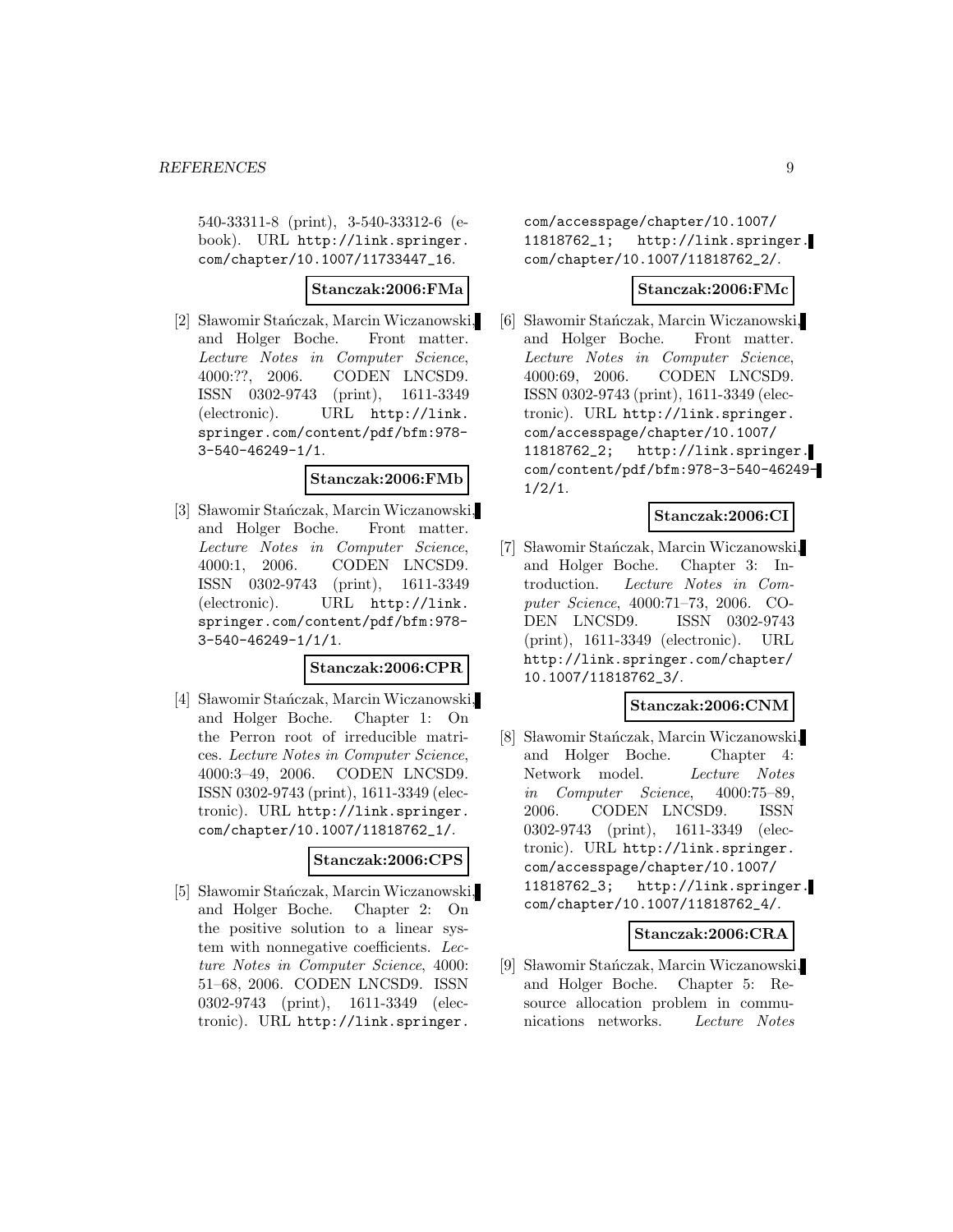540-33311-8 (print), 3-540-33312-6 (e-book). URL http://link.springer.com/chapter/10.1007/11733447_16.

**Stanczak:2006:FMa**

[2] Sławomir Stańczak, Marcin Wiczanowski, and Holger Boche. Front matter. *Lecture Notes in Computer Science*, 4000:??, 2006. CODEN LNCSD9. ISSN 0302-9743 (print), 1611-3349 (electronic). URL http://link.springer.com/content/pdf/bfm:978-3-540-46249-1/1.

**Stanczak:2006:FMb**

[3] Sławomir Stańczak, Marcin Wiczanowski, and Holger Boche. Front matter. *Lecture Notes in Computer Science*, 4000:1, 2006. CODEN LNCSD9. ISSN 0302-9743 (print), 1611-3349 (electronic). URL http://link.springer.com/content/pdf/bfm:978-3-540-46249-1/1/1.

**Stanczak:2006:CPR**

[4] Sławomir Stańczak, Marcin Wiczanowski, and Holger Boche. Chapter 1: On the Perron root of irreducible matrices. *Lecture Notes in Computer Science*, 4000:3–49, 2006. CODEN LNCSD9. ISSN 0302-9743 (print), 1611-3349 (electronic). URL http://link.springer.com/chapter/10.1007/11818762_1/.

**Stanczak:2006:CPS**

[5] Sławomir Stańczak, Marcin Wiczanowski, and Holger Boche. Chapter 2: On the positive solution to a linear system with nonnegative coefficients. *Lecture Notes in Computer Science*, 4000: 51–68, 2006. CODEN LNCSD9. ISSN 0302-9743 (print), 1611-3349 (electronic). URL http://link.springer.com/accesspage/chapter/10.1007/11818762_1; http://link.springer.com/chapter/10.1007/11818762_2/.

**Stanczak:2006:FMc**

[6] Sławomir Stańczak, Marcin Wiczanowski, and Holger Boche. Front matter. *Lecture Notes in Computer Science*, 4000:69, 2006. CODEN LNCSD9. ISSN 0302-9743 (print), 1611-3349 (electronic). URL http://link.springer.com/accesspage/chapter/10.1007/11818762_2; http://link.springer.com/content/pdf/bfm:978-3-540-46249-1/2/1.

**Stanczak:2006:CI**

[7] Sławomir Stańczak, Marcin Wiczanowski, and Holger Boche. Chapter 3: Introduction. *Lecture Notes in Computer Science*, 4000:71–73, 2006. CODEN LNCSD9. ISSN 0302-9743 (print), 1611-3349 (electronic). URL http://link.springer.com/chapter/10.1007/11818762_3/.

**Stanczak:2006:CNM**

[8] Sławomir Stańczak, Marcin Wiczanowski, and Holger Boche. Chapter 4: Network model. *Lecture Notes in Computer Science*, 4000:75–89, 2006. CODEN LNCSD9. ISSN 0302-9743 (print), 1611-3349 (electronic). URL http://link.springer.com/accesspage/chapter/10.1007/11818762_3; http://link.springer.com/chapter/10.1007/11818762_4/.

**Stanczak:2006:CRA**

[9] Sławomir Stańczak, Marcin Wiczanowski, and Holger Boche. Chapter 5: Resource allocation problem in communications networks. *Lecture Notes*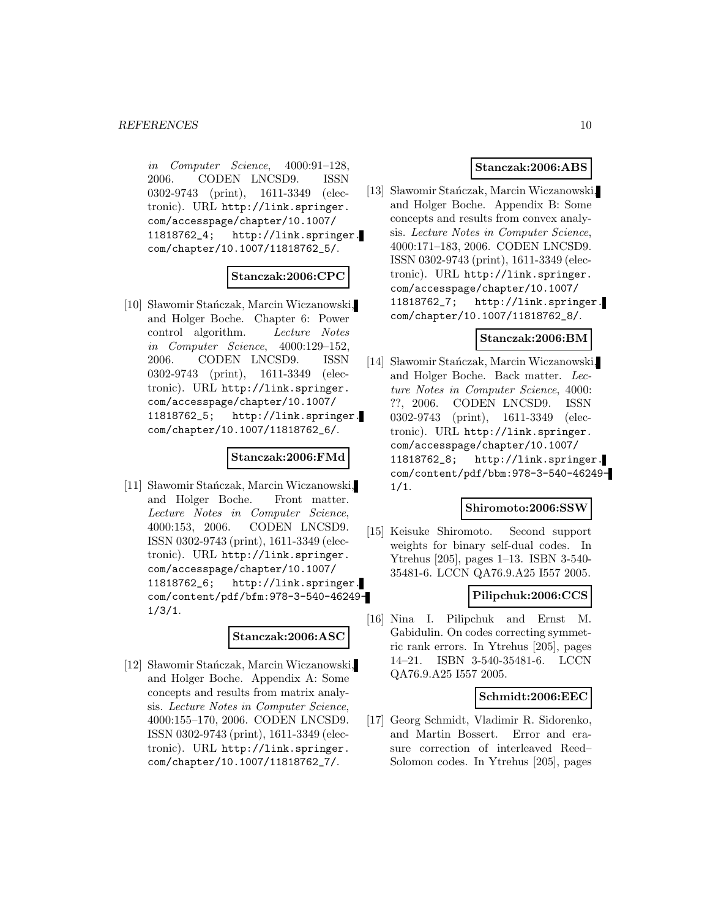*in Computer Science*, 4000:91–128, 2006. CODEN LNCSD9. ISSN 0302-9743 (print), 1611-3349 (electronic). URL http://link.springer.com/accesspage/chapter/10.1007/11818762_4; http://link.springer.com/chapter/10.1007/11818762_5/.

**Stanczak:2006:CPC**

[10] Sławomir Stańczak, Marcin Wiczanowski, and Holger Boche. Chapter 6: Power control algorithm. *Lecture Notes in Computer Science*, 4000:129–152, 2006. CODEN LNCSD9. ISSN 0302-9743 (print), 1611-3349 (electronic). URL http://link.springer.com/accesspage/chapter/10.1007/11818762_5; http://link.springer.com/chapter/10.1007/11818762_6/.

**Stanczak:2006:FMd**

[11] Sławomir Stańczak, Marcin Wiczanowski, and Holger Boche. Front matter. *Lecture Notes in Computer Science*, 4000:153, 2006. CODEN LNCSD9. ISSN 0302-9743 (print), 1611-3349 (electronic). URL http://link.springer.com/accesspage/chapter/10.1007/11818762_6; http://link.springer.com/content/pdf/bfm:978-3-540-46249-1/3/1.

**Stanczak:2006:ASC**

[12] Sławomir Stańczak, Marcin Wiczanowski, and Holger Boche. Appendix A: Some concepts and results from matrix analysis. *Lecture Notes in Computer Science*, 4000:155–170, 2006. CODEN LNCSD9. ISSN 0302-9743 (print), 1611-3349 (electronic). URL http://link.springer.com/chapter/10.1007/11818762_7/.

**Stanczak:2006:ABS**

[13] Sławomir Stańczak, Marcin Wiczanowski, and Holger Boche. Appendix B: Some concepts and results from convex analysis. *Lecture Notes in Computer Science*, 4000:171–183, 2006. CODEN LNCSD9. ISSN 0302-9743 (print), 1611-3349 (electronic). URL http://link.springer.com/accesspage/chapter/10.1007/11818762_7; http://link.springer.com/chapter/10.1007/11818762_8/.

**Stanczak:2006:BM**

[14] Sławomir Stańczak, Marcin Wiczanowski, and Holger Boche. Back matter. *Lecture Notes in Computer Science*, 4000: ??, 2006. CODEN LNCSD9. ISSN 0302-9743 (print), 1611-3349 (electronic). URL http://link.springer.com/accesspage/chapter/10.1007/11818762_8; http://link.springer.com/content/pdf/bbm:978-3-540-46249-1/1.

**Shiromoto:2006:SSW**

[15] Keisuke Shiromoto. Second support weights for binary self-dual codes. In Ytrehus [205], pages 1–13. ISBN 3-540-35481-6. LCCN QA76.9.A25 I557 2005.

**Pilipchuk:2006:CCS**

[16] Nina I. Pilipchuk and Ernst M. Gabidulin. On codes correcting symmetric rank errors. In Ytrehus [205], pages 14–21. ISBN 3-540-35481-6. LCCN QA76.9.A25 I557 2005.

**Schmidt:2006:EEC**

[17] Georg Schmidt, Vladimir R. Sidorenko, and Martin Bossert. Error and erasure correction of interleaved Reed–Solomon codes. In Ytrehus [205], pages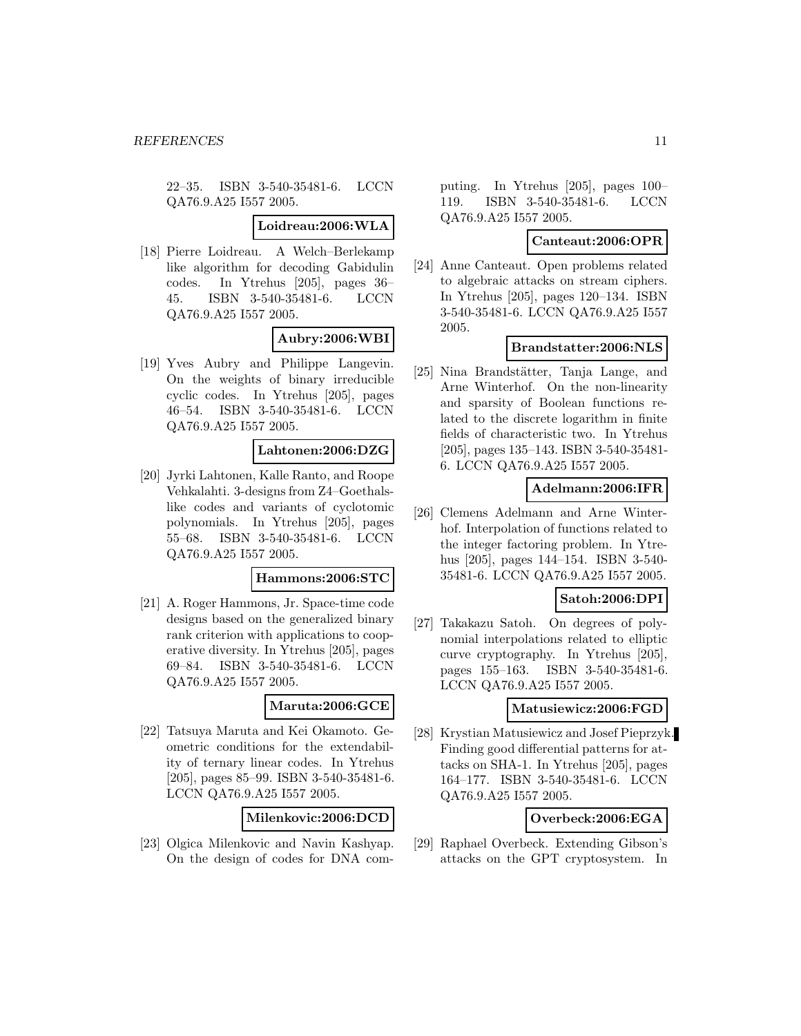22–35. ISBN 3-540-35481-6. LCCN QA76.9.A25 I557 2005.

**Loidreau:2006:WLA**

[18] Pierre Loidreau. A Welch–Berlekamp like algorithm for decoding Gabidulin codes. In Ytrehus [205], pages 36–45. ISBN 3-540-35481-6. LCCN QA76.9.A25 I557 2005.

**Aubry:2006:WBI**

[19] Yves Aubry and Philippe Langevin. On the weights of binary irreducible cyclic codes. In Ytrehus [205], pages 46–54. ISBN 3-540-35481-6. LCCN QA76.9.A25 I557 2005.

**Lahtonen:2006:DZG**

[20] Jyrki Lahtonen, Kalle Ranto, and Roope Vehkalahti. 3-designs from Z4–Goethals-like codes and variants of cyclotomic polynomials. In Ytrehus [205], pages 55–68. ISBN 3-540-35481-6. LCCN QA76.9.A25 I557 2005.

**Hammons:2006:STC**

[21] A. Roger Hammons, Jr. Space-time code designs based on the generalized binary rank criterion with applications to cooperative diversity. In Ytrehus [205], pages 69–84. ISBN 3-540-35481-6. LCCN QA76.9.A25 I557 2005.

**Maruta:2006:GCE**

[22] Tatsuya Maruta and Kei Okamoto. Geometric conditions for the extendability of ternary linear codes. In Ytrehus [205], pages 85–99. ISBN 3-540-35481-6. LCCN QA76.9.A25 I557 2005.

**Milenkovic:2006:DCD**

[23] Olgica Milenkovic and Navin Kashyap. On the design of codes for DNA computing. In Ytrehus [205], pages 100–119. ISBN 3-540-35481-6. LCCN QA76.9.A25 I557 2005.

**Canteaut:2006:OPR**

[24] Anne Canteaut. Open problems related to algebraic attacks on stream ciphers. In Ytrehus [205], pages 120–134. ISBN 3-540-35481-6. LCCN QA76.9.A25 I557 2005.

**Brandstatter:2006:NLS**

[25] Nina Brandstätter, Tanja Lange, and Arne Winterhof. On the non-linearity and sparsity of Boolean functions related to the discrete logarithm in finite fields of characteristic two. In Ytrehus [205], pages 135–143. ISBN 3-540-35481-6. LCCN QA76.9.A25 I557 2005.

**Adelmann:2006:IFR**

[26] Clemens Adelmann and Arne Winterhof. Interpolation of functions related to the integer factoring problem. In Ytrehus [205], pages 144–154. ISBN 3-540-35481-6. LCCN QA76.9.A25 I557 2005.

**Satoh:2006:DPI**

[27] Takakazu Satoh. On degrees of polynomial interpolations related to elliptic curve cryptography. In Ytrehus [205], pages 155–163. ISBN 3-540-35481-6. LCCN QA76.9.A25 I557 2005.

**Matusiewicz:2006:FGD**

[28] Krystian Matusiewicz and Josef Pieprzyk. Finding good differential patterns for attacks on SHA-1. In Ytrehus [205], pages 164–177. ISBN 3-540-35481-6. LCCN QA76.9.A25 I557 2005.

**Overbeck:2006:EGA**

[29] Raphael Overbeck. Extending Gibson's attacks on the GPT cryptosystem. In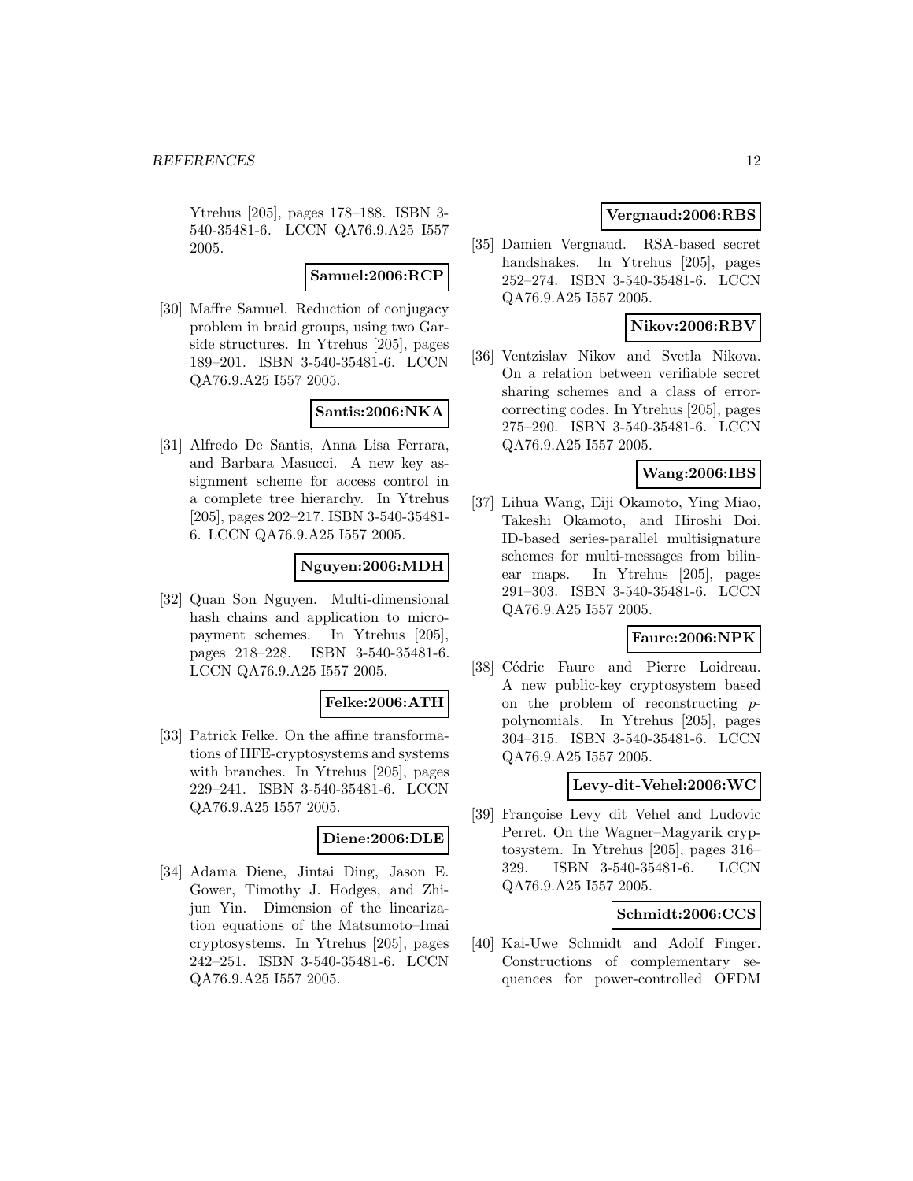Ytrehus [205], pages 178–188. ISBN 3-540-35481-6. LCCN QA76.9.A25 I557 2005.

**Samuel:2006:RCP**

[30] Maffre Samuel. Reduction of conjugacy problem in braid groups, using two Garside structures. In Ytrehus [205], pages 189–201. ISBN 3-540-35481-6. LCCN QA76.9.A25 I557 2005.

**Santis:2006:NKA**

[31] Alfredo De Santis, Anna Lisa Ferrara, and Barbara Masucci. A new key assignment scheme for access control in a complete tree hierarchy. In Ytrehus [205], pages 202–217. ISBN 3-540-35481-6. LCCN QA76.9.A25 I557 2005.

**Nguyen:2006:MDH**

[32] Quan Son Nguyen. Multi-dimensional hash chains and application to micropayment schemes. In Ytrehus [205], pages 218–228. ISBN 3-540-35481-6. LCCN QA76.9.A25 I557 2005.

**Felke:2006:ATH**

[33] Patrick Felke. On the affine transformations of HFE-cryptosystems and systems with branches. In Ytrehus [205], pages 229–241. ISBN 3-540-35481-6. LCCN QA76.9.A25 I557 2005.

**Diene:2006:DLE**

[34] Adama Diene, Jintai Ding, Jason E. Gower, Timothy J. Hodges, and Zhijun Yin. Dimension of the linearization equations of the Matsumoto–Imai cryptosystems. In Ytrehus [205], pages 242–251. ISBN 3-540-35481-6. LCCN QA76.9.A25 I557 2005.

**Vergnaud:2006:RBS**

[35] Damien Vergnaud. RSA-based secret handshakes. In Ytrehus [205], pages 252–274. ISBN 3-540-35481-6. LCCN QA76.9.A25 I557 2005.

**Nikov:2006:RBV**

[36] Ventzislav Nikov and Svetla Nikova. On a relation between verifiable secret sharing schemes and a class of error-correcting codes. In Ytrehus [205], pages 275–290. ISBN 3-540-35481-6. LCCN QA76.9.A25 I557 2005.

**Wang:2006:IBS**

[37] Lihua Wang, Eiji Okamoto, Ying Miao, Takeshi Okamoto, and Hiroshi Doi. ID-based series-parallel multisignature schemes for multi-messages from bilinear maps. In Ytrehus [205], pages 291–303. ISBN 3-540-35481-6. LCCN QA76.9.A25 I557 2005.

**Faure:2006:NPK**

[38] Cédric Faure and Pierre Loidreau. A new public-key cryptosystem based on the problem of reconstructing $p$-polynomials. In Ytrehus [205], pages 304–315. ISBN 3-540-35481-6. LCCN QA76.9.A25 I557 2005.

**Levy-dit-Vehel:2006:WC**

[39] Françoise Levy dit Vehel and Ludovic Perret. On the Wagner–Magyarik cryptosystem. In Ytrehus [205], pages 316–329. ISBN 3-540-35481-6. LCCN QA76.9.A25 I557 2005.

**Schmidt:2006:CCS**

[40] Kai-Uwe Schmidt and Adolf Finger. Constructions of complementary sequences for power-controlled OFDM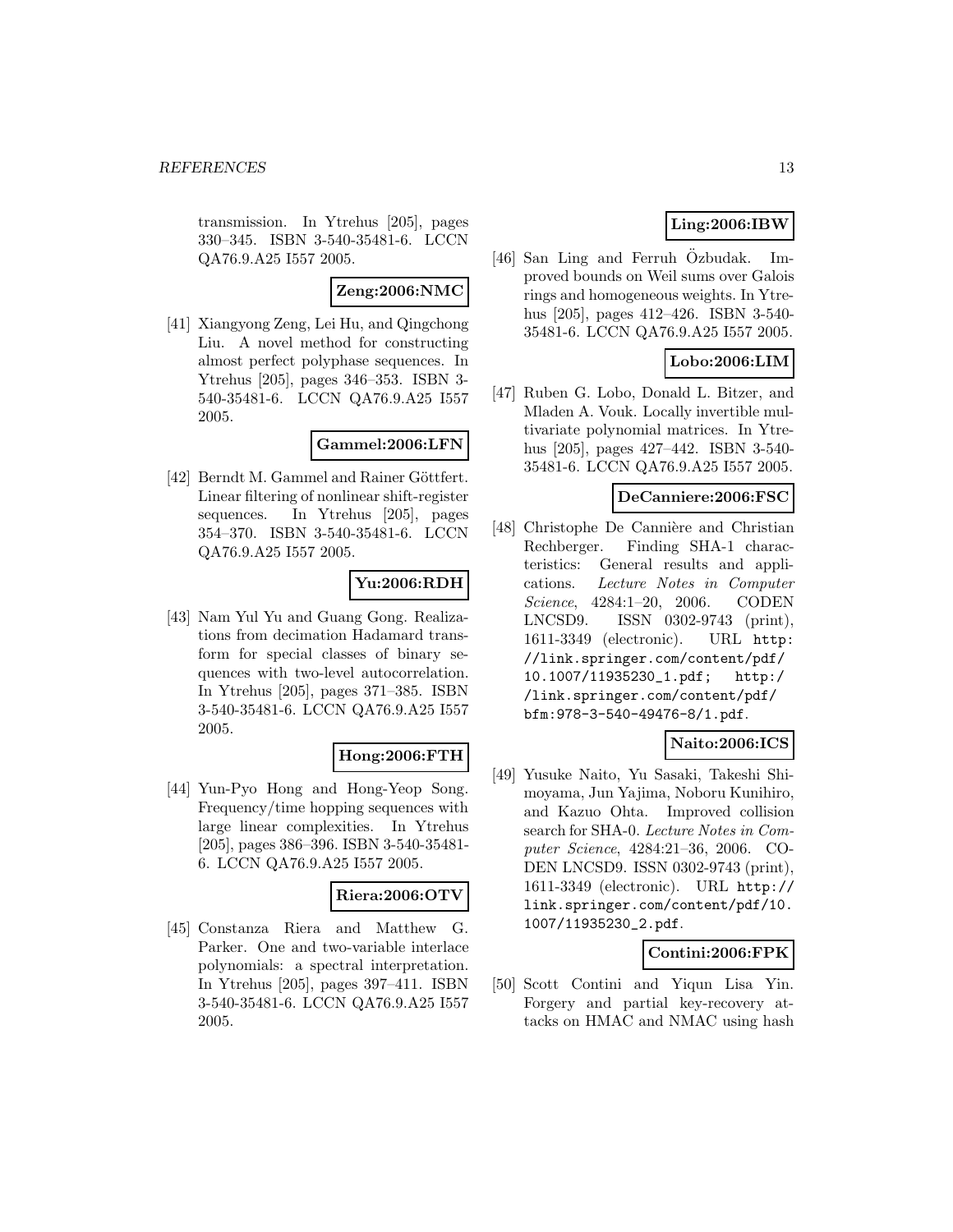transmission. In Ytrehus [205], pages 330–345. ISBN 3-540-35481-6. LCCN QA76.9.A25 I557 2005.

**Zeng:2006:NMC**

[41] Xiangyong Zeng, Lei Hu, and Qingchong Liu. A novel method for constructing almost perfect polyphase sequences. In Ytrehus [205], pages 346–353. ISBN 3-540-35481-6. LCCN QA76.9.A25 I557 2005.

**Gammel:2006:LFN**

[42] Berndt M. Gammel and Rainer Göttfert. Linear filtering of nonlinear shift-register sequences. In Ytrehus [205], pages 354–370. ISBN 3-540-35481-6. LCCN QA76.9.A25 I557 2005.

**Yu:2006:RDH**

[43] Nam Yul Yu and Guang Gong. Realizations from decimation Hadamard transform for special classes of binary sequences with two-level autocorrelation. In Ytrehus [205], pages 371–385. ISBN 3-540-35481-6. LCCN QA76.9.A25 I557 2005.

**Hong:2006:FTH**

[44] Yun-Pyo Hong and Hong-Yeop Song. Frequency/time hopping sequences with large linear complexities. In Ytrehus [205], pages 386–396. ISBN 3-540-35481-6. LCCN QA76.9.A25 I557 2005.

**Riera:2006:OTV**

[45] Constanza Riera and Matthew G. Parker. One and two-variable interlace polynomials: a spectral interpretation. In Ytrehus [205], pages 397–411. ISBN 3-540-35481-6. LCCN QA76.9.A25 I557 2005.

**Ling:2006:IBW**

[46] San Ling and Ferruh Özbudak. Improved bounds on Weil sums over Galois rings and homogeneous weights. In Ytrehus [205], pages 412–426. ISBN 3-540-35481-6. LCCN QA76.9.A25 I557 2005.

**Lobo:2006:LIM**

[47] Ruben G. Lobo, Donald L. Bitzer, and Mladen A. Vouk. Locally invertible multivariate polynomial matrices. In Ytrehus [205], pages 427–442. ISBN 3-540-35481-6. LCCN QA76.9.A25 I557 2005.

**DeCanniere:2006:FSC**

[48] Christophe De Cannière and Christian Rechberger. Finding SHA-1 characteristics: General results and applications. *Lecture Notes in Computer Science*, 4284:1–20, 2006. CODEN LNCSD9. ISSN 0302-9743 (print), 1611-3349 (electronic). URL `http://link.springer.com/content/pdf/10.1007/11935230_1.pdf; http://link.springer.com/content/pdf/bfm:978-3-540-49476-8/1.pdf`.

**Naito:2006:ICS**

[49] Yusuke Naito, Yu Sasaki, Takeshi Shimoyama, Jun Yajima, Noboru Kunihiro, and Kazuo Ohta. Improved collision search for SHA-0. *Lecture Notes in Computer Science*, 4284:21–36, 2006. CODEN LNCSD9. ISSN 0302-9743 (print), 1611-3349 (electronic). URL `http://link.springer.com/content/pdf/10.1007/11935230_2.pdf`.

**Contini:2006:FPK**

[50] Scott Contini and Yiqun Lisa Yin. Forgery and partial key-recovery attacks on HMAC and NMAC using hash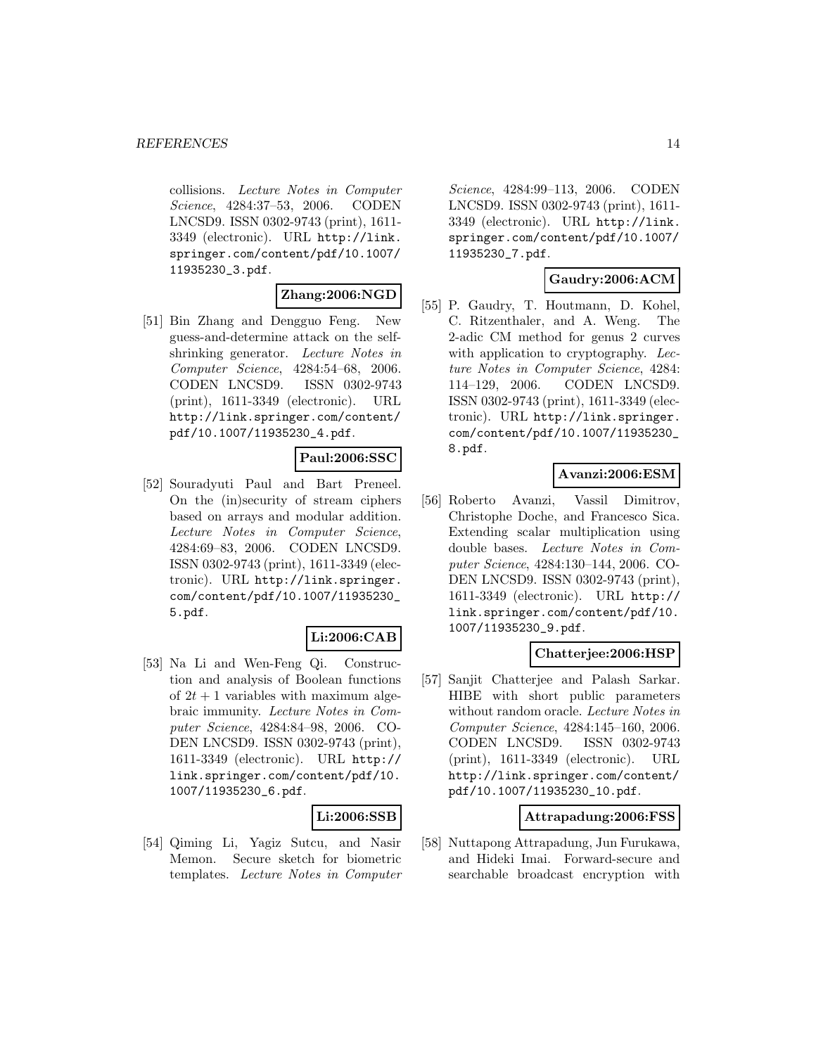collisions. *Lecture Notes in Computer Science*, 4284:37–53, 2006. CODEN LNCSD9. ISSN 0302-9743 (print), 1611-3349 (electronic). URL http://link.springer.com/content/pdf/10.1007/11935230_3.pdf.

**Zhang:2006:NGD**

[51] Bin Zhang and Dengguo Feng. New guess-and-determine attack on the self-shrinking generator. *Lecture Notes in Computer Science*, 4284:54–68, 2006. CODEN LNCSD9. ISSN 0302-9743 (print), 1611-3349 (electronic). URL http://link.springer.com/content/pdf/10.1007/11935230_4.pdf.

**Paul:2006:SSC**

[52] Souradyuti Paul and Bart Preneel. On the (in)security of stream ciphers based on arrays and modular addition. *Lecture Notes in Computer Science*, 4284:69–83, 2006. CODEN LNCSD9. ISSN 0302-9743 (print), 1611-3349 (electronic). URL http://link.springer.com/content/pdf/10.1007/11935230_5.pdf.

**Li:2006:CAB**

[53] Na Li and Wen-Feng Qi. Construction and analysis of Boolean functions of $2t + 1$ variables with maximum algebraic immunity. *Lecture Notes in Computer Science*, 4284:84–98, 2006. CODEN LNCSD9. ISSN 0302-9743 (print), 1611-3349 (electronic). URL http://link.springer.com/content/pdf/10.1007/11935230_6.pdf.

**Li:2006:SSB**

[54] Qiming Li, Yagiz Sutcu, and Nasir Memon. Secure sketch for biometric templates. *Lecture Notes in Computer Science*, 4284:99–113, 2006. CODEN LNCSD9. ISSN 0302-9743 (print), 1611-3349 (electronic). URL http://link.springer.com/content/pdf/10.1007/11935230_7.pdf.

**Gaudry:2006:ACM**

[55] P. Gaudry, T. Houtmann, D. Kohel, C. Ritzenthaler, and A. Weng. The 2-adic CM method for genus 2 curves with application to cryptography. *Lecture Notes in Computer Science*, 4284: 114–129, 2006. CODEN LNCSD9. ISSN 0302-9743 (print), 1611-3349 (electronic). URL http://link.springer.com/content/pdf/10.1007/11935230_8.pdf.

**Avanzi:2006:ESM**

[56] Roberto Avanzi, Vassil Dimitrov, Christophe Doche, and Francesco Sica. Extending scalar multiplication using double bases. *Lecture Notes in Computer Science*, 4284:130–144, 2006. CODEN LNCSD9. ISSN 0302-9743 (print), 1611-3349 (electronic). URL http://link.springer.com/content/pdf/10.1007/11935230_9.pdf.

**Chatterjee:2006:HSP**

[57] Sanjit Chatterjee and Palash Sarkar. HIBE with short public parameters without random oracle. *Lecture Notes in Computer Science*, 4284:145–160, 2006. CODEN LNCSD9. ISSN 0302-9743 (print), 1611-3349 (electronic). URL http://link.springer.com/content/pdf/10.1007/11935230_10.pdf.

**Attrapadung:2006:FSS**

[58] Nuttapong Attrapadung, Jun Furukawa, and Hideki Imai. Forward-secure and searchable broadcast encryption with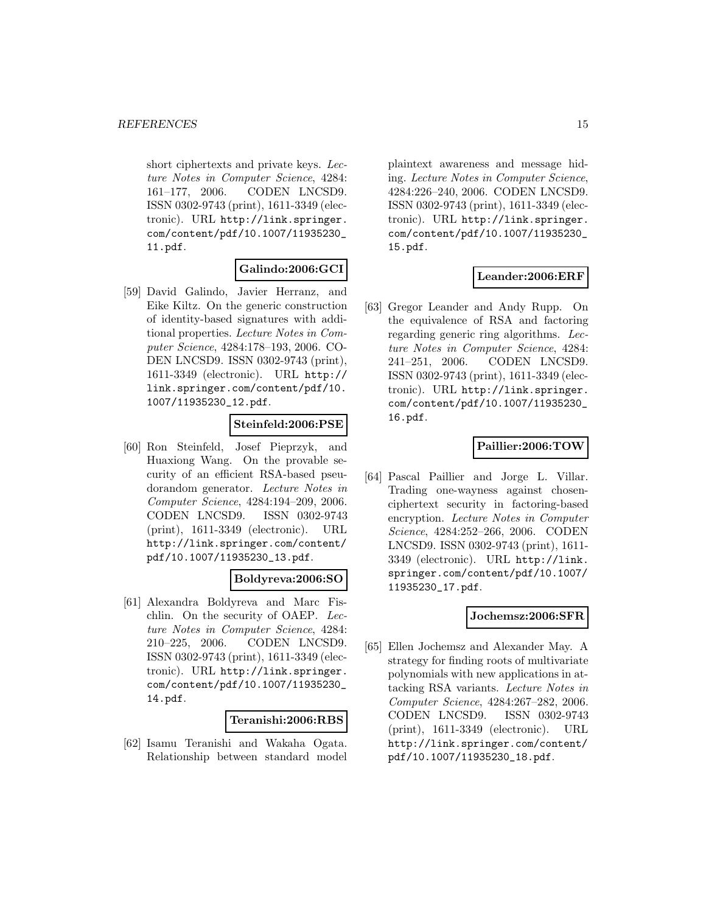short ciphertexts and private keys. *Lecture Notes in Computer Science*, 4284: 161–177, 2006. CODEN LNCSD9. ISSN 0302-9743 (print), 1611-3349 (electronic). URL http://link.springer.com/content/pdf/10.1007/11935230_11.pdf.

**Galindo:2006:GCI**

[59] David Galindo, Javier Herranz, and Eike Kiltz. On the generic construction of identity-based signatures with additional properties. *Lecture Notes in Computer Science*, 4284:178–193, 2006. CODEN LNCSD9. ISSN 0302-9743 (print), 1611-3349 (electronic). URL http://link.springer.com/content/pdf/10.1007/11935230_12.pdf.

**Steinfeld:2006:PSE**

[60] Ron Steinfeld, Josef Pieprzyk, and Huaxiong Wang. On the provable security of an efficient RSA-based pseudorandom generator. *Lecture Notes in Computer Science*, 4284:194–209, 2006. CODEN LNCSD9. ISSN 0302-9743 (print), 1611-3349 (electronic). URL http://link.springer.com/content/pdf/10.1007/11935230_13.pdf.

**Boldyreva:2006:SO**

[61] Alexandra Boldyreva and Marc Fischlin. On the security of OAEP. *Lecture Notes in Computer Science*, 4284: 210–225, 2006. CODEN LNCSD9. ISSN 0302-9743 (print), 1611-3349 (electronic). URL http://link.springer.com/content/pdf/10.1007/11935230_14.pdf.

**Teranishi:2006:RBS**

[62] Isamu Teranishi and Wakaha Ogata. Relationship between standard model plaintext awareness and message hiding. *Lecture Notes in Computer Science*, 4284:226–240, 2006. CODEN LNCSD9. ISSN 0302-9743 (print), 1611-3349 (electronic). URL http://link.springer.com/content/pdf/10.1007/11935230_15.pdf.

**Leander:2006:ERF**

[63] Gregor Leander and Andy Rupp. On the equivalence of RSA and factoring regarding generic ring algorithms. *Lecture Notes in Computer Science*, 4284: 241–251, 2006. CODEN LNCSD9. ISSN 0302-9743 (print), 1611-3349 (electronic). URL http://link.springer.com/content/pdf/10.1007/11935230_16.pdf.

**Paillier:2006:TOW**

[64] Pascal Paillier and Jorge L. Villar. Trading one-wayness against chosen-ciphertext security in factoring-based encryption. *Lecture Notes in Computer Science*, 4284:252–266, 2006. CODEN LNCSD9. ISSN 0302-9743 (print), 1611-3349 (electronic). URL http://link.springer.com/content/pdf/10.1007/11935230_17.pdf.

**Jochemsz:2006:SFR**

[65] Ellen Jochemsz and Alexander May. A strategy for finding roots of multivariate polynomials with new applications in attacking RSA variants. *Lecture Notes in Computer Science*, 4284:267–282, 2006. CODEN LNCSD9. ISSN 0302-9743 (print), 1611-3349 (electronic). URL http://link.springer.com/content/pdf/10.1007/11935230_18.pdf.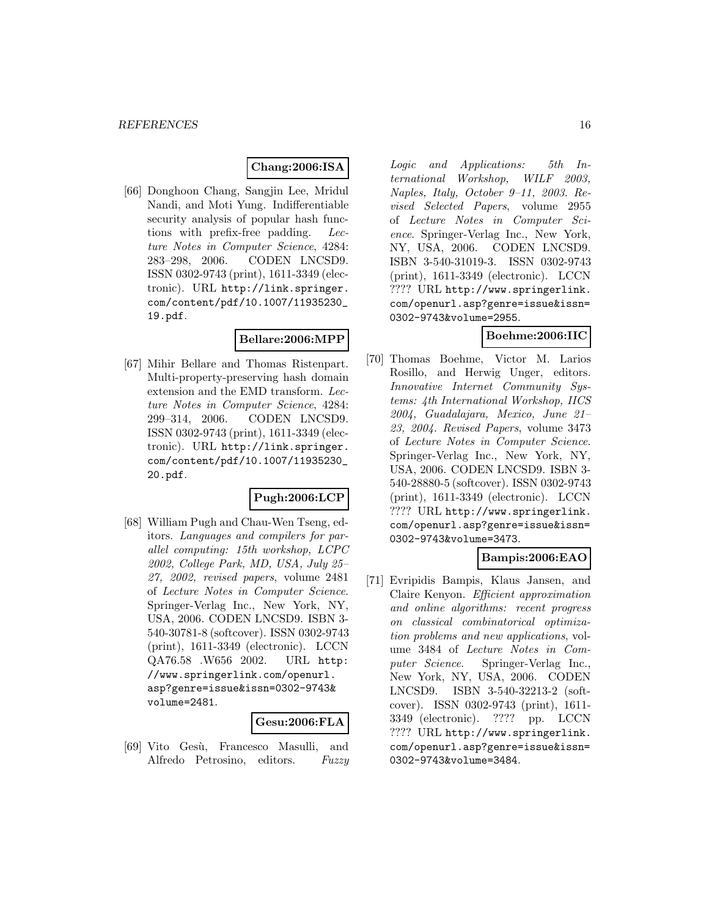**Chang:2006:ISA**

[66] Donghoon Chang, Sangjin Lee, Mridul Nandi, and Moti Yung. Indifferentiable security analysis of popular hash functions with prefix-free padding. *Lecture Notes in Computer Science*, 4284: 283–298, 2006. CODEN LNCSD9. ISSN 0302-9743 (print), 1611-3349 (electronic). URL `http://link.springer.com/content/pdf/10.1007/11935230_19.pdf`.

**Bellare:2006:MPP**

[67] Mihir Bellare and Thomas Ristenpart. Multi-property-preserving hash domain extension and the EMD transform. *Lecture Notes in Computer Science*, 4284: 299–314, 2006. CODEN LNCSD9. ISSN 0302-9743 (print), 1611-3349 (electronic). URL `http://link.springer.com/content/pdf/10.1007/11935230_20.pdf`.

**Pugh:2006:LCP**

[68] William Pugh and Chau-Wen Tseng, editors. *Languages and compilers for parallel computing: 15th workshop, LCPC 2002, College Park, MD, USA, July 25–27, 2002, revised papers*, volume 2481 of *Lecture Notes in Computer Science*. Springer-Verlag Inc., New York, NY, USA, 2006. CODEN LNCSD9. ISBN 3-540-30781-8 (softcover). ISSN 0302-9743 (print), 1611-3349 (electronic). LCCN QA76.58 .W656 2002. URL `http://www.springerlink.com/openurl.asp?genre=issue&issn=0302-9743&volume=2481`.

**Gesu:2006:FLA**

[69] Vito Gesù, Francesco Masulli, and Alfredo Petrosino, editors. *Fuzzy Logic and Applications: 5th International Workshop, WILF 2003, Naples, Italy, October 9–11, 2003. Revised Selected Papers*, volume 2955 of *Lecture Notes in Computer Science*. Springer-Verlag Inc., New York, NY, USA, 2006. CODEN LNCSD9. ISBN 3-540-31019-3. ISSN 0302-9743 (print), 1611-3349 (electronic). LCCN ???? URL `http://www.springerlink.com/openurl.asp?genre=issue&issn=0302-9743&volume=2955`.

**Boehme:2006:IIC**

[70] Thomas Boehme, Victor M. Larios Rosillo, and Herwig Unger, editors. *Innovative Internet Community Systems: 4th International Workshop, IICS 2004, Guadalajara, Mexico, June 21–23, 2004. Revised Papers*, volume 3473 of *Lecture Notes in Computer Science*. Springer-Verlag Inc., New York, NY, USA, 2006. CODEN LNCSD9. ISBN 3-540-28880-5 (softcover). ISSN 0302-9743 (print), 1611-3349 (electronic). LCCN ???? URL `http://www.springerlink.com/openurl.asp?genre=issue&issn=0302-9743&volume=3473`.

**Bampis:2006:EAO**

[71] Evripidis Bampis, Klaus Jansen, and Claire Kenyon. *Efficient approximation and online algorithms: recent progress on classical combinatorical optimization problems and new applications*, volume 3484 of *Lecture Notes in Computer Science*. Springer-Verlag Inc., New York, NY, USA, 2006. CODEN LNCSD9. ISBN 3-540-32213-2 (softcover). ISSN 0302-9743 (print), 1611-3349 (electronic). ???? pp. LCCN ???? URL `http://www.springerlink.com/openurl.asp?genre=issue&issn=0302-9743&volume=3484`.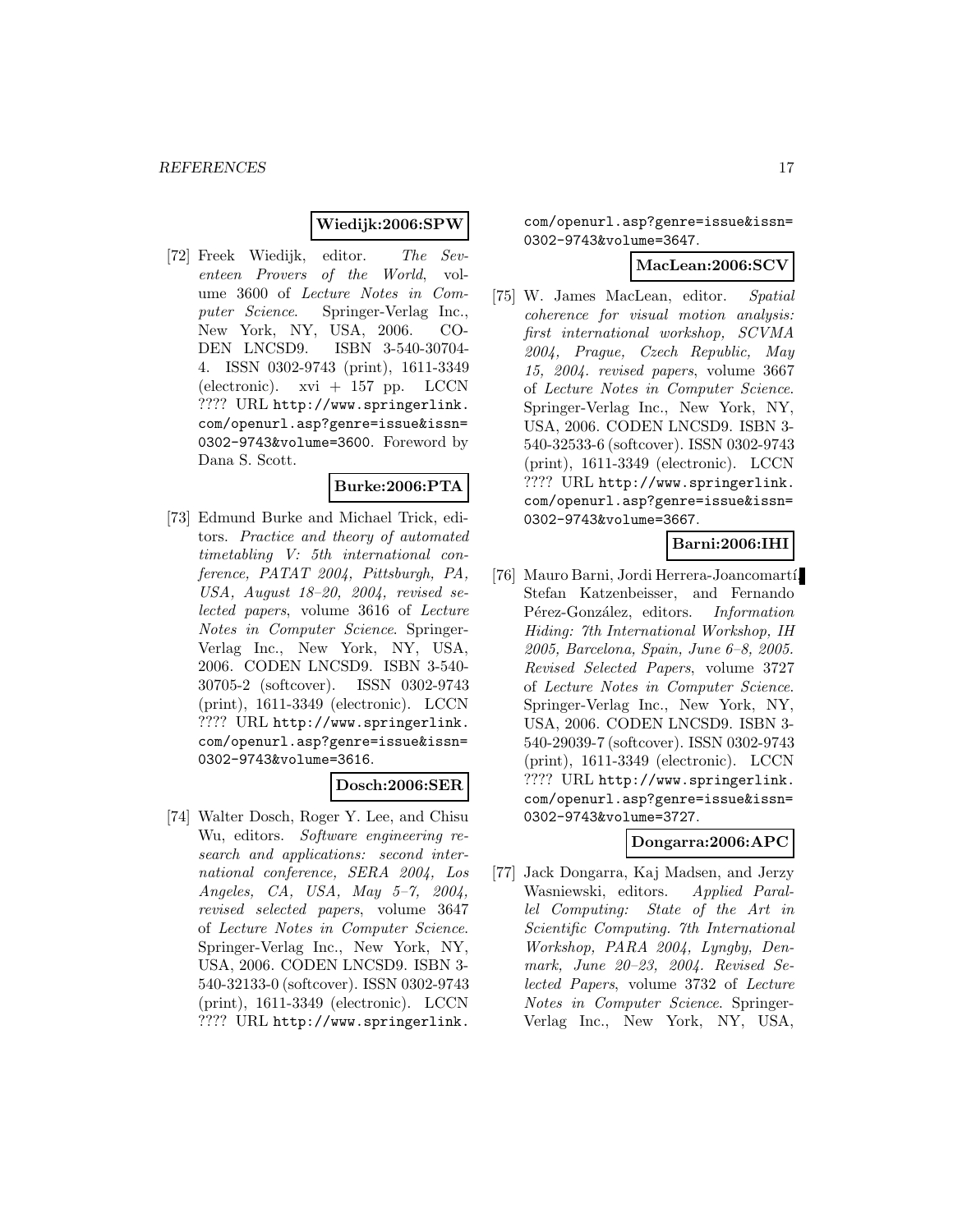**Wiedijk:2006:SPW**

[72] Freek Wiedijk, editor. *The Seventeen Provers of the World*, volume 3600 of *Lecture Notes in Computer Science*. Springer-Verlag Inc., New York, NY, USA, 2006. CODEN LNCSD9. ISBN 3-540-30704-4. ISSN 0302-9743 (print), 1611-3349 (electronic). xvi + 157 pp. LCCN ???? URL http://www.springerlink.com/openurl.asp?genre=issue&issn=0302-9743&volume=3600. Foreword by Dana S. Scott.

**Burke:2006:PTA**

[73] Edmund Burke and Michael Trick, editors. *Practice and theory of automated timetabling V: 5th international conference, PATAT 2004, Pittsburgh, PA, USA, August 18–20, 2004, revised selected papers*, volume 3616 of *Lecture Notes in Computer Science*. Springer-Verlag Inc., New York, NY, USA, 2006. CODEN LNCSD9. ISBN 3-540-30705-2 (softcover). ISSN 0302-9743 (print), 1611-3349 (electronic). LCCN ???? URL http://www.springerlink.com/openurl.asp?genre=issue&issn=0302-9743&volume=3616.

**Dosch:2006:SER**

[74] Walter Dosch, Roger Y. Lee, and Chisu Wu, editors. *Software engineering research and applications: second international conference, SERA 2004, Los Angeles, CA, USA, May 5–7, 2004, revised selected papers*, volume 3647 of *Lecture Notes in Computer Science*. Springer-Verlag Inc., New York, NY, USA, 2006. CODEN LNCSD9. ISBN 3-540-32133-0 (softcover). ISSN 0302-9743 (print), 1611-3349 (electronic). LCCN ???? URL http://www.springerlink.com/openurl.asp?genre=issue&issn=0302-9743&volume=3647.

**MacLean:2006:SCV**

[75] W. James MacLean, editor. *Spatial coherence for visual motion analysis: first international workshop, SCVMA 2004, Prague, Czech Republic, May 15, 2004. revised papers*, volume 3667 of *Lecture Notes in Computer Science*. Springer-Verlag Inc., New York, NY, USA, 2006. CODEN LNCSD9. ISBN 3-540-32533-6 (softcover). ISSN 0302-9743 (print), 1611-3349 (electronic). LCCN ???? URL http://www.springerlink.com/openurl.asp?genre=issue&issn=0302-9743&volume=3667.

**Barni:2006:IHI**

[76] Mauro Barni, Jordi Herrera-Joancomartí, Stefan Katzenbeisser, and Fernando Pérez-González, editors. *Information Hiding: 7th International Workshop, IH 2005, Barcelona, Spain, June 6–8, 2005. Revised Selected Papers*, volume 3727 of *Lecture Notes in Computer Science*. Springer-Verlag Inc., New York, NY, USA, 2006. CODEN LNCSD9. ISBN 3-540-29039-7 (softcover). ISSN 0302-9743 (print), 1611-3349 (electronic). LCCN ???? URL http://www.springerlink.com/openurl.asp?genre=issue&issn=0302-9743&volume=3727.

**Dongarra:2006:APC**

[77] Jack Dongarra, Kaj Madsen, and Jerzy Wasniewski, editors. *Applied Parallel Computing: State of the Art in Scientific Computing. 7th International Workshop, PARA 2004, Lyngby, Denmark, June 20–23, 2004. Revised Selected Papers*, volume 3732 of *Lecture Notes in Computer Science*. Springer-Verlag Inc., New York, NY, USA,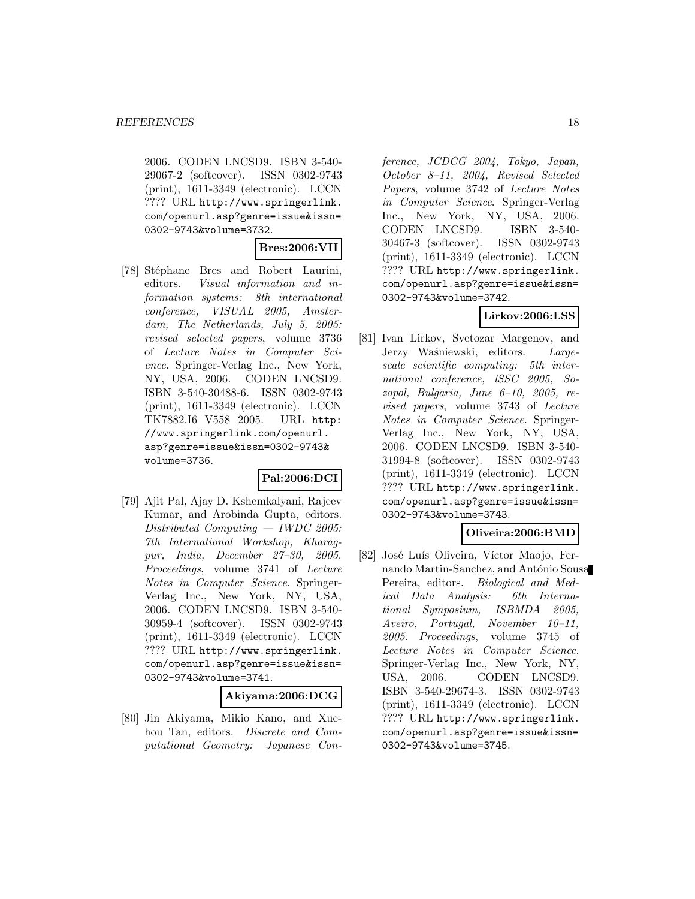2006. CODEN LNCSD9. ISBN 3-540-29067-2 (softcover). ISSN 0302-9743 (print), 1611-3349 (electronic). LCCN ???? URL http://www.springerlink.com/openurl.asp?genre=issue&issn=0302-9743&volume=3732.

**Bres:2006:VII**

[78] Stéphane Bres and Robert Laurini, editors. *Visual information and information systems: 8th international conference, VISUAL 2005, Amsterdam, The Netherlands, July 5, 2005: revised selected papers*, volume 3736 of *Lecture Notes in Computer Science*. Springer-Verlag Inc., New York, NY, USA, 2006. CODEN LNCSD9. ISBN 3-540-30488-6. ISSN 0302-9743 (print), 1611-3349 (electronic). LCCN TK7882.I6 V558 2005. URL http://www.springerlink.com/openurl.asp?genre=issue&issn=0302-9743&volume=3736.

**Pal:2006:DCI**

[79] Ajit Pal, Ajay D. Kshemkalyani, Rajeev Kumar, and Arobinda Gupta, editors. *Distributed Computing — IWDC 2005: 7th International Workshop, Kharagpur, India, December 27–30, 2005. Proceedings*, volume 3741 of *Lecture Notes in Computer Science*. Springer-Verlag Inc., New York, NY, USA, 2006. CODEN LNCSD9. ISBN 3-540-30959-4 (softcover). ISSN 0302-9743 (print), 1611-3349 (electronic). LCCN ???? URL http://www.springerlink.com/openurl.asp?genre=issue&issn=0302-9743&volume=3741.

**Akiyama:2006:DCG**

[80] Jin Akiyama, Mikio Kano, and Xuehou Tan, editors. *Discrete and Computational Geometry: Japanese Conference, JCDCG 2004, Tokyo, Japan, October 8–11, 2004, Revised Selected Papers*, volume 3742 of *Lecture Notes in Computer Science*. Springer-Verlag Inc., New York, NY, USA, 2006. CODEN LNCSD9. ISBN 3-540-30467-3 (softcover). ISSN 0302-9743 (print), 1611-3349 (electronic). LCCN ???? URL http://www.springerlink.com/openurl.asp?genre=issue&issn=0302-9743&volume=3742.

**Lirkov:2006:LSS**

[81] Ivan Lirkov, Svetozar Margenov, and Jerzy Waśniewski, editors. *Large-scale scientific computing: 5th international conference, lSSC 2005, Sozopol, Bulgaria, June 6–10, 2005, revised papers*, volume 3743 of *Lecture Notes in Computer Science*. Springer-Verlag Inc., New York, NY, USA, 2006. CODEN LNCSD9. ISBN 3-540-31994-8 (softcover). ISSN 0302-9743 (print), 1611-3349 (electronic). LCCN ???? URL http://www.springerlink.com/openurl.asp?genre=issue&issn=0302-9743&volume=3743.

**Oliveira:2006:BMD**

[82] José Luís Oliveira, Víctor Maojo, Fernando Martin-Sanchez, and António Sousa Pereira, editors. *Biological and Medical Data Analysis: 6th International Symposium, ISBMDA 2005, Aveiro, Portugal, November 10–11, 2005. Proceedings*, volume 3745 of *Lecture Notes in Computer Science*. Springer-Verlag Inc., New York, NY, USA, 2006. CODEN LNCSD9. ISBN 3-540-29674-3. ISSN 0302-9743 (print), 1611-3349 (electronic). LCCN ???? URL http://www.springerlink.com/openurl.asp?genre=issue&issn=0302-9743&volume=3745.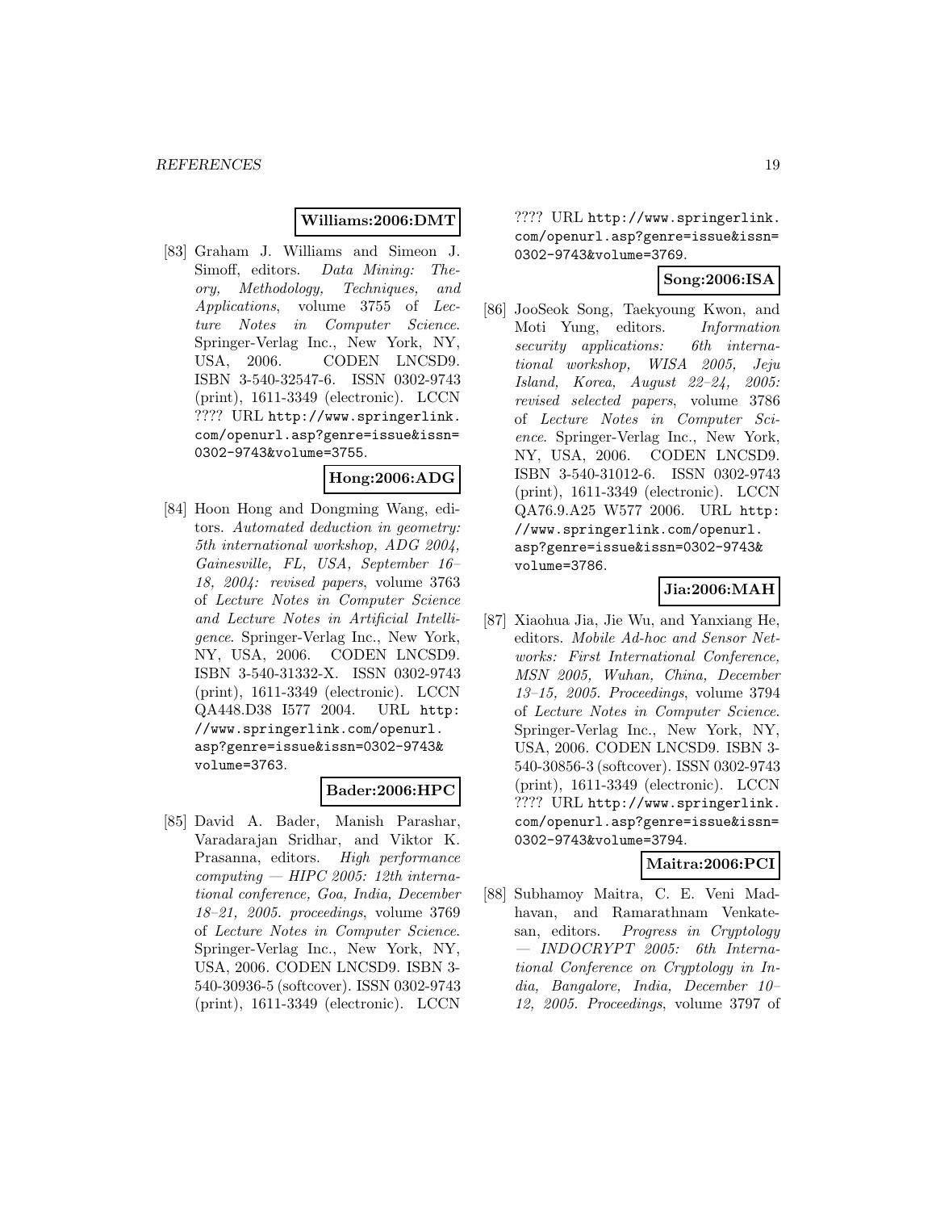**Williams:2006:DMT**

[83] Graham J. Williams and Simeon J. Simoff, editors. *Data Mining: Theory, Methodology, Techniques, and Applications*, volume 3755 of *Lecture Notes in Computer Science*. Springer-Verlag Inc., New York, NY, USA, 2006. CODEN LNCSD9. ISBN 3-540-32547-6. ISSN 0302-9743 (print), 1611-3349 (electronic). LCCN ???? URL http://www.springerlink.com/openurl.asp?genre=issue&issn=0302-9743&volume=3755.

**Hong:2006:ADG**

[84] Hoon Hong and Dongming Wang, editors. *Automated deduction in geometry: 5th international workshop, ADG 2004, Gainesville, FL, USA, September 16–18, 2004: revised papers*, volume 3763 of *Lecture Notes in Computer Science and Lecture Notes in Artificial Intelligence*. Springer-Verlag Inc., New York, NY, USA, 2006. CODEN LNCSD9. ISBN 3-540-31332-X. ISSN 0302-9743 (print), 1611-3349 (electronic). LCCN QA448.D38 I577 2004. URL http://www.springerlink.com/openurl.asp?genre=issue&issn=0302-9743&volume=3763.

**Bader:2006:HPC**

[85] David A. Bader, Manish Parashar, Varadarajan Sridhar, and Viktor K. Prasanna, editors. *High performance computing — HIPC 2005: 12th international conference, Goa, India, December 18–21, 2005. proceedings*, volume 3769 of *Lecture Notes in Computer Science*. Springer-Verlag Inc., New York, NY, USA, 2006. CODEN LNCSD9. ISBN 3-540-30936-5 (softcover). ISSN 0302-9743 (print), 1611-3349 (electronic). LCCN ???? URL http://www.springerlink.com/openurl.asp?genre=issue&issn=0302-9743&volume=3769.

**Song:2006:ISA**

[86] JooSeok Song, Taekyoung Kwon, and Moti Yung, editors. *Information security applications: 6th international workshop, WISA 2005, Jeju Island, Korea, August 22–24, 2005: revised selected papers*, volume 3786 of *Lecture Notes in Computer Science*. Springer-Verlag Inc., New York, NY, USA, 2006. CODEN LNCSD9. ISBN 3-540-31012-6. ISSN 0302-9743 (print), 1611-3349 (electronic). LCCN QA76.9.A25 W577 2006. URL http://www.springerlink.com/openurl.asp?genre=issue&issn=0302-9743&volume=3786.

**Jia:2006:MAH**

[87] Xiaohua Jia, Jie Wu, and Yanxiang He, editors. *Mobile Ad-hoc and Sensor Networks: First International Conference, MSN 2005, Wuhan, China, December 13–15, 2005. Proceedings*, volume 3794 of *Lecture Notes in Computer Science*. Springer-Verlag Inc., New York, NY, USA, 2006. CODEN LNCSD9. ISBN 3-540-30856-3 (softcover). ISSN 0302-9743 (print), 1611-3349 (electronic). LCCN ???? URL http://www.springerlink.com/openurl.asp?genre=issue&issn=0302-9743&volume=3794.

**Maitra:2006:PCI**

[88] Subhamoy Maitra, C. E. Veni Madhavan, and Ramarathnam Venkatesan, editors. *Progress in Cryptology — INDOCRYPT 2005: 6th International Conference on Cryptology in India, Bangalore, India, December 10–12, 2005. Proceedings*, volume 3797 of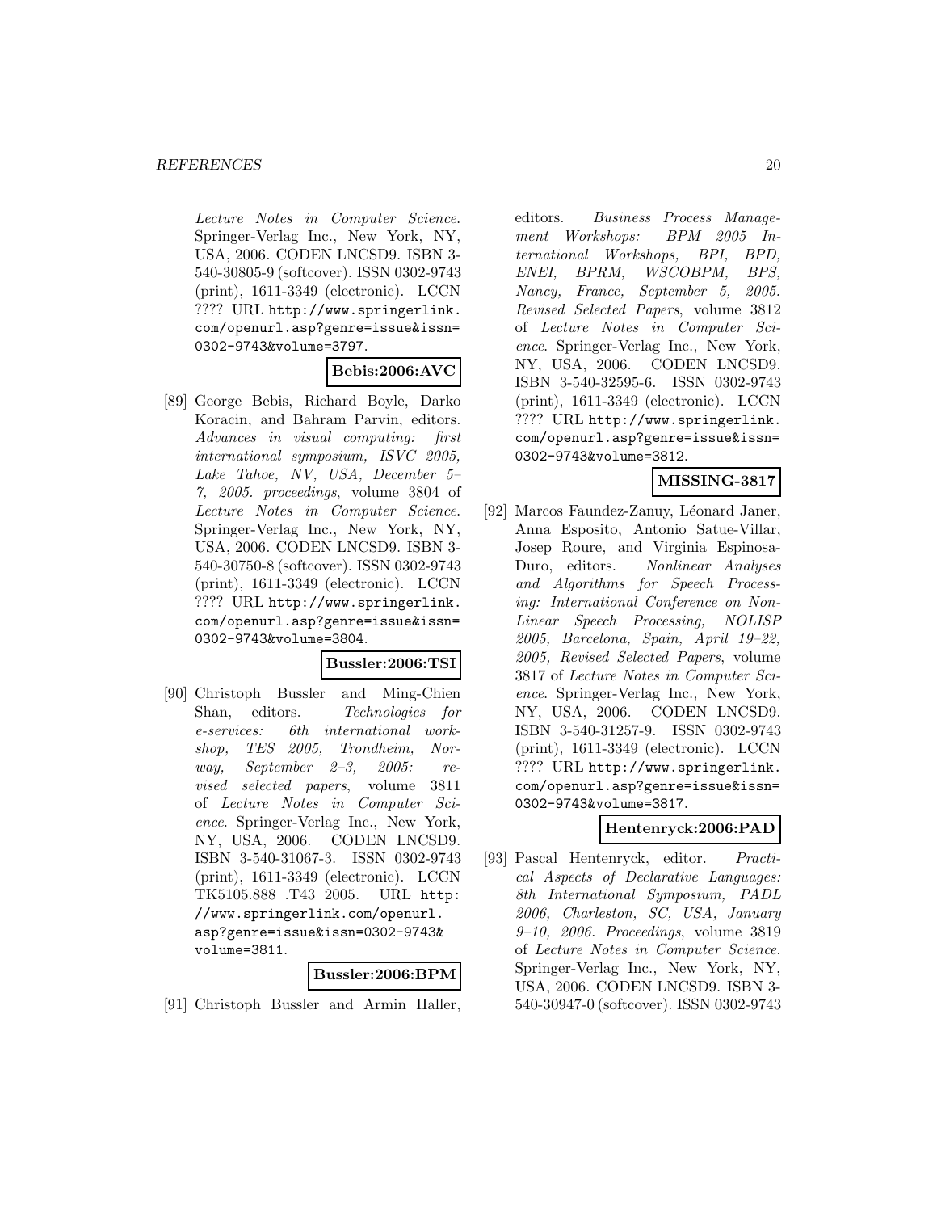*Lecture Notes in Computer Science*. Springer-Verlag Inc., New York, NY, USA, 2006. CODEN LNCSD9. ISBN 3-540-30805-9 (softcover). ISSN 0302-9743 (print), 1611-3349 (electronic). LCCN ???? URL http://www.springerlink.com/openurl.asp?genre=issue&issn=0302-9743&volume=3797.

**Bebis:2006:AVC**

[89] George Bebis, Richard Boyle, Darko Koracin, and Bahram Parvin, editors. *Advances in visual computing: first international symposium, ISVC 2005, Lake Tahoe, NV, USA, December 5–7, 2005. proceedings*, volume 3804 of *Lecture Notes in Computer Science*. Springer-Verlag Inc., New York, NY, USA, 2006. CODEN LNCSD9. ISBN 3-540-30750-8 (softcover). ISSN 0302-9743 (print), 1611-3349 (electronic). LCCN ???? URL http://www.springerlink.com/openurl.asp?genre=issue&issn=0302-9743&volume=3804.

**Bussler:2006:TSI**

[90] Christoph Bussler and Ming-Chien Shan, editors. *Technologies for e-services: 6th international workshop, TES 2005, Trondheim, Norway, September 2–3, 2005: revised selected papers*, volume 3811 of *Lecture Notes in Computer Science*. Springer-Verlag Inc., New York, NY, USA, 2006. CODEN LNCSD9. ISBN 3-540-31067-3. ISSN 0302-9743 (print), 1611-3349 (electronic). LCCN TK5105.888 .T43 2005. URL http://www.springerlink.com/openurl.asp?genre=issue&issn=0302-9743&volume=3811.

**Bussler:2006:BPM**

[91] Christoph Bussler and Armin Haller, editors. *Business Process Management Workshops: BPM 2005 International Workshops, BPI, BPD, ENEI, BPRM, WSCOBPM, BPS, Nancy, France, September 5, 2005. Revised Selected Papers*, volume 3812 of *Lecture Notes in Computer Science*. Springer-Verlag Inc., New York, NY, USA, 2006. CODEN LNCSD9. ISBN 3-540-32595-6. ISSN 0302-9743 (print), 1611-3349 (electronic). LCCN ???? URL http://www.springerlink.com/openurl.asp?genre=issue&issn=0302-9743&volume=3812.

**MISSING-3817**

[92] Marcos Faundez-Zanuy, Léonard Janer, Anna Esposito, Antonio Satue-Villar, Josep Roure, and Virginia Espinosa-Duro, editors. *Nonlinear Analyses and Algorithms for Speech Processing: International Conference on Non-Linear Speech Processing, NOLISP 2005, Barcelona, Spain, April 19–22, 2005, Revised Selected Papers*, volume 3817 of *Lecture Notes in Computer Science*. Springer-Verlag Inc., New York, NY, USA, 2006. CODEN LNCSD9. ISBN 3-540-31257-9. ISSN 0302-9743 (print), 1611-3349 (electronic). LCCN ???? URL http://www.springerlink.com/openurl.asp?genre=issue&issn=0302-9743&volume=3817.

**Hentenryck:2006:PAD**

[93] Pascal Hentenryck, editor. *Practical Aspects of Declarative Languages: 8th International Symposium, PADL 2006, Charleston, SC, USA, January 9–10, 2006. Proceedings*, volume 3819 of *Lecture Notes in Computer Science*. Springer-Verlag Inc., New York, NY, USA, 2006. CODEN LNCSD9. ISBN 3-540-30947-0 (softcover). ISSN 0302-9743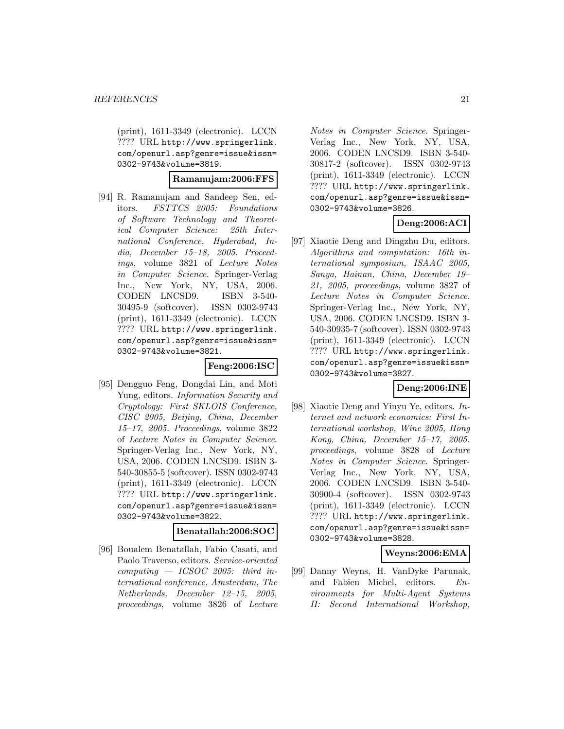(print), 1611-3349 (electronic). LCCN ???? URL http://www.springerlink.com/openurl.asp?genre=issue&issn=0302-9743&volume=3819.

**Ramanujam:2006:FFS**

[94] R. Ramanujam and Sandeep Sen, editors. *FSTTCS 2005: Foundations of Software Technology and Theoretical Computer Science: 25th International Conference, Hyderabad, India, December 15–18, 2005. Proceedings*, volume 3821 of *Lecture Notes in Computer Science*. Springer-Verlag Inc., New York, NY, USA, 2006. CODEN LNCSD9. ISBN 3-540-30495-9 (softcover). ISSN 0302-9743 (print), 1611-3349 (electronic). LCCN ???? URL http://www.springerlink.com/openurl.asp?genre=issue&issn=0302-9743&volume=3821.

**Feng:2006:ISC**

[95] Dengguo Feng, Dongdai Lin, and Moti Yung, editors. *Information Security and Cryptology: First SKLOIS Conference, CISC 2005, Beijing, China, December 15–17, 2005. Proceedings*, volume 3822 of *Lecture Notes in Computer Science*. Springer-Verlag Inc., New York, NY, USA, 2006. CODEN LNCSD9. ISBN 3-540-30855-5 (softcover). ISSN 0302-9743 (print), 1611-3349 (electronic). LCCN ???? URL http://www.springerlink.com/openurl.asp?genre=issue&issn=0302-9743&volume=3822.

**Benatallah:2006:SOC**

[96] Boualem Benatallah, Fabio Casati, and Paolo Traverso, editors. *Service-oriented computing — ICSOC 2005: third international conference, Amsterdam, The Netherlands, December 12–15, 2005, proceedings*, volume 3826 of *Lecture Notes in Computer Science*. Springer-Verlag Inc., New York, NY, USA, 2006. CODEN LNCSD9. ISBN 3-540-30817-2 (softcover). ISSN 0302-9743 (print), 1611-3349 (electronic). LCCN ???? URL http://www.springerlink.com/openurl.asp?genre=issue&issn=0302-9743&volume=3826.

**Deng:2006:ACI**

[97] Xiaotie Deng and Dingzhu Du, editors. *Algorithms and computation: 16th international symposium, ISAAC 2005, Sanya, Hainan, China, December 19–21, 2005, proceedings*, volume 3827 of *Lecture Notes in Computer Science*. Springer-Verlag Inc., New York, NY, USA, 2006. CODEN LNCSD9. ISBN 3-540-30935-7 (softcover). ISSN 0302-9743 (print), 1611-3349 (electronic). LCCN ???? URL http://www.springerlink.com/openurl.asp?genre=issue&issn=0302-9743&volume=3827.

**Deng:2006:INE**

[98] Xiaotie Deng and Yinyu Ye, editors. *Internet and network economics: First International workshop, Wine 2005, Hong Kong, China, December 15–17, 2005. proceedings*, volume 3828 of *Lecture Notes in Computer Science*. Springer-Verlag Inc., New York, NY, USA, 2006. CODEN LNCSD9. ISBN 3-540-30900-4 (softcover). ISSN 0302-9743 (print), 1611-3349 (electronic). LCCN ???? URL http://www.springerlink.com/openurl.asp?genre=issue&issn=0302-9743&volume=3828.

**Weyns:2006:EMA**

[99] Danny Weyns, H. VanDyke Parunak, and Fabien Michel, editors. *Environments for Multi-Agent Systems II: Second International Workshop,*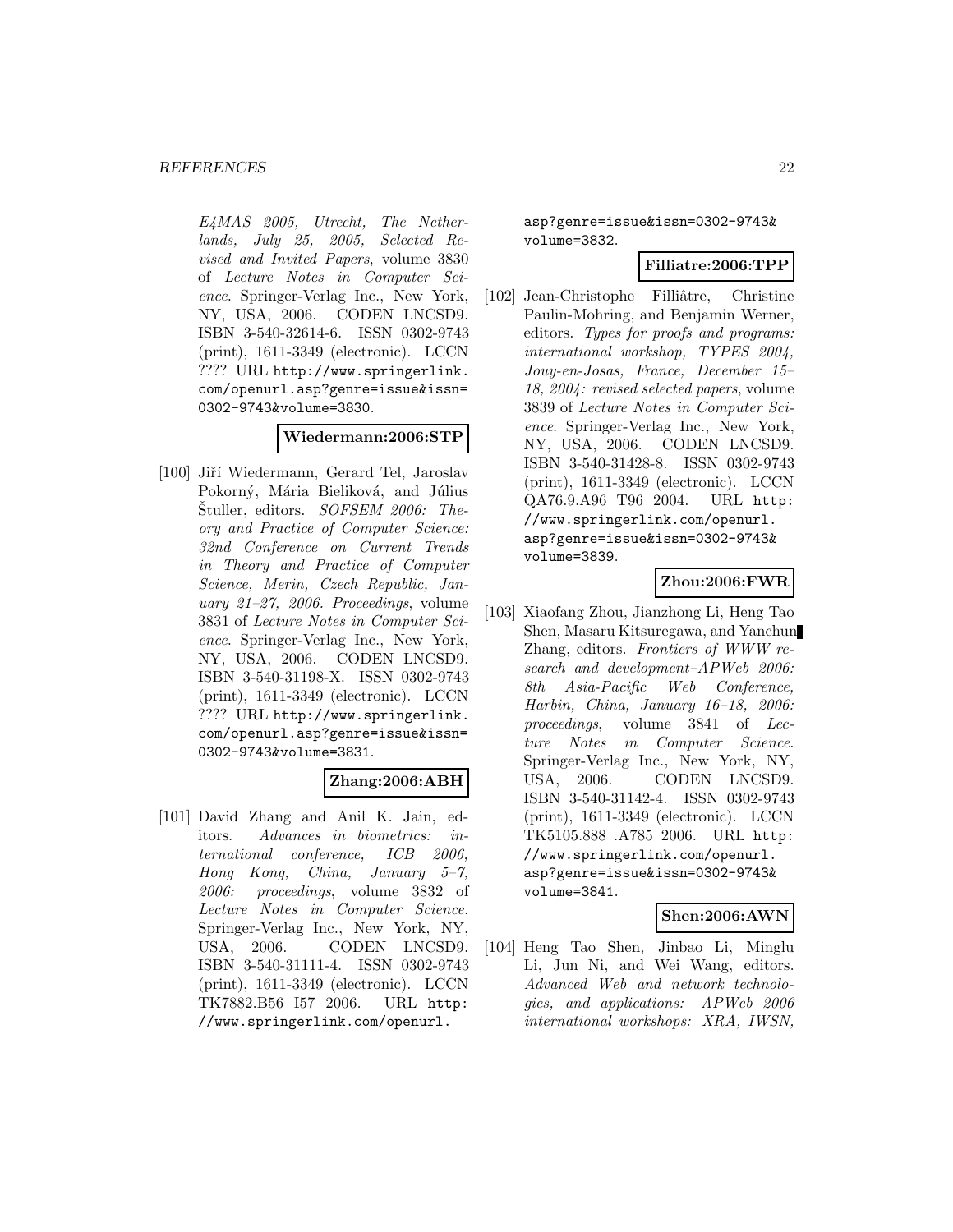*E4MAS 2005, Utrecht, The Netherlands, July 25, 2005, Selected Revised and Invited Papers*, volume 3830 of *Lecture Notes in Computer Science*. Springer-Verlag Inc., New York, NY, USA, 2006. CODEN LNCSD9. ISBN 3-540-32614-6. ISSN 0302-9743 (print), 1611-3349 (electronic). LCCN ???? URL `http://www.springerlink.com/openurl.asp?genre=issue&issn=0302-9743&volume=3830`.

**Wiedermann:2006:STP**

[100] Jiří Wiedermann, Gerard Tel, Jaroslav Pokorný, Mária Bieliková, and Július Štuller, editors. *SOFSEM 2006: Theory and Practice of Computer Science: 32nd Conference on Current Trends in Theory and Practice of Computer Science, Merin, Czech Republic, January 21–27, 2006. Proceedings*, volume 3831 of *Lecture Notes in Computer Science*. Springer-Verlag Inc., New York, NY, USA, 2006. CODEN LNCSD9. ISBN 3-540-31198-X. ISSN 0302-9743 (print), 1611-3349 (electronic). LCCN ???? URL `http://www.springerlink.com/openurl.asp?genre=issue&issn=0302-9743&volume=3831`.

**Zhang:2006:ABH**

[101] David Zhang and Anil K. Jain, editors. *Advances in biometrics: international conference, ICB 2006, Hong Kong, China, January 5–7, 2006: proceedings*, volume 3832 of *Lecture Notes in Computer Science*. Springer-Verlag Inc., New York, NY, USA, 2006. CODEN LNCSD9. ISBN 3-540-31111-4. ISSN 0302-9743 (print), 1611-3349 (electronic). LCCN TK7882.B56 I57 2006. URL `http://www.springerlink.com/openurl.asp?genre=issue&issn=0302-9743&volume=3832`.

**Filliatre:2006:TPP**

[102] Jean-Christophe Filliâtre, Christine Paulin-Mohring, and Benjamin Werner, editors. *Types for proofs and programs: international workshop, TYPES 2004, Jouy-en-Josas, France, December 15–18, 2004: revised selected papers*, volume 3839 of *Lecture Notes in Computer Science*. Springer-Verlag Inc., New York, NY, USA, 2006. CODEN LNCSD9. ISBN 3-540-31428-8. ISSN 0302-9743 (print), 1611-3349 (electronic). LCCN QA76.9.A96 T96 2004. URL `http://www.springerlink.com/openurl.asp?genre=issue&issn=0302-9743&volume=3839`.

**Zhou:2006:FWR**

[103] Xiaofang Zhou, Jianzhong Li, Heng Tao Shen, Masaru Kitsuregawa, and Yanchun Zhang, editors. *Frontiers of WWW research and development–APWeb 2006: 8th Asia-Pacific Web Conference, Harbin, China, January 16–18, 2006: proceedings*, volume 3841 of *Lecture Notes in Computer Science*. Springer-Verlag Inc., New York, NY, USA, 2006. CODEN LNCSD9. ISBN 3-540-31142-4. ISSN 0302-9743 (print), 1611-3349 (electronic). LCCN TK5105.888 .A785 2006. URL `http://www.springerlink.com/openurl.asp?genre=issue&issn=0302-9743&volume=3841`.

**Shen:2006:AWN**

[104] Heng Tao Shen, Jinbao Li, Minglu Li, Jun Ni, and Wei Wang, editors. *Advanced Web and network technologies, and applications: APWeb 2006 international workshops: XRA, IWSN,*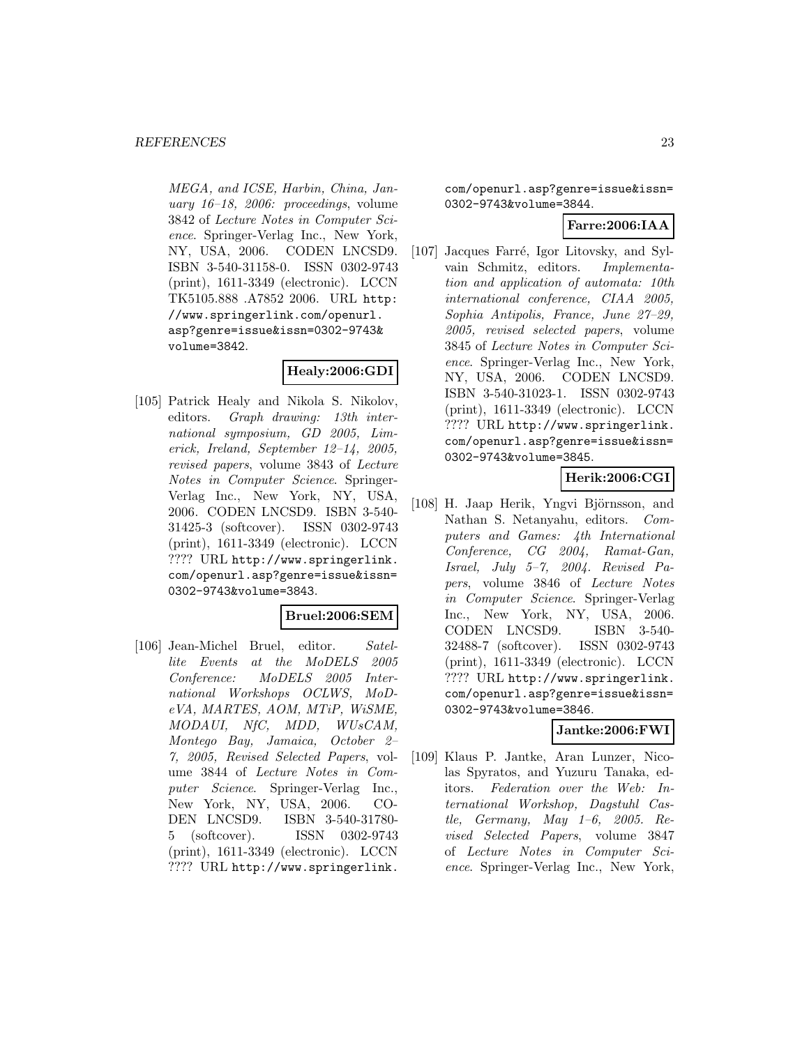*MEGA, and ICSE, Harbin, China, January 16–18, 2006: proceedings*, volume 3842 of *Lecture Notes in Computer Science*. Springer-Verlag Inc., New York, NY, USA, 2006. CODEN LNCSD9. ISBN 3-540-31158-0. ISSN 0302-9743 (print), 1611-3349 (electronic). LCCN TK5105.888 .A7852 2006. URL http://www.springerlink.com/openurl.asp?genre=issue&issn=0302-9743&volume=3842.

**Healy:2006:GDI**

[105] Patrick Healy and Nikola S. Nikolov, editors. *Graph drawing: 13th international symposium, GD 2005, Limerick, Ireland, September 12–14, 2005, revised papers*, volume 3843 of *Lecture Notes in Computer Science*. Springer-Verlag Inc., New York, NY, USA, 2006. CODEN LNCSD9. ISBN 3-540-31425-3 (softcover). ISSN 0302-9743 (print), 1611-3349 (electronic). LCCN ???? URL http://www.springerlink.com/openurl.asp?genre=issue&issn=0302-9743&volume=3843.

**Bruel:2006:SEM**

[106] Jean-Michel Bruel, editor. *Satellite Events at the MoDELS 2005 Conference: MoDELS 2005 International Workshops OCLWS, MoDeVA, MARTES, AOM, MTiP, WiSME, MODAUI, NfC, MDD, WUsCAM, Montego Bay, Jamaica, October 2–7, 2005, Revised Selected Papers*, volume 3844 of *Lecture Notes in Computer Science*. Springer-Verlag Inc., New York, NY, USA, 2006. CODEN LNCSD9. ISBN 3-540-31780-5 (softcover). ISSN 0302-9743 (print), 1611-3349 (electronic). LCCN ???? URL http://www.springerlink.com/openurl.asp?genre=issue&issn=0302-9743&volume=3844.

**Farre:2006:IAA**

[107] Jacques Farré, Igor Litovsky, and Sylvain Schmitz, editors. *Implementation and application of automata: 10th international conference, CIAA 2005, Sophia Antipolis, France, June 27–29, 2005, revised selected papers*, volume 3845 of *Lecture Notes in Computer Science*. Springer-Verlag Inc., New York, NY, USA, 2006. CODEN LNCSD9. ISBN 3-540-31023-1. ISSN 0302-9743 (print), 1611-3349 (electronic). LCCN ???? URL http://www.springerlink.com/openurl.asp?genre=issue&issn=0302-9743&volume=3845.

**Herik:2006:CGI**

[108] H. Jaap Herik, Yngvi Björnsson, and Nathan S. Netanyahu, editors. *Computers and Games: 4th International Conference, CG 2004, Ramat-Gan, Israel, July 5–7, 2004. Revised Papers*, volume 3846 of *Lecture Notes in Computer Science*. Springer-Verlag Inc., New York, NY, USA, 2006. CODEN LNCSD9. ISBN 3-540-32488-7 (softcover). ISSN 0302-9743 (print), 1611-3349 (electronic). LCCN ???? URL http://www.springerlink.com/openurl.asp?genre=issue&issn=0302-9743&volume=3846.

**Jantke:2006:FWI**

[109] Klaus P. Jantke, Aran Lunzer, Nicolas Spyratos, and Yuzuru Tanaka, editors. *Federation over the Web: International Workshop, Dagstuhl Castle, Germany, May 1–6, 2005. Revised Selected Papers*, volume 3847 of *Lecture Notes in Computer Science*. Springer-Verlag Inc., New York,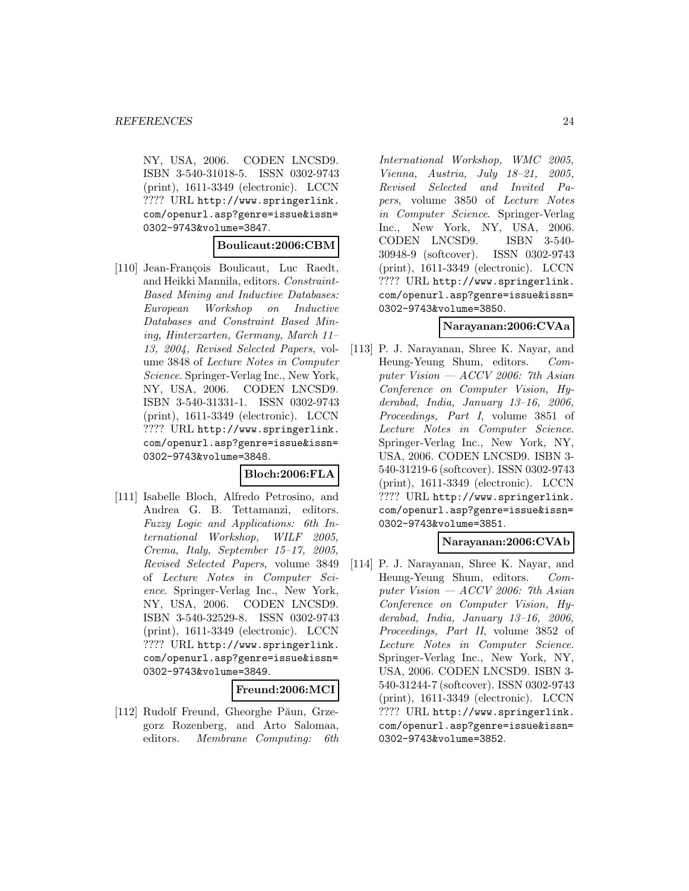NY, USA, 2006. CODEN LNCSD9. ISBN 3-540-31018-5. ISSN 0302-9743 (print), 1611-3349 (electronic). LCCN ???? URL http://www.springerlink.com/openurl.asp?genre=issue&issn=0302-9743&volume=3847.

**Boulicaut:2006:CBM**

[110] Jean-François Boulicaut, Luc Raedt, and Heikki Mannila, editors. *Constraint-Based Mining and Inductive Databases: European Workshop on Inductive Databases and Constraint Based Mining, Hinterzarten, Germany, March 11–13, 2004, Revised Selected Papers*, volume 3848 of *Lecture Notes in Computer Science*. Springer-Verlag Inc., New York, NY, USA, 2006. CODEN LNCSD9. ISBN 3-540-31331-1. ISSN 0302-9743 (print), 1611-3349 (electronic). LCCN ???? URL http://www.springerlink.com/openurl.asp?genre=issue&issn=0302-9743&volume=3848.

**Bloch:2006:FLA**

[111] Isabelle Bloch, Alfredo Petrosino, and Andrea G. B. Tettamanzi, editors. *Fuzzy Logic and Applications: 6th International Workshop, WILF 2005, Crema, Italy, September 15–17, 2005, Revised Selected Papers*, volume 3849 of *Lecture Notes in Computer Science*. Springer-Verlag Inc., New York, NY, USA, 2006. CODEN LNCSD9. ISBN 3-540-32529-8. ISSN 0302-9743 (print), 1611-3349 (electronic). LCCN ???? URL http://www.springerlink.com/openurl.asp?genre=issue&issn=0302-9743&volume=3849.

**Freund:2006:MCI**

[112] Rudolf Freund, Gheorghe Păun, Grzegorz Rozenberg, and Arto Salomaa, editors. *Membrane Computing: 6th International Workshop, WMC 2005, Vienna, Austria, July 18–21, 2005, Revised Selected and Invited Papers*, volume 3850 of *Lecture Notes in Computer Science*. Springer-Verlag Inc., New York, NY, USA, 2006. CODEN LNCSD9. ISBN 3-540-30948-9 (softcover). ISSN 0302-9743 (print), 1611-3349 (electronic). LCCN ???? URL http://www.springerlink.com/openurl.asp?genre=issue&issn=0302-9743&volume=3850.

**Narayanan:2006:CVAa**

[113] P. J. Narayanan, Shree K. Nayar, and Heung-Yeung Shum, editors. *Computer Vision — ACCV 2006: 7th Asian Conference on Computer Vision, Hyderabad, India, January 13–16, 2006, Proceedings, Part I*, volume 3851 of *Lecture Notes in Computer Science*. Springer-Verlag Inc., New York, NY, USA, 2006. CODEN LNCSD9. ISBN 3-540-31219-6 (softcover). ISSN 0302-9743 (print), 1611-3349 (electronic). LCCN ???? URL http://www.springerlink.com/openurl.asp?genre=issue&issn=0302-9743&volume=3851.

**Narayanan:2006:CVAb**

[114] P. J. Narayanan, Shree K. Nayar, and Heung-Yeung Shum, editors. *Computer Vision — ACCV 2006: 7th Asian Conference on Computer Vision, Hyderabad, India, January 13–16, 2006, Proceedings, Part II*, volume 3852 of *Lecture Notes in Computer Science*. Springer-Verlag Inc., New York, NY, USA, 2006. CODEN LNCSD9. ISBN 3-540-31244-7 (softcover). ISSN 0302-9743 (print), 1611-3349 (electronic). LCCN ???? URL http://www.springerlink.com/openurl.asp?genre=issue&issn=0302-9743&volume=3852.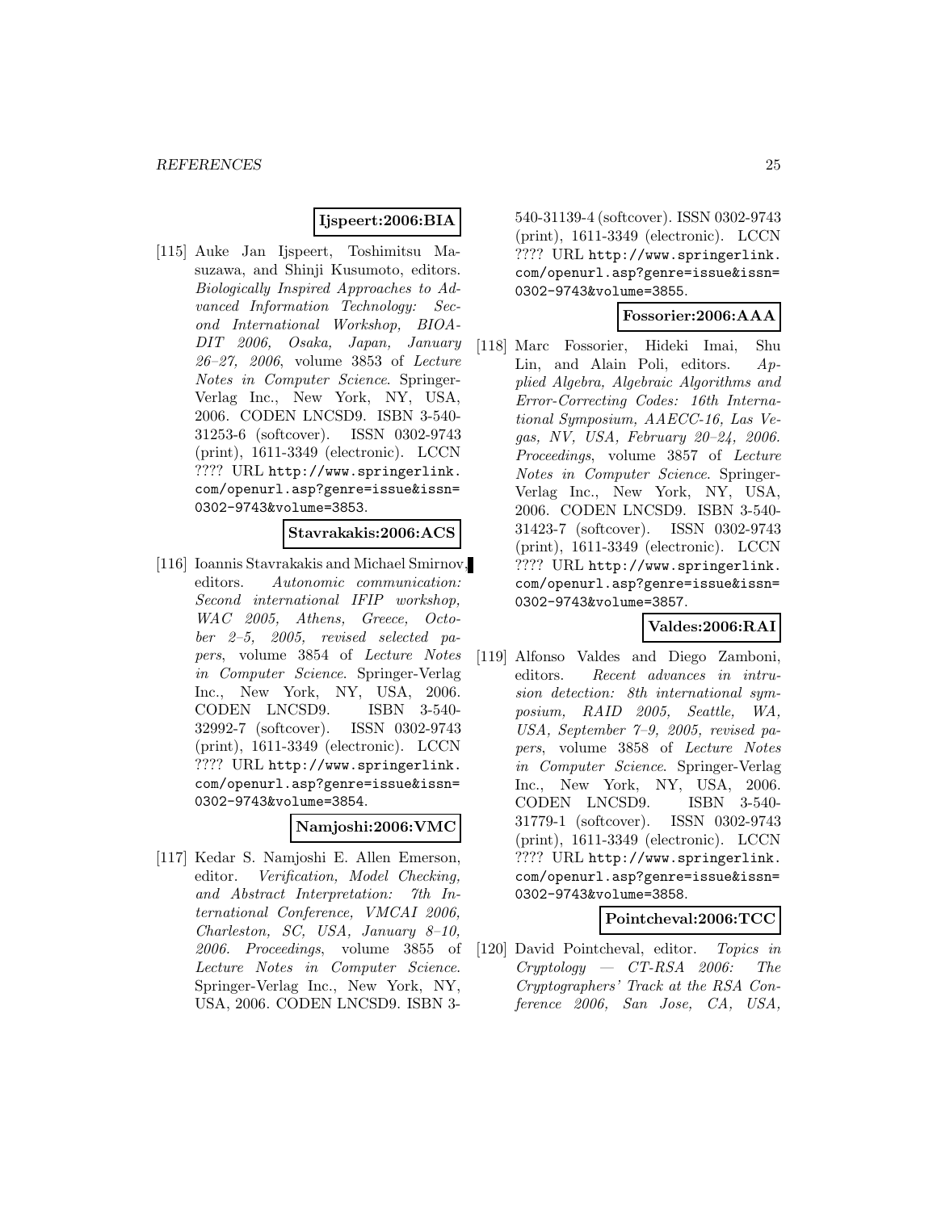**Ijspeert:2006:BIA**

[115] Auke Jan Ijspeert, Toshimitsu Masuzawa, and Shinji Kusumoto, editors. *Biologically Inspired Approaches to Advanced Information Technology: Second International Workshop, BIOADIT 2006, Osaka, Japan, January 26–27, 2006*, volume 3853 of *Lecture Notes in Computer Science*. Springer-Verlag Inc., New York, NY, USA, 2006. CODEN LNCSD9. ISBN 3-540-31253-6 (softcover). ISSN 0302-9743 (print), 1611-3349 (electronic). LCCN ???? URL http://www.springerlink.com/openurl.asp?genre=issue&issn=0302-9743&volume=3853.

**Stavrakakis:2006:ACS**

[116] Ioannis Stavrakakis and Michael Smirnov, editors. *Autonomic communication: Second international IFIP workshop, WAC 2005, Athens, Greece, October 2–5, 2005, revised selected papers*, volume 3854 of *Lecture Notes in Computer Science*. Springer-Verlag Inc., New York, NY, USA, 2006. CODEN LNCSD9. ISBN 3-540-32992-7 (softcover). ISSN 0302-9743 (print), 1611-3349 (electronic). LCCN ???? URL http://www.springerlink.com/openurl.asp?genre=issue&issn=0302-9743&volume=3854.

**Namjoshi:2006:VMC**

[117] Kedar S. Namjoshi E. Allen Emerson, editor. *Verification, Model Checking, and Abstract Interpretation: 7th International Conference, VMCAI 2006, Charleston, SC, USA, January 8–10, 2006. Proceedings*, volume 3855 of *Lecture Notes in Computer Science*. Springer-Verlag Inc., New York, NY, USA, 2006. CODEN LNCSD9. ISBN 3-540-31139-4 (softcover). ISSN 0302-9743 (print), 1611-3349 (electronic). LCCN ???? URL http://www.springerlink.com/openurl.asp?genre=issue&issn=0302-9743&volume=3855.

**Fossorier:2006:AAA**

[118] Marc Fossorier, Hideki Imai, Shu Lin, and Alain Poli, editors. *Applied Algebra, Algebraic Algorithms and Error-Correcting Codes: 16th International Symposium, AAECC-16, Las Vegas, NV, USA, February 20–24, 2006. Proceedings*, volume 3857 of *Lecture Notes in Computer Science*. Springer-Verlag Inc., New York, NY, USA, 2006. CODEN LNCSD9. ISBN 3-540-31423-7 (softcover). ISSN 0302-9743 (print), 1611-3349 (electronic). LCCN ???? URL http://www.springerlink.com/openurl.asp?genre=issue&issn=0302-9743&volume=3857.

**Valdes:2006:RAI**

[119] Alfonso Valdes and Diego Zamboni, editors. *Recent advances in intrusion detection: 8th international symposium, RAID 2005, Seattle, WA, USA, September 7–9, 2005, revised papers*, volume 3858 of *Lecture Notes in Computer Science*. Springer-Verlag Inc., New York, NY, USA, 2006. CODEN LNCSD9. ISBN 3-540-31779-1 (softcover). ISSN 0302-9743 (print), 1611-3349 (electronic). LCCN ???? URL http://www.springerlink.com/openurl.asp?genre=issue&issn=0302-9743&volume=3858.

**Pointcheval:2006:TCC**

[120] David Pointcheval, editor. *Topics in Cryptology — CT-RSA 2006: The Cryptographers' Track at the RSA Conference 2006, San Jose, CA, USA,*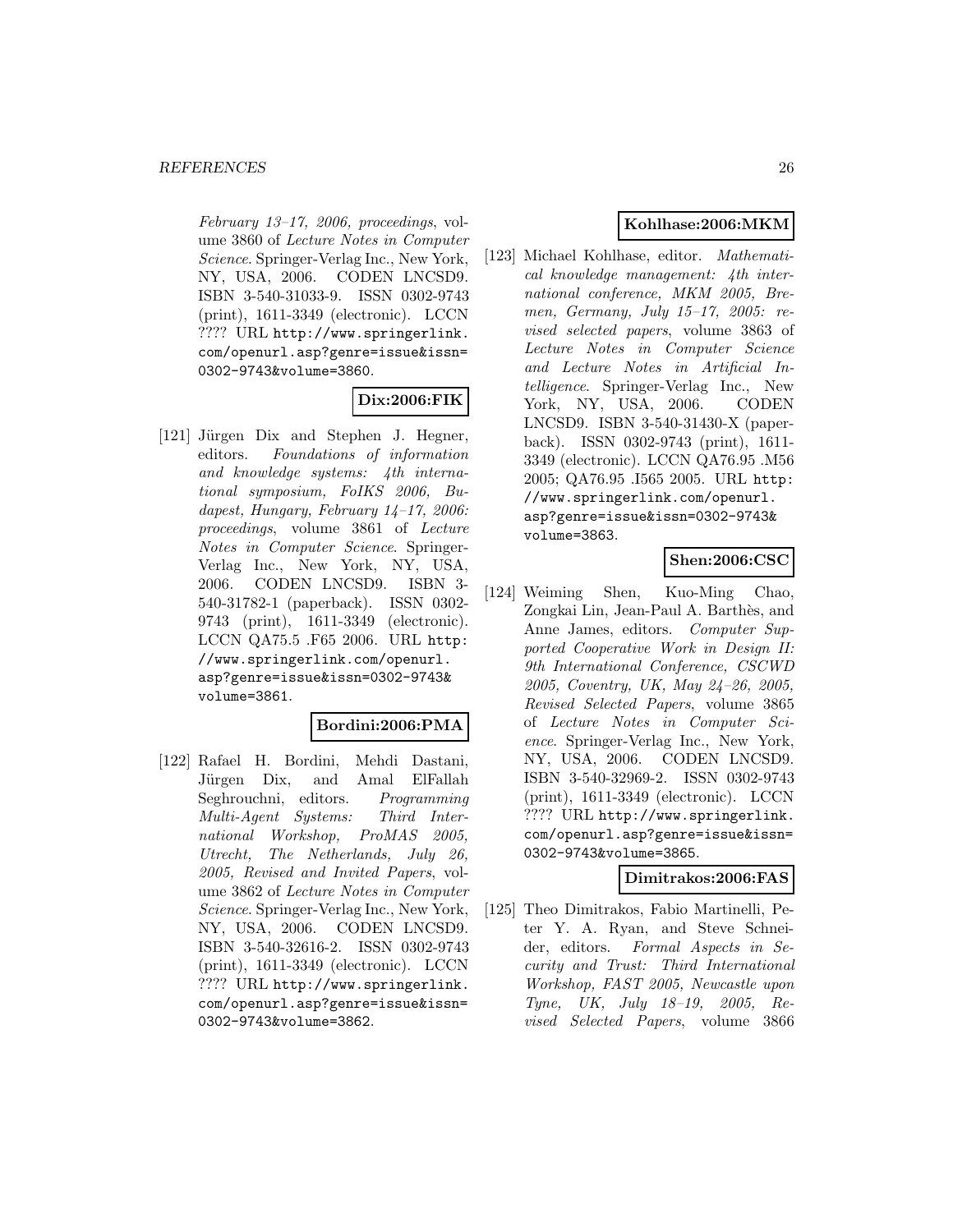*February 13–17, 2006, proceedings*, volume 3860 of *Lecture Notes in Computer Science*. Springer-Verlag Inc., New York, NY, USA, 2006. CODEN LNCSD9. ISBN 3-540-31033-9. ISSN 0302-9743 (print), 1611-3349 (electronic). LCCN ???? URL http://www.springerlink.com/openurl.asp?genre=issue&issn=0302-9743&volume=3860.

**Dix:2006:FIK**

[121] Jürgen Dix and Stephen J. Hegner, editors. *Foundations of information and knowledge systems: 4th international symposium, FoIKS 2006, Budapest, Hungary, February 14–17, 2006: proceedings*, volume 3861 of *Lecture Notes in Computer Science*. Springer-Verlag Inc., New York, NY, USA, 2006. CODEN LNCSD9. ISBN 3-540-31782-1 (paperback). ISSN 0302-9743 (print), 1611-3349 (electronic). LCCN QA75.5 .F65 2006. URL http://www.springerlink.com/openurl.asp?genre=issue&issn=0302-9743&volume=3861.

**Bordini:2006:PMA**

[122] Rafael H. Bordini, Mehdi Dastani, Jürgen Dix, and Amal ElFallah Seghrouchni, editors. *Programming Multi-Agent Systems: Third International Workshop, ProMAS 2005, Utrecht, The Netherlands, July 26, 2005, Revised and Invited Papers*, volume 3862 of *Lecture Notes in Computer Science*. Springer-Verlag Inc., New York, NY, USA, 2006. CODEN LNCSD9. ISBN 3-540-32616-2. ISSN 0302-9743 (print), 1611-3349 (electronic). LCCN ???? URL http://www.springerlink.com/openurl.asp?genre=issue&issn=0302-9743&volume=3862.

**Kohlhase:2006:MKM**

[123] Michael Kohlhase, editor. *Mathematical knowledge management: 4th international conference, MKM 2005, Bremen, Germany, July 15–17, 2005: revised selected papers*, volume 3863 of *Lecture Notes in Computer Science and Lecture Notes in Artificial Intelligence*. Springer-Verlag Inc., New York, NY, USA, 2006. CODEN LNCSD9. ISBN 3-540-31430-X (paperback). ISSN 0302-9743 (print), 1611-3349 (electronic). LCCN QA76.95 .M56 2005; QA76.95 .I565 2005. URL http://www.springerlink.com/openurl.asp?genre=issue&issn=0302-9743&volume=3863.

**Shen:2006:CSC**

[124] Weiming Shen, Kuo-Ming Chao, Zongkai Lin, Jean-Paul A. Barthès, and Anne James, editors. *Computer Supported Cooperative Work in Design II: 9th International Conference, CSCWD 2005, Coventry, UK, May 24–26, 2005, Revised Selected Papers*, volume 3865 of *Lecture Notes in Computer Science*. Springer-Verlag Inc., New York, NY, USA, 2006. CODEN LNCSD9. ISBN 3-540-32969-2. ISSN 0302-9743 (print), 1611-3349 (electronic). LCCN ???? URL http://www.springerlink.com/openurl.asp?genre=issue&issn=0302-9743&volume=3865.

**Dimitrakos:2006:FAS**

[125] Theo Dimitrakos, Fabio Martinelli, Peter Y. A. Ryan, and Steve Schneider, editors. *Formal Aspects in Security and Trust: Third International Workshop, FAST 2005, Newcastle upon Tyne, UK, July 18–19, 2005, Revised Selected Papers*, volume 3866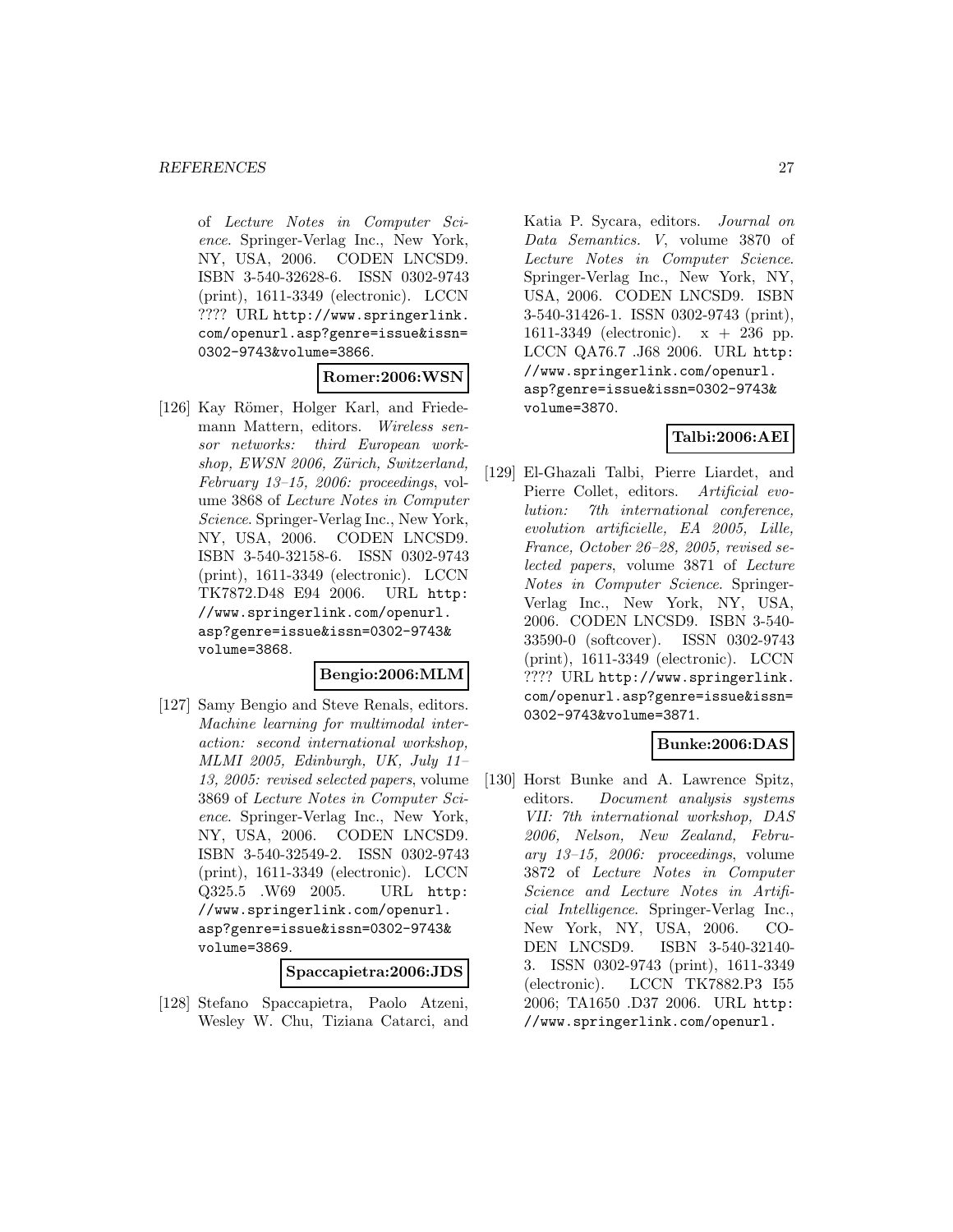of *Lecture Notes in Computer Science*. Springer-Verlag Inc., New York, NY, USA, 2006. CODEN LNCSD9. ISBN 3-540-32628-6. ISSN 0302-9743 (print), 1611-3349 (electronic). LCCN ???? URL http://www.springerlink.com/openurl.asp?genre=issue&issn=0302-9743&volume=3866.

**Romer:2006:WSN**

[126] Kay Römer, Holger Karl, and Friedemann Mattern, editors. *Wireless sensor networks: third European workshop, EWSN 2006, Zürich, Switzerland, February 13–15, 2006: proceedings*, volume 3868 of *Lecture Notes in Computer Science*. Springer-Verlag Inc., New York, NY, USA, 2006. CODEN LNCSD9. ISBN 3-540-32158-6. ISSN 0302-9743 (print), 1611-3349 (electronic). LCCN TK7872.D48 E94 2006. URL http://www.springerlink.com/openurl.asp?genre=issue&issn=0302-9743&volume=3868.

**Bengio:2006:MLM**

[127] Samy Bengio and Steve Renals, editors. *Machine learning for multimodal interaction: second international workshop, MLMI 2005, Edinburgh, UK, July 11–13, 2005: revised selected papers*, volume 3869 of *Lecture Notes in Computer Science*. Springer-Verlag Inc., New York, NY, USA, 2006. CODEN LNCSD9. ISBN 3-540-32549-2. ISSN 0302-9743 (print), 1611-3349 (electronic). LCCN Q325.5 .W69 2005. URL http://www.springerlink.com/openurl.asp?genre=issue&issn=0302-9743&volume=3869.

**Spaccapietra:2006:JDS**

[128] Stefano Spaccapietra, Paolo Atzeni, Wesley W. Chu, Tiziana Catarci, and Katia P. Sycara, editors. *Journal on Data Semantics. V*, volume 3870 of *Lecture Notes in Computer Science*. Springer-Verlag Inc., New York, NY, USA, 2006. CODEN LNCSD9. ISBN 3-540-31426-1. ISSN 0302-9743 (print), 1611-3349 (electronic). x + 236 pp. LCCN QA76.7 .J68 2006. URL http://www.springerlink.com/openurl.asp?genre=issue&issn=0302-9743&volume=3870.

**Talbi:2006:AEI**

[129] El-Ghazali Talbi, Pierre Liardet, and Pierre Collet, editors. *Artificial evolution: 7th international conference, evolution artificielle, EA 2005, Lille, France, October 26–28, 2005, revised selected papers*, volume 3871 of *Lecture Notes in Computer Science*. Springer-Verlag Inc., New York, NY, USA, 2006. CODEN LNCSD9. ISBN 3-540-33590-0 (softcover). ISSN 0302-9743 (print), 1611-3349 (electronic). LCCN ???? URL http://www.springerlink.com/openurl.asp?genre=issue&issn=0302-9743&volume=3871.

**Bunke:2006:DAS**

[130] Horst Bunke and A. Lawrence Spitz, editors. *Document analysis systems VII: 7th international workshop, DAS 2006, Nelson, New Zealand, February 13–15, 2006: proceedings*, volume 3872 of *Lecture Notes in Computer Science and Lecture Notes in Artificial Intelligence*. Springer-Verlag Inc., New York, NY, USA, 2006. CODEN LNCSD9. ISBN 3-540-32140-3. ISSN 0302-9743 (print), 1611-3349 (electronic). LCCN TK7882.P3 I55 2006; TA1650 .D37 2006. URL http://www.springerlink.com/openurl.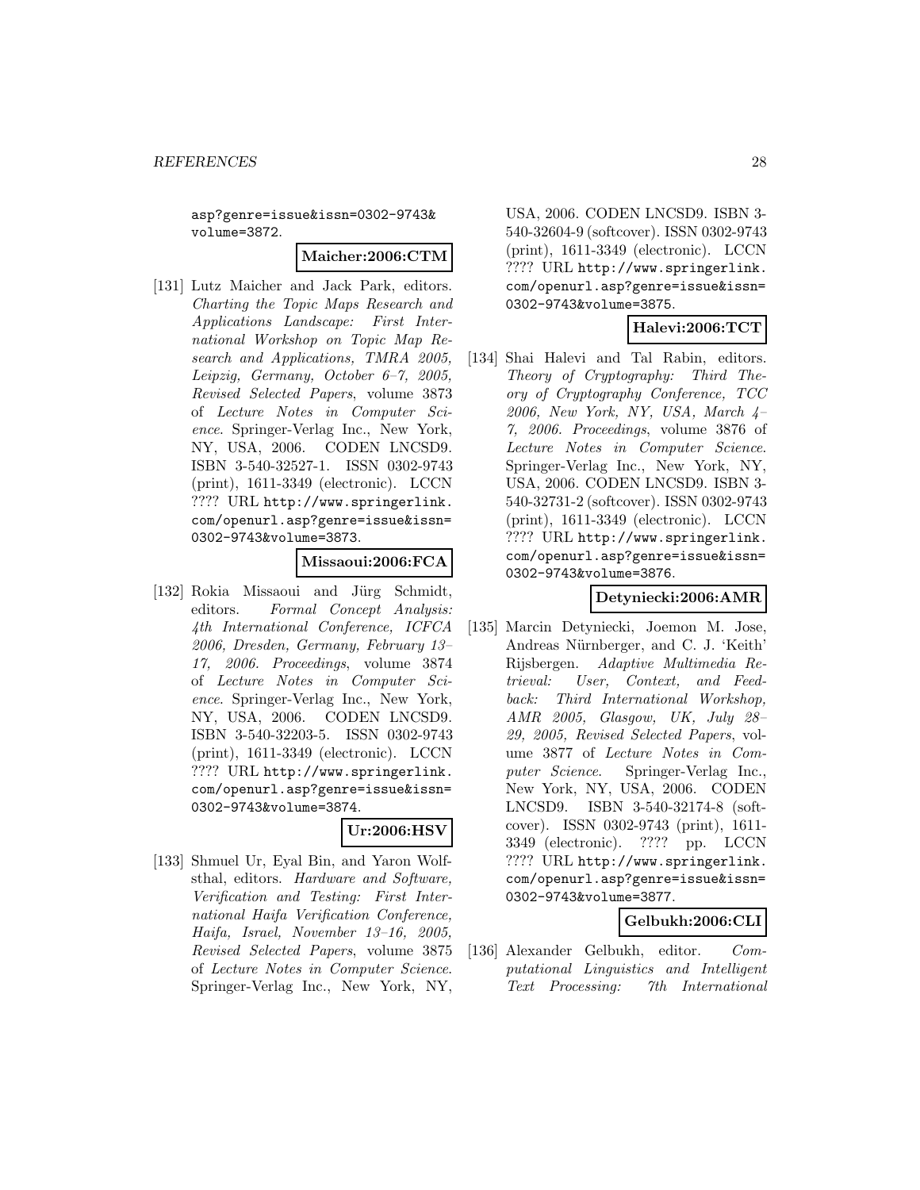asp?genre=issue&issn=0302-9743&volume=3872.

**Maicher:2006:CTM**

[131] Lutz Maicher and Jack Park, editors. *Charting the Topic Maps Research and Applications Landscape: First International Workshop on Topic Map Research and Applications, TMRA 2005, Leipzig, Germany, October 6–7, 2005, Revised Selected Papers*, volume 3873 of *Lecture Notes in Computer Science*. Springer-Verlag Inc., New York, NY, USA, 2006. CODEN LNCSD9. ISBN 3-540-32527-1. ISSN 0302-9743 (print), 1611-3349 (electronic). LCCN ???? URL http://www.springerlink.com/openurl.asp?genre=issue&issn=0302-9743&volume=3873.

**Missaoui:2006:FCA**

[132] Rokia Missaoui and Jürg Schmidt, editors. *Formal Concept Analysis: 4th International Conference, ICFCA 2006, Dresden, Germany, February 13–17, 2006. Proceedings*, volume 3874 of *Lecture Notes in Computer Science*. Springer-Verlag Inc., New York, NY, USA, 2006. CODEN LNCSD9. ISBN 3-540-32203-5. ISSN 0302-9743 (print), 1611-3349 (electronic). LCCN ???? URL http://www.springerlink.com/openurl.asp?genre=issue&issn=0302-9743&volume=3874.

**Ur:2006:HSV**

[133] Shmuel Ur, Eyal Bin, and Yaron Wolfsthal, editors. *Hardware and Software, Verification and Testing: First International Haifa Verification Conference, Haifa, Israel, November 13–16, 2005, Revised Selected Papers*, volume 3875 of *Lecture Notes in Computer Science*. Springer-Verlag Inc., New York, NY, USA, 2006. CODEN LNCSD9. ISBN 3-540-32604-9 (softcover). ISSN 0302-9743 (print), 1611-3349 (electronic). LCCN ???? URL http://www.springerlink.com/openurl.asp?genre=issue&issn=0302-9743&volume=3875.

**Halevi:2006:TCT**

[134] Shai Halevi and Tal Rabin, editors. *Theory of Cryptography: Third Theory of Cryptography Conference, TCC 2006, New York, NY, USA, March 4–7, 2006. Proceedings*, volume 3876 of *Lecture Notes in Computer Science*. Springer-Verlag Inc., New York, NY, USA, 2006. CODEN LNCSD9. ISBN 3-540-32731-2 (softcover). ISSN 0302-9743 (print), 1611-3349 (electronic). LCCN ???? URL http://www.springerlink.com/openurl.asp?genre=issue&issn=0302-9743&volume=3876.

**Detyniecki:2006:AMR**

[135] Marcin Detyniecki, Joemon M. Jose, Andreas Nürnberger, and C. J. 'Keith' Rijsbergen. *Adaptive Multimedia Retrieval: User, Context, and Feedback: Third International Workshop, AMR 2005, Glasgow, UK, July 28–29, 2005, Revised Selected Papers*, volume 3877 of *Lecture Notes in Computer Science*. Springer-Verlag Inc., New York, NY, USA, 2006. CODEN LNCSD9. ISBN 3-540-32174-8 (softcover). ISSN 0302-9743 (print), 1611-3349 (electronic). ???? pp. LCCN ???? URL http://www.springerlink.com/openurl.asp?genre=issue&issn=0302-9743&volume=3877.

**Gelbukh:2006:CLI**

[136] Alexander Gelbukh, editor. *Computational Linguistics and Intelligent Text Processing: 7th International*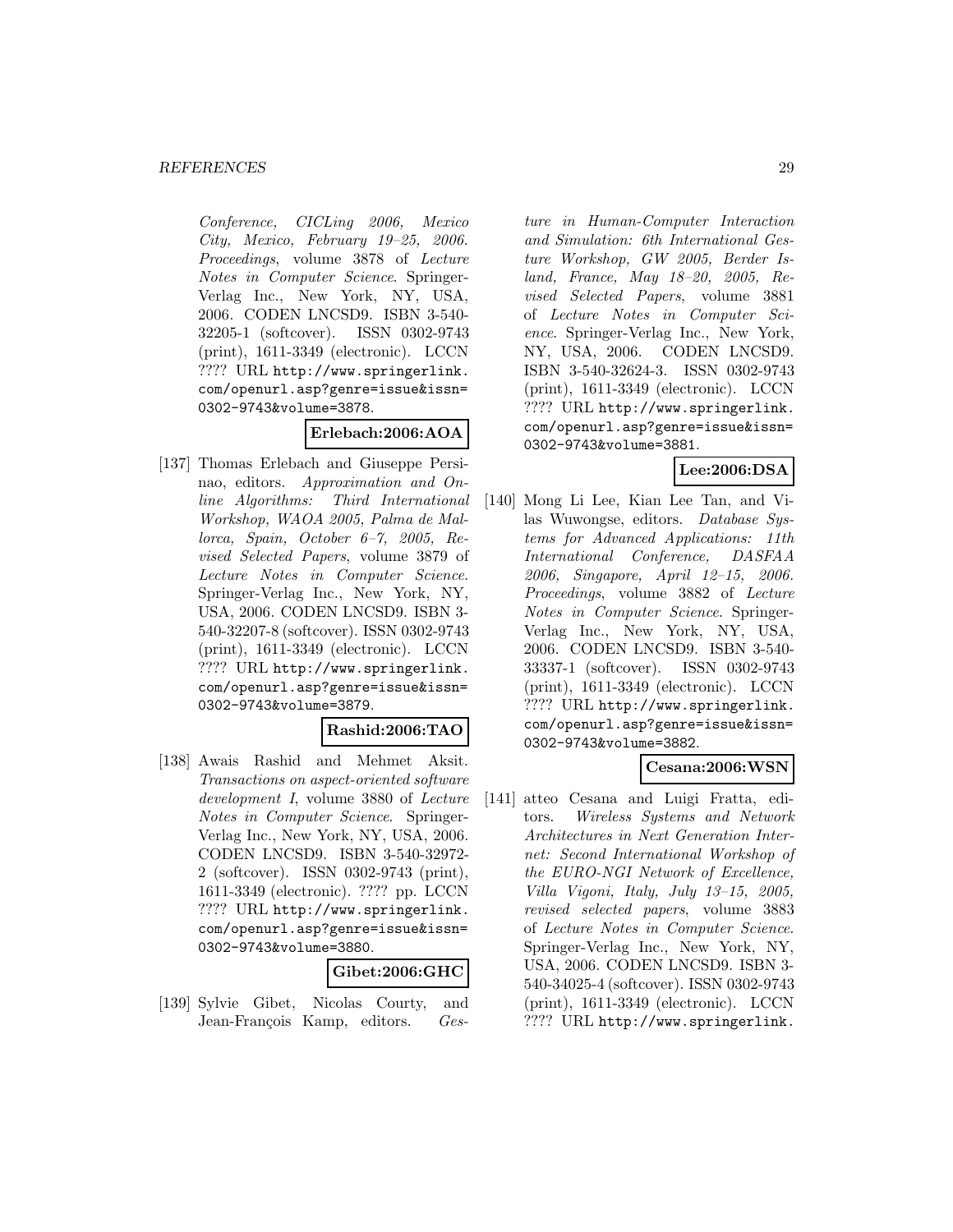*Conference, CICLing 2006, Mexico City, Mexico, February 19–25, 2006. Proceedings*, volume 3878 of *Lecture Notes in Computer Science*. Springer-Verlag Inc., New York, NY, USA, 2006. CODEN LNCSD9. ISBN 3-540-32205-1 (softcover). ISSN 0302-9743 (print), 1611-3349 (electronic). LCCN ???? URL http://www.springerlink.com/openurl.asp?genre=issue&issn=0302-9743&volume=3878.

**Erlebach:2006:AOA**

[137] Thomas Erlebach and Giuseppe Persinao, editors. *Approximation and Online Algorithms: Third International Workshop, WAOA 2005, Palma de Mallorca, Spain, October 6–7, 2005, Revised Selected Papers*, volume 3879 of *Lecture Notes in Computer Science*. Springer-Verlag Inc., New York, NY, USA, 2006. CODEN LNCSD9. ISBN 3-540-32207-8 (softcover). ISSN 0302-9743 (print), 1611-3349 (electronic). LCCN ???? URL http://www.springerlink.com/openurl.asp?genre=issue&issn=0302-9743&volume=3879.

**Rashid:2006:TAO**

[138] Awais Rashid and Mehmet Aksit. *Transactions on aspect-oriented software development I*, volume 3880 of *Lecture Notes in Computer Science*. Springer-Verlag Inc., New York, NY, USA, 2006. CODEN LNCSD9. ISBN 3-540-32972-2 (softcover). ISSN 0302-9743 (print), 1611-3349 (electronic). ???? pp. LCCN ???? URL http://www.springerlink.com/openurl.asp?genre=issue&issn=0302-9743&volume=3880.

**Gibet:2006:GHC**

[139] Sylvie Gibet, Nicolas Courty, and Jean-François Kamp, editors. *Gesture in Human-Computer Interaction and Simulation: 6th International Gesture Workshop, GW 2005, Berder Island, France, May 18–20, 2005, Revised Selected Papers*, volume 3881 of *Lecture Notes in Computer Science*. Springer-Verlag Inc., New York, NY, USA, 2006. CODEN LNCSD9. ISBN 3-540-32624-3. ISSN 0302-9743 (print), 1611-3349 (electronic). LCCN ???? URL http://www.springerlink.com/openurl.asp?genre=issue&issn=0302-9743&volume=3881.

**Lee:2006:DSA**

[140] Mong Li Lee, Kian Lee Tan, and Vilas Wuwongse, editors. *Database Systems for Advanced Applications: 11th International Conference, DASFAA 2006, Singapore, April 12–15, 2006. Proceedings*, volume 3882 of *Lecture Notes in Computer Science*. Springer-Verlag Inc., New York, NY, USA, 2006. CODEN LNCSD9. ISBN 3-540-33337-1 (softcover). ISSN 0302-9743 (print), 1611-3349 (electronic). LCCN ???? URL http://www.springerlink.com/openurl.asp?genre=issue&issn=0302-9743&volume=3882.

**Cesana:2006:WSN**

[141] atteo Cesana and Luigi Fratta, editors. *Wireless Systems and Network Architectures in Next Generation Internet: Second International Workshop of the EURO-NGI Network of Excellence, Villa Vigoni, Italy, July 13–15, 2005, revised selected papers*, volume 3883 of *Lecture Notes in Computer Science*. Springer-Verlag Inc., New York, NY, USA, 2006. CODEN LNCSD9. ISBN 3-540-34025-4 (softcover). ISSN 0302-9743 (print), 1611-3349 (electronic). LCCN ???? URL http://www.springerlink.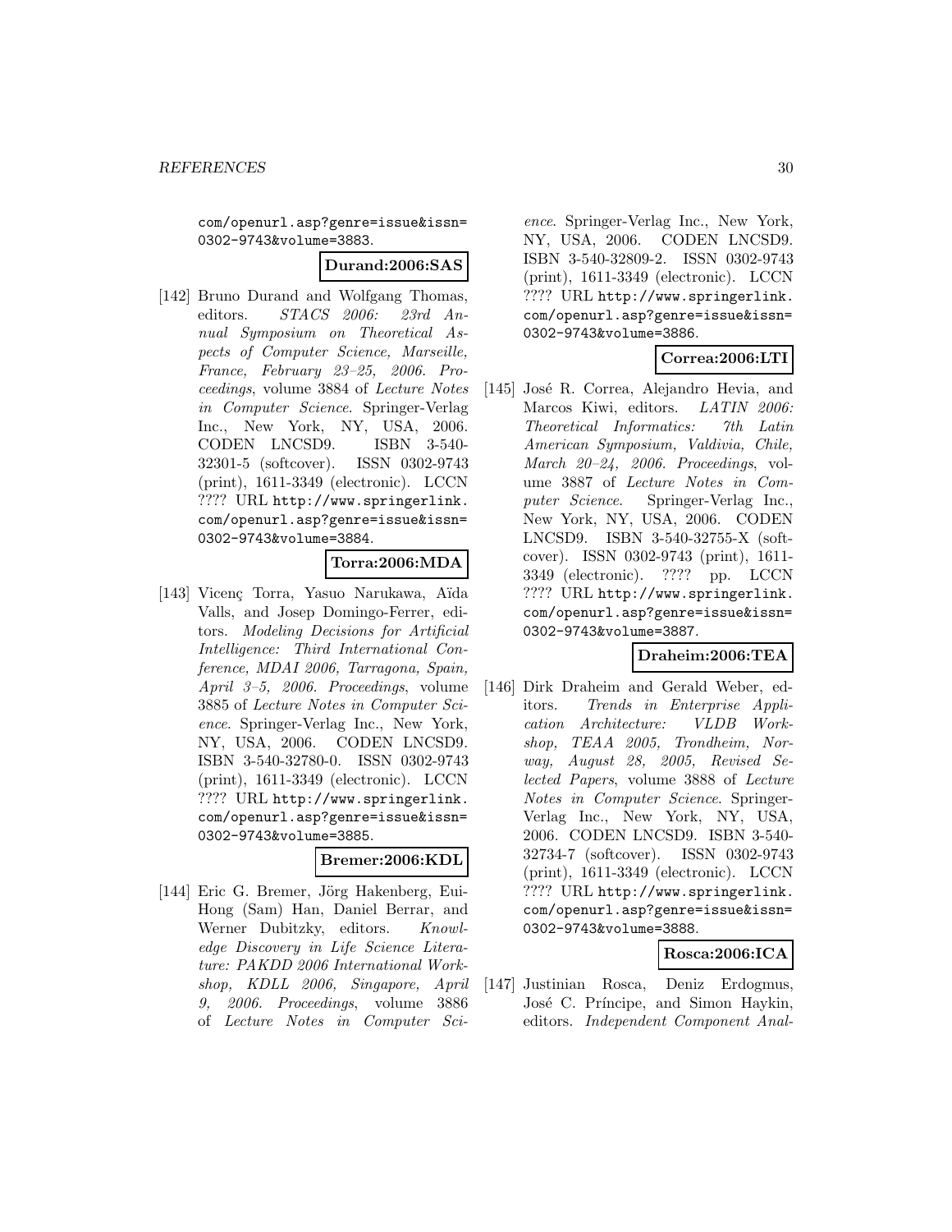com/openurl.asp?genre=issue&issn=0302-9743&volume=3883.

**Durand:2006:SAS**

[142] Bruno Durand and Wolfgang Thomas, editors. *STACS 2006: 23rd Annual Symposium on Theoretical Aspects of Computer Science, Marseille, France, February 23–25, 2006. Proceedings*, volume 3884 of *Lecture Notes in Computer Science*. Springer-Verlag Inc., New York, NY, USA, 2006. CODEN LNCSD9. ISBN 3-540-32301-5 (softcover). ISSN 0302-9743 (print), 1611-3349 (electronic). LCCN ???? URL http://www.springerlink.com/openurl.asp?genre=issue&issn=0302-9743&volume=3884.

**Torra:2006:MDA**

[143] Vicenç Torra, Yasuo Narukawa, Aïda Valls, and Josep Domingo-Ferrer, editors. *Modeling Decisions for Artificial Intelligence: Third International Conference, MDAI 2006, Tarragona, Spain, April 3–5, 2006. Proceedings*, volume 3885 of *Lecture Notes in Computer Science*. Springer-Verlag Inc., New York, NY, USA, 2006. CODEN LNCSD9. ISBN 3-540-32780-0. ISSN 0302-9743 (print), 1611-3349 (electronic). LCCN ???? URL http://www.springerlink.com/openurl.asp?genre=issue&issn=0302-9743&volume=3885.

**Bremer:2006:KDL**

[144] Eric G. Bremer, Jörg Hakenberg, Eui-Hong (Sam) Han, Daniel Berrar, and Werner Dubitzky, editors. *Knowledge Discovery in Life Science Literature: PAKDD 2006 International Workshop, KDLL 2006, Singapore, April 9, 2006. Proceedings*, volume 3886 of *Lecture Notes in Computer Science*. Springer-Verlag Inc., New York, NY, USA, 2006. CODEN LNCSD9. ISBN 3-540-32809-2. ISSN 0302-9743 (print), 1611-3349 (electronic). LCCN ???? URL http://www.springerlink.com/openurl.asp?genre=issue&issn=0302-9743&volume=3886.

**Correa:2006:LTI**

[145] José R. Correa, Alejandro Hevia, and Marcos Kiwi, editors. *LATIN 2006: Theoretical Informatics: 7th Latin American Symposium, Valdivia, Chile, March 20–24, 2006. Proceedings*, volume 3887 of *Lecture Notes in Computer Science*. Springer-Verlag Inc., New York, NY, USA, 2006. CODEN LNCSD9. ISBN 3-540-32755-X (softcover). ISSN 0302-9743 (print), 1611-3349 (electronic). ???? pp. LCCN ???? URL http://www.springerlink.com/openurl.asp?genre=issue&issn=0302-9743&volume=3887.

**Draheim:2006:TEA**

[146] Dirk Draheim and Gerald Weber, editors. *Trends in Enterprise Application Architecture: VLDB Workshop, TEAA 2005, Trondheim, Norway, August 28, 2005, Revised Selected Papers*, volume 3888 of *Lecture Notes in Computer Science*. Springer-Verlag Inc., New York, NY, USA, 2006. CODEN LNCSD9. ISBN 3-540-32734-7 (softcover). ISSN 0302-9743 (print), 1611-3349 (electronic). LCCN ???? URL http://www.springerlink.com/openurl.asp?genre=issue&issn=0302-9743&volume=3888.

**Rosca:2006:ICA**

[147] Justinian Rosca, Deniz Erdogmus, José C. Príncipe, and Simon Haykin, editors. *Independent Component Anal-*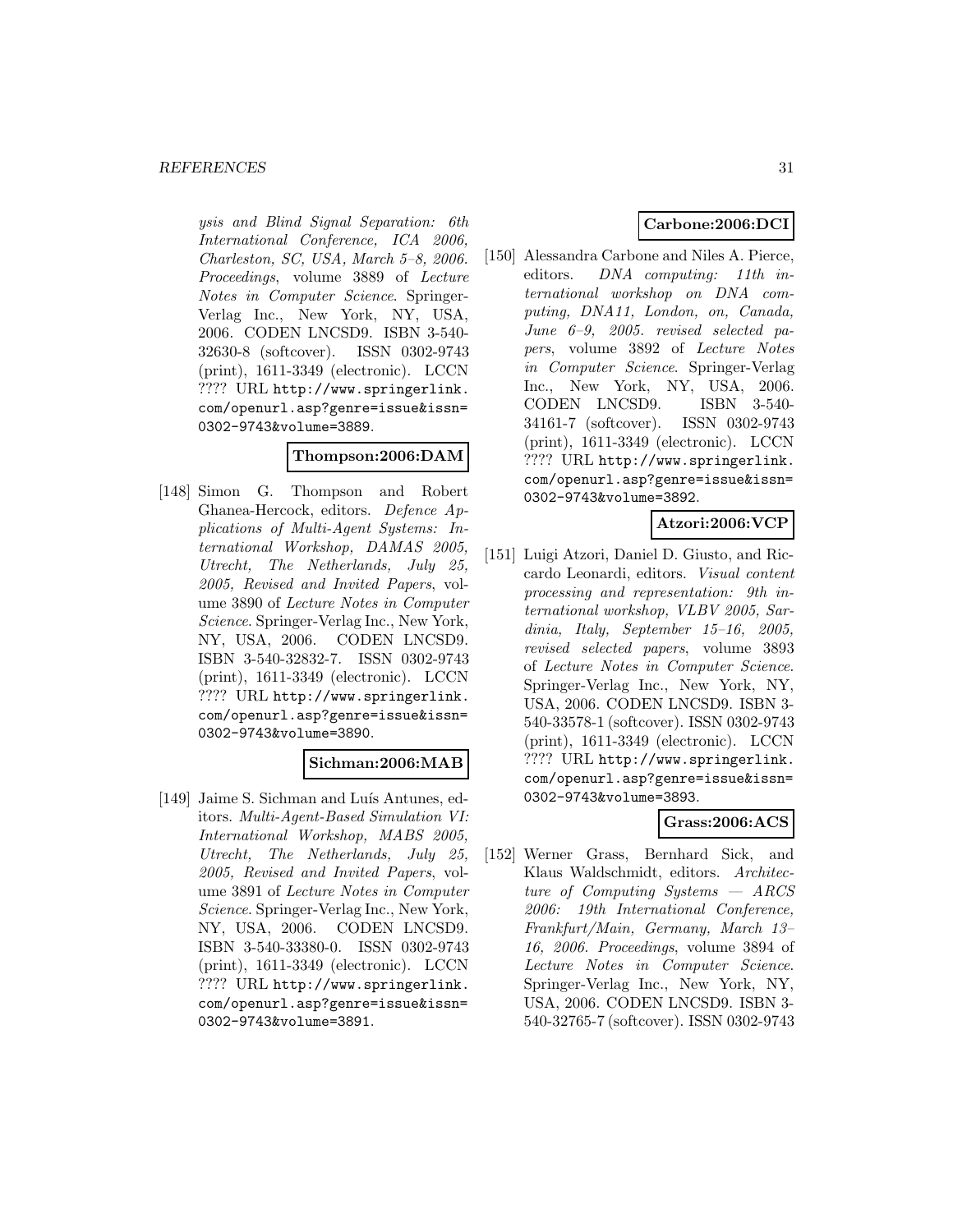*ysis and Blind Signal Separation: 6th International Conference, ICA 2006, Charleston, SC, USA, March 5–8, 2006. Proceedings*, volume 3889 of *Lecture Notes in Computer Science*. Springer-Verlag Inc., New York, NY, USA, 2006. CODEN LNCSD9. ISBN 3-540-32630-8 (softcover). ISSN 0302-9743 (print), 1611-3349 (electronic). LCCN ???? URL http://www.springerlink.com/openurl.asp?genre=issue&issn=0302-9743&volume=3889.

**Thompson:2006:DAM**

[148] Simon G. Thompson and Robert Ghanea-Hercock, editors. *Defence Applications of Multi-Agent Systems: International Workshop, DAMAS 2005, Utrecht, The Netherlands, July 25, 2005, Revised and Invited Papers*, volume 3890 of *Lecture Notes in Computer Science*. Springer-Verlag Inc., New York, NY, USA, 2006. CODEN LNCSD9. ISBN 3-540-32832-7. ISSN 0302-9743 (print), 1611-3349 (electronic). LCCN ???? URL http://www.springerlink.com/openurl.asp?genre=issue&issn=0302-9743&volume=3890.

**Sichman:2006:MAB**

[149] Jaime S. Sichman and Luís Antunes, editors. *Multi-Agent-Based Simulation VI: International Workshop, MABS 2005, Utrecht, The Netherlands, July 25, 2005, Revised and Invited Papers*, volume 3891 of *Lecture Notes in Computer Science*. Springer-Verlag Inc., New York, NY, USA, 2006. CODEN LNCSD9. ISBN 3-540-33380-0. ISSN 0302-9743 (print), 1611-3349 (electronic). LCCN ???? URL http://www.springerlink.com/openurl.asp?genre=issue&issn=0302-9743&volume=3891.

**Carbone:2006:DCI**

[150] Alessandra Carbone and Niles A. Pierce, editors. *DNA computing: 11th international workshop on DNA computing, DNA11, London, on, Canada, June 6–9, 2005. revised selected papers*, volume 3892 of *Lecture Notes in Computer Science*. Springer-Verlag Inc., New York, NY, USA, 2006. CODEN LNCSD9. ISBN 3-540-34161-7 (softcover). ISSN 0302-9743 (print), 1611-3349 (electronic). LCCN ???? URL http://www.springerlink.com/openurl.asp?genre=issue&issn=0302-9743&volume=3892.

**Atzori:2006:VCP**

[151] Luigi Atzori, Daniel D. Giusto, and Riccardo Leonardi, editors. *Visual content processing and representation: 9th international workshop, VLBV 2005, Sardinia, Italy, September 15–16, 2005, revised selected papers*, volume 3893 of *Lecture Notes in Computer Science*. Springer-Verlag Inc., New York, NY, USA, 2006. CODEN LNCSD9. ISBN 3-540-33578-1 (softcover). ISSN 0302-9743 (print), 1611-3349 (electronic). LCCN ???? URL http://www.springerlink.com/openurl.asp?genre=issue&issn=0302-9743&volume=3893.

**Grass:2006:ACS**

[152] Werner Grass, Bernhard Sick, and Klaus Waldschmidt, editors. *Architecture of Computing Systems — ARCS 2006: 19th International Conference, Frankfurt/Main, Germany, March 13–16, 2006. Proceedings*, volume 3894 of *Lecture Notes in Computer Science*. Springer-Verlag Inc., New York, NY, USA, 2006. CODEN LNCSD9. ISBN 3-540-32765-7 (softcover). ISSN 0302-9743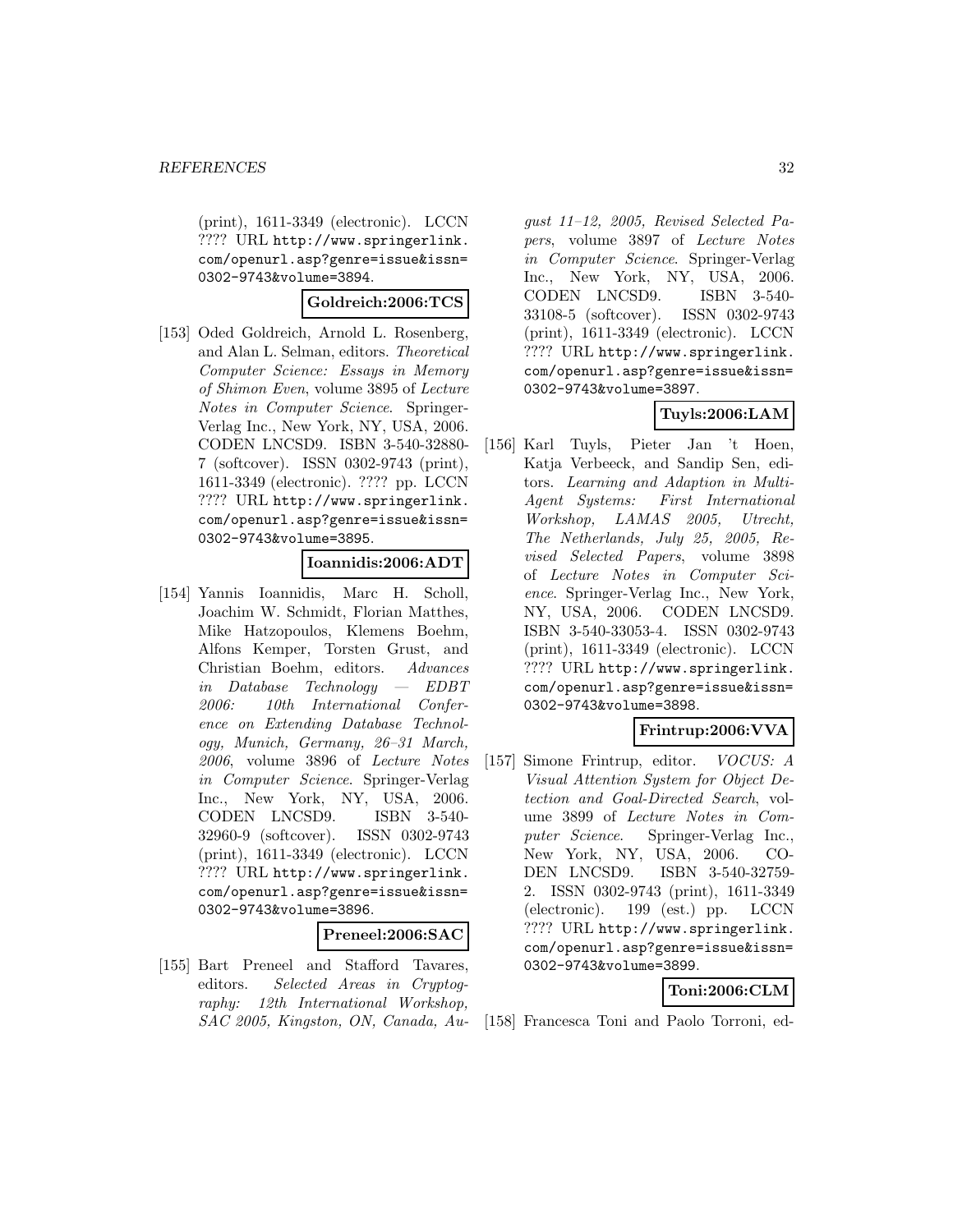(print), 1611-3349 (electronic). LCCN ???? URL http://www.springerlink.com/openurl.asp?genre=issue&issn=0302-9743&volume=3894.

**Goldreich:2006:TCS**

[153] Oded Goldreich, Arnold L. Rosenberg, and Alan L. Selman, editors. *Theoretical Computer Science: Essays in Memory of Shimon Even*, volume 3895 of *Lecture Notes in Computer Science*. Springer-Verlag Inc., New York, NY, USA, 2006. CODEN LNCSD9. ISBN 3-540-32880-7 (softcover). ISSN 0302-9743 (print), 1611-3349 (electronic). ???? pp. LCCN ???? URL http://www.springerlink.com/openurl.asp?genre=issue&issn=0302-9743&volume=3895.

**Ioannidis:2006:ADT**

[154] Yannis Ioannidis, Marc H. Scholl, Joachim W. Schmidt, Florian Matthes, Mike Hatzopoulos, Klemens Boehm, Alfons Kemper, Torsten Grust, and Christian Boehm, editors. *Advances in Database Technology — EDBT 2006: 10th International Conference on Extending Database Technology, Munich, Germany, 26–31 March, 2006*, volume 3896 of *Lecture Notes in Computer Science*. Springer-Verlag Inc., New York, NY, USA, 2006. CODEN LNCSD9. ISBN 3-540-32960-9 (softcover). ISSN 0302-9743 (print), 1611-3349 (electronic). LCCN ???? URL http://www.springerlink.com/openurl.asp?genre=issue&issn=0302-9743&volume=3896.

**Preneel:2006:SAC**

[155] Bart Preneel and Stafford Tavares, editors. *Selected Areas in Cryptography: 12th International Workshop, SAC 2005, Kingston, ON, Canada, August 11–12, 2005, Revised Selected Papers*, volume 3897 of *Lecture Notes in Computer Science*. Springer-Verlag Inc., New York, NY, USA, 2006. CODEN LNCSD9. ISBN 3-540-33108-5 (softcover). ISSN 0302-9743 (print), 1611-3349 (electronic). LCCN ???? URL http://www.springerlink.com/openurl.asp?genre=issue&issn=0302-9743&volume=3897.

**Tuyls:2006:LAM**

[156] Karl Tuyls, Pieter Jan 't Hoen, Katja Verbeeck, and Sandip Sen, editors. *Learning and Adaption in Multi-Agent Systems: First International Workshop, LAMAS 2005, Utrecht, The Netherlands, July 25, 2005, Revised Selected Papers*, volume 3898 of *Lecture Notes in Computer Science*. Springer-Verlag Inc., New York, NY, USA, 2006. CODEN LNCSD9. ISBN 3-540-33053-4. ISSN 0302-9743 (print), 1611-3349 (electronic). LCCN ???? URL http://www.springerlink.com/openurl.asp?genre=issue&issn=0302-9743&volume=3898.

**Frintrup:2006:VVA**

[157] Simone Frintrup, editor. *VOCUS: A Visual Attention System for Object Detection and Goal-Directed Search*, volume 3899 of *Lecture Notes in Computer Science*. Springer-Verlag Inc., New York, NY, USA, 2006. CODEN LNCSD9. ISBN 3-540-32759-2. ISSN 0302-9743 (print), 1611-3349 (electronic). 199 (est.) pp. LCCN ???? URL http://www.springerlink.com/openurl.asp?genre=issue&issn=0302-9743&volume=3899.

**Toni:2006:CLM**

[158] Francesca Toni and Paolo Torroni, ed-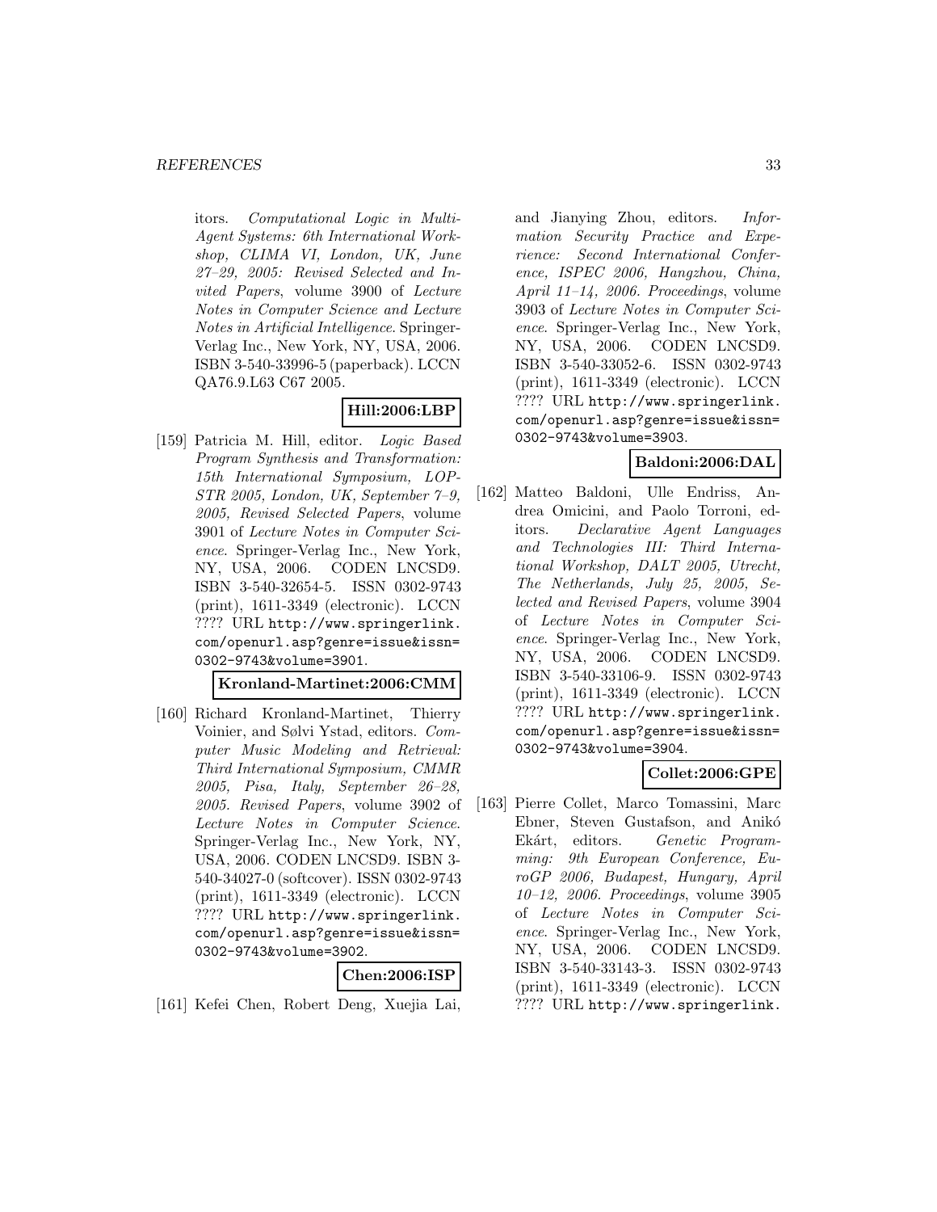itors. *Computational Logic in Multi-Agent Systems: 6th International Workshop, CLIMA VI, London, UK, June 27–29, 2005: Revised Selected and Invited Papers*, volume 3900 of *Lecture Notes in Computer Science and Lecture Notes in Artificial Intelligence*. Springer-Verlag Inc., New York, NY, USA, 2006. ISBN 3-540-33996-5 (paperback). LCCN QA76.9.L63 C67 2005.

**Hill:2006:LBP**

[159] Patricia M. Hill, editor. *Logic Based Program Synthesis and Transformation: 15th International Symposium, LOPSTR 2005, London, UK, September 7–9, 2005, Revised Selected Papers*, volume 3901 of *Lecture Notes in Computer Science*. Springer-Verlag Inc., New York, NY, USA, 2006. CODEN LNCSD9. ISBN 3-540-32654-5. ISSN 0302-9743 (print), 1611-3349 (electronic). LCCN ???? URL http://www.springerlink.com/openurl.asp?genre=issue&issn=0302-9743&volume=3901.

**Kronland-Martinet:2006:CMM**

[160] Richard Kronland-Martinet, Thierry Voinier, and Sølvi Ystad, editors. *Computer Music Modeling and Retrieval: Third International Symposium, CMMR 2005, Pisa, Italy, September 26–28, 2005. Revised Papers*, volume 3902 of *Lecture Notes in Computer Science*. Springer-Verlag Inc., New York, NY, USA, 2006. CODEN LNCSD9. ISBN 3-540-34027-0 (softcover). ISSN 0302-9743 (print), 1611-3349 (electronic). LCCN ???? URL http://www.springerlink.com/openurl.asp?genre=issue&issn=0302-9743&volume=3902.

**Chen:2006:ISP**

[161] Kefei Chen, Robert Deng, Xuejia Lai, and Jianying Zhou, editors. *Information Security Practice and Experience: Second International Conference, ISPEC 2006, Hangzhou, China, April 11–14, 2006. Proceedings*, volume 3903 of *Lecture Notes in Computer Science*. Springer-Verlag Inc., New York, NY, USA, 2006. CODEN LNCSD9. ISBN 3-540-33052-6. ISSN 0302-9743 (print), 1611-3349 (electronic). LCCN ???? URL http://www.springerlink.com/openurl.asp?genre=issue&issn=0302-9743&volume=3903.

**Baldoni:2006:DAL**

[162] Matteo Baldoni, Ulle Endriss, Andrea Omicini, and Paolo Torroni, editors. *Declarative Agent Languages and Technologies III: Third International Workshop, DALT 2005, Utrecht, The Netherlands, July 25, 2005, Selected and Revised Papers*, volume 3904 of *Lecture Notes in Computer Science*. Springer-Verlag Inc., New York, NY, USA, 2006. CODEN LNCSD9. ISBN 3-540-33106-9. ISSN 0302-9743 (print), 1611-3349 (electronic). LCCN ???? URL http://www.springerlink.com/openurl.asp?genre=issue&issn=0302-9743&volume=3904.

**Collet:2006:GPE**

[163] Pierre Collet, Marco Tomassini, Marc Ebner, Steven Gustafson, and Anikó Ekárt, editors. *Genetic Programming: 9th European Conference, EuroGP 2006, Budapest, Hungary, April 10–12, 2006. Proceedings*, volume 3905 of *Lecture Notes in Computer Science*. Springer-Verlag Inc., New York, NY, USA, 2006. CODEN LNCSD9. ISBN 3-540-33143-3. ISSN 0302-9743 (print), 1611-3349 (electronic). LCCN ???? URL http://www.springerlink.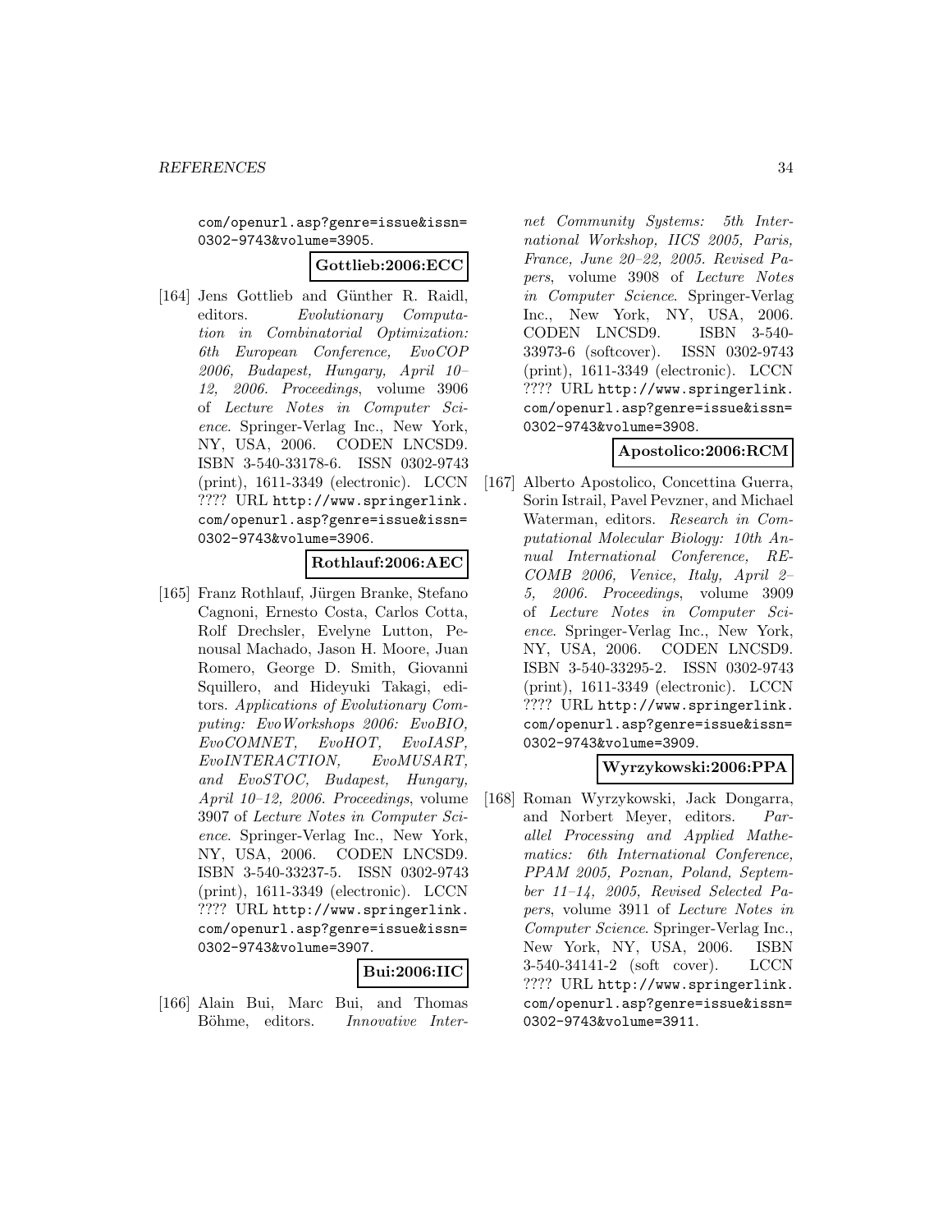com/openurl.asp?genre=issue&issn=0302-9743&volume=3905.

**Gottlieb:2006:ECC**

[164] Jens Gottlieb and Günther R. Raidl, editors. *Evolutionary Computation in Combinatorial Optimization: 6th European Conference, EvoCOP 2006, Budapest, Hungary, April 10–12, 2006. Proceedings*, volume 3906 of *Lecture Notes in Computer Science*. Springer-Verlag Inc., New York, NY, USA, 2006. CODEN LNCSD9. ISBN 3-540-33178-6. ISSN 0302-9743 (print), 1611-3349 (electronic). LCCN ???? URL http://www.springerlink.com/openurl.asp?genre=issue&issn=0302-9743&volume=3906.

**Rothlauf:2006:AEC**

[165] Franz Rothlauf, Jürgen Branke, Stefano Cagnoni, Ernesto Costa, Carlos Cotta, Rolf Drechsler, Evelyne Lutton, Penousal Machado, Jason H. Moore, Juan Romero, George D. Smith, Giovanni Squillero, and Hideyuki Takagi, editors. *Applications of Evolutionary Computing: EvoWorkshops 2006: EvoBIO, EvoCOMNET, EvoHOT, EvoIASP, EvoINTERACTION, EvoMUSART, and EvoSTOC, Budapest, Hungary, April 10–12, 2006. Proceedings*, volume 3907 of *Lecture Notes in Computer Science*. Springer-Verlag Inc., New York, NY, USA, 2006. CODEN LNCSD9. ISBN 3-540-33237-5. ISSN 0302-9743 (print), 1611-3349 (electronic). LCCN ???? URL http://www.springerlink.com/openurl.asp?genre=issue&issn=0302-9743&volume=3907.

**Bui:2006:IIC**

[166] Alain Bui, Marc Bui, and Thomas Böhme, editors. *Innovative Internet Community Systems: 5th International Workshop, IICS 2005, Paris, France, June 20–22, 2005. Revised Papers*, volume 3908 of *Lecture Notes in Computer Science*. Springer-Verlag Inc., New York, NY, USA, 2006. CODEN LNCSD9. ISBN 3-540-33973-6 (softcover). ISSN 0302-9743 (print), 1611-3349 (electronic). LCCN ???? URL http://www.springerlink.com/openurl.asp?genre=issue&issn=0302-9743&volume=3908.

**Apostolico:2006:RCM**

[167] Alberto Apostolico, Concettina Guerra, Sorin Istrail, Pavel Pevzner, and Michael Waterman, editors. *Research in Computational Molecular Biology: 10th Annual International Conference, RECOMB 2006, Venice, Italy, April 2–5, 2006. Proceedings*, volume 3909 of *Lecture Notes in Computer Science*. Springer-Verlag Inc., New York, NY, USA, 2006. CODEN LNCSD9. ISBN 3-540-33295-2. ISSN 0302-9743 (print), 1611-3349 (electronic). LCCN ???? URL http://www.springerlink.com/openurl.asp?genre=issue&issn=0302-9743&volume=3909.

**Wyrzykowski:2006:PPA**

[168] Roman Wyrzykowski, Jack Dongarra, and Norbert Meyer, editors. *Parallel Processing and Applied Mathematics: 6th International Conference, PPAM 2005, Poznan, Poland, September 11–14, 2005, Revised Selected Papers*, volume 3911 of *Lecture Notes in Computer Science*. Springer-Verlag Inc., New York, NY, USA, 2006. ISBN 3-540-34141-2 (soft cover). LCCN ???? URL http://www.springerlink.com/openurl.asp?genre=issue&issn=0302-9743&volume=3911.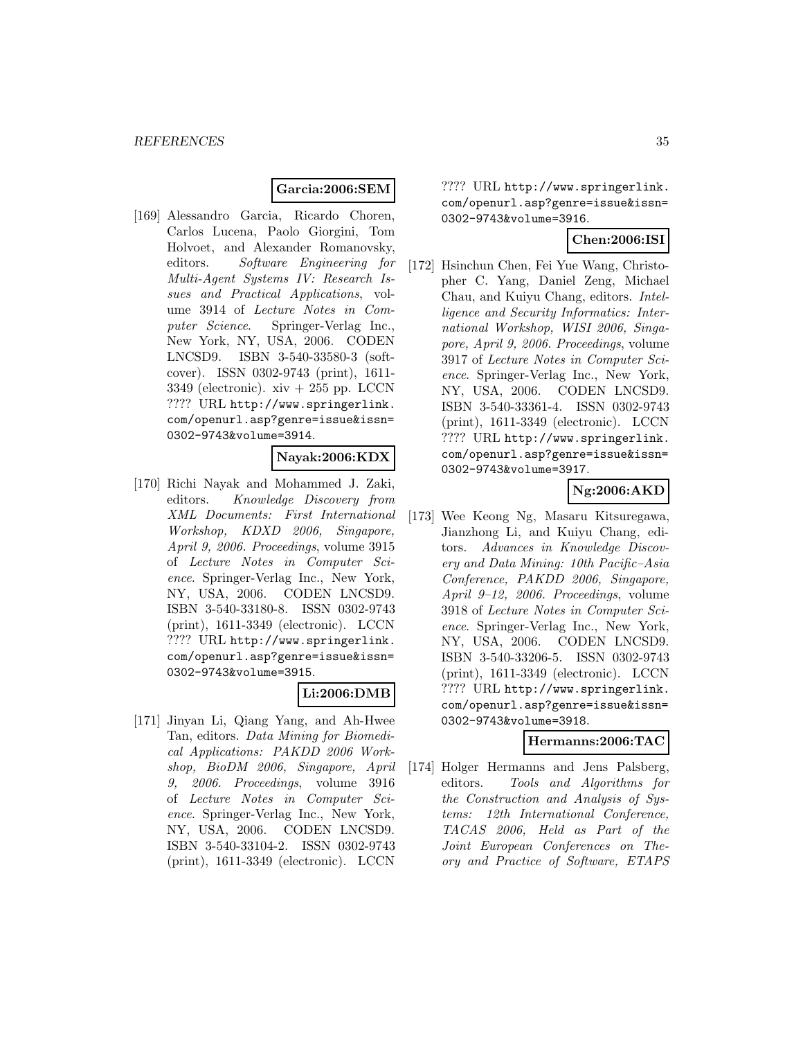**Garcia:2006:SEM**

[169] Alessandro Garcia, Ricardo Choren, Carlos Lucena, Paolo Giorgini, Tom Holvoet, and Alexander Romanovsky, editors. *Software Engineering for Multi-Agent Systems IV: Research Issues and Practical Applications*, volume 3914 of *Lecture Notes in Computer Science*. Springer-Verlag Inc., New York, NY, USA, 2006. CODEN LNCSD9. ISBN 3-540-33580-3 (softcover). ISSN 0302-9743 (print), 1611-3349 (electronic). xiv + 255 pp. LCCN ???? URL http://www.springerlink.com/openurl.asp?genre=issue&issn=0302-9743&volume=3914.

**Nayak:2006:KDX**

[170] Richi Nayak and Mohammed J. Zaki, editors. *Knowledge Discovery from XML Documents: First International Workshop, KDXD 2006, Singapore, April 9, 2006. Proceedings*, volume 3915 of *Lecture Notes in Computer Science*. Springer-Verlag Inc., New York, NY, USA, 2006. CODEN LNCSD9. ISBN 3-540-33180-8. ISSN 0302-9743 (print), 1611-3349 (electronic). LCCN ???? URL http://www.springerlink.com/openurl.asp?genre=issue&issn=0302-9743&volume=3915.

**Li:2006:DMB**

[171] Jinyan Li, Qiang Yang, and Ah-Hwee Tan, editors. *Data Mining for Biomedical Applications: PAKDD 2006 Workshop, BioDM 2006, Singapore, April 9, 2006. Proceedings*, volume 3916 of *Lecture Notes in Computer Science*. Springer-Verlag Inc., New York, NY, USA, 2006. CODEN LNCSD9. ISBN 3-540-33104-2. ISSN 0302-9743 (print), 1611-3349 (electronic). LCCN ???? URL http://www.springerlink.com/openurl.asp?genre=issue&issn=0302-9743&volume=3916.

**Chen:2006:ISI**

[172] Hsinchun Chen, Fei Yue Wang, Christopher C. Yang, Daniel Zeng, Michael Chau, and Kuiyu Chang, editors. *Intelligence and Security Informatics: International Workshop, WISI 2006, Singapore, April 9, 2006. Proceedings*, volume 3917 of *Lecture Notes in Computer Science*. Springer-Verlag Inc., New York, NY, USA, 2006. CODEN LNCSD9. ISBN 3-540-33361-4. ISSN 0302-9743 (print), 1611-3349 (electronic). LCCN ???? URL http://www.springerlink.com/openurl.asp?genre=issue&issn=0302-9743&volume=3917.

**Ng:2006:AKD**

[173] Wee Keong Ng, Masaru Kitsuregawa, Jianzhong Li, and Kuiyu Chang, editors. *Advances in Knowledge Discovery and Data Mining: 10th Pacific–Asia Conference, PAKDD 2006, Singapore, April 9–12, 2006. Proceedings*, volume 3918 of *Lecture Notes in Computer Science*. Springer-Verlag Inc., New York, NY, USA, 2006. CODEN LNCSD9. ISBN 3-540-33206-5. ISSN 0302-9743 (print), 1611-3349 (electronic). LCCN ???? URL http://www.springerlink.com/openurl.asp?genre=issue&issn=0302-9743&volume=3918.

**Hermanns:2006:TAC**

[174] Holger Hermanns and Jens Palsberg, editors. *Tools and Algorithms for the Construction and Analysis of Systems: 12th International Conference, TACAS 2006, Held as Part of the Joint European Conferences on Theory and Practice of Software, ETAPS*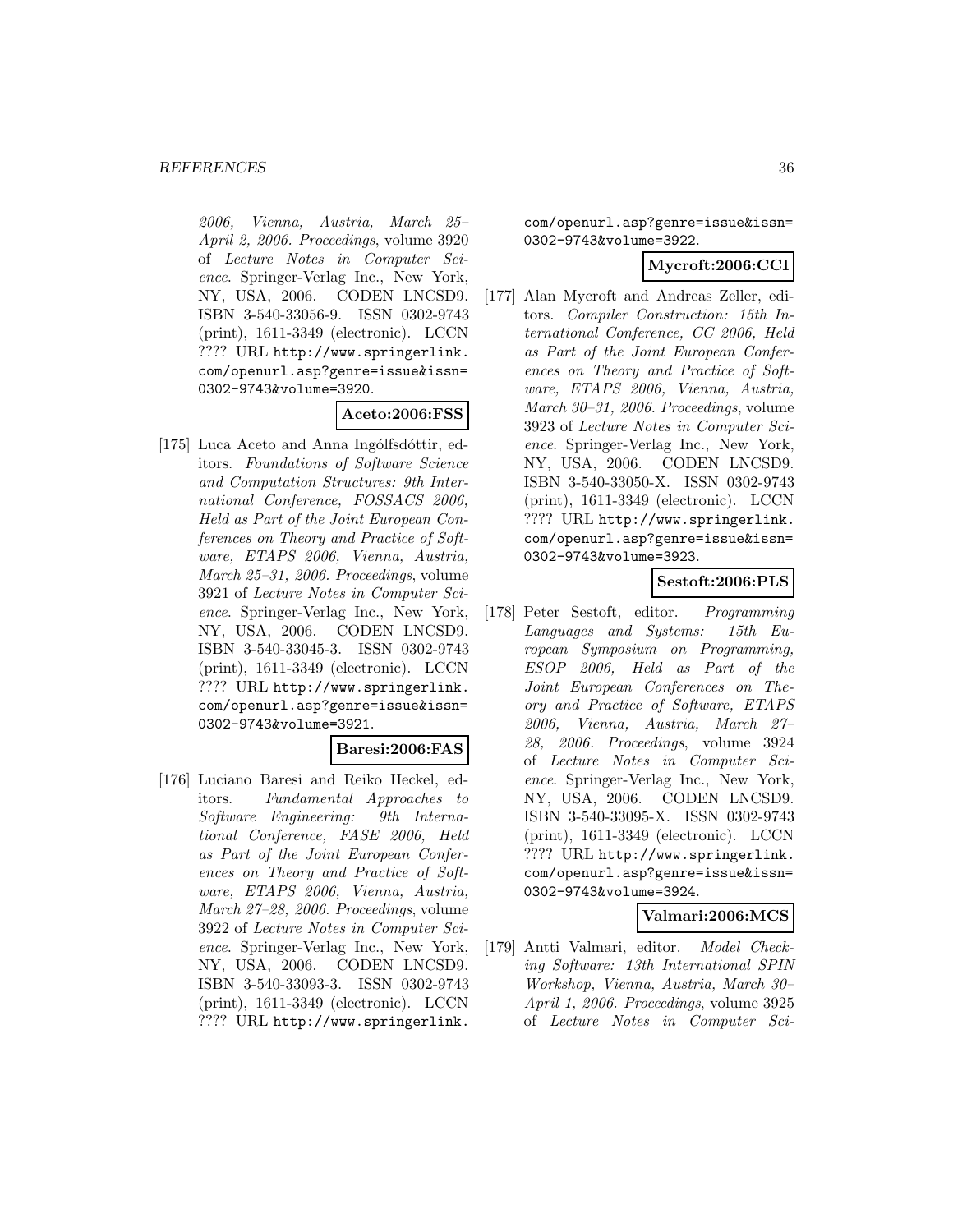*2006, Vienna, Austria, March 25–April 2, 2006. Proceedings*, volume 3920 of *Lecture Notes in Computer Science*. Springer-Verlag Inc., New York, NY, USA, 2006. CODEN LNCSD9. ISBN 3-540-33056-9. ISSN 0302-9743 (print), 1611-3349 (electronic). LCCN ???? URL http://www.springerlink.com/openurl.asp?genre=issue&issn=0302-9743&volume=3920.

**Aceto:2006:FSS**

[175] Luca Aceto and Anna Ingólfsdóttir, editors. *Foundations of Software Science and Computation Structures: 9th International Conference, FOSSACS 2006, Held as Part of the Joint European Conferences on Theory and Practice of Software, ETAPS 2006, Vienna, Austria, March 25–31, 2006. Proceedings*, volume 3921 of *Lecture Notes in Computer Science*. Springer-Verlag Inc., New York, NY, USA, 2006. CODEN LNCSD9. ISBN 3-540-33045-3. ISSN 0302-9743 (print), 1611-3349 (electronic). LCCN ???? URL http://www.springerlink.com/openurl.asp?genre=issue&issn=0302-9743&volume=3921.

**Baresi:2006:FAS**

[176] Luciano Baresi and Reiko Heckel, editors. *Fundamental Approaches to Software Engineering: 9th International Conference, FASE 2006, Held as Part of the Joint European Conferences on Theory and Practice of Software, ETAPS 2006, Vienna, Austria, March 27–28, 2006. Proceedings*, volume 3922 of *Lecture Notes in Computer Science*. Springer-Verlag Inc., New York, NY, USA, 2006. CODEN LNCSD9. ISBN 3-540-33093-3. ISSN 0302-9743 (print), 1611-3349 (electronic). LCCN ???? URL http://www.springerlink.com/openurl.asp?genre=issue&issn=0302-9743&volume=3922.

**Mycroft:2006:CCI**

[177] Alan Mycroft and Andreas Zeller, editors. *Compiler Construction: 15th International Conference, CC 2006, Held as Part of the Joint European Conferences on Theory and Practice of Software, ETAPS 2006, Vienna, Austria, March 30–31, 2006. Proceedings*, volume 3923 of *Lecture Notes in Computer Science*. Springer-Verlag Inc., New York, NY, USA, 2006. CODEN LNCSD9. ISBN 3-540-33050-X. ISSN 0302-9743 (print), 1611-3349 (electronic). LCCN ???? URL http://www.springerlink.com/openurl.asp?genre=issue&issn=0302-9743&volume=3923.

**Sestoft:2006:PLS**

[178] Peter Sestoft, editor. *Programming Languages and Systems: 15th European Symposium on Programming, ESOP 2006, Held as Part of the Joint European Conferences on Theory and Practice of Software, ETAPS 2006, Vienna, Austria, March 27–28, 2006. Proceedings*, volume 3924 of *Lecture Notes in Computer Science*. Springer-Verlag Inc., New York, NY, USA, 2006. CODEN LNCSD9. ISBN 3-540-33095-X. ISSN 0302-9743 (print), 1611-3349 (electronic). LCCN ???? URL http://www.springerlink.com/openurl.asp?genre=issue&issn=0302-9743&volume=3924.

**Valmari:2006:MCS**

[179] Antti Valmari, editor. *Model Checking Software: 13th International SPIN Workshop, Vienna, Austria, March 30–April 1, 2006. Proceedings*, volume 3925 of *Lecture Notes in Computer Sci-*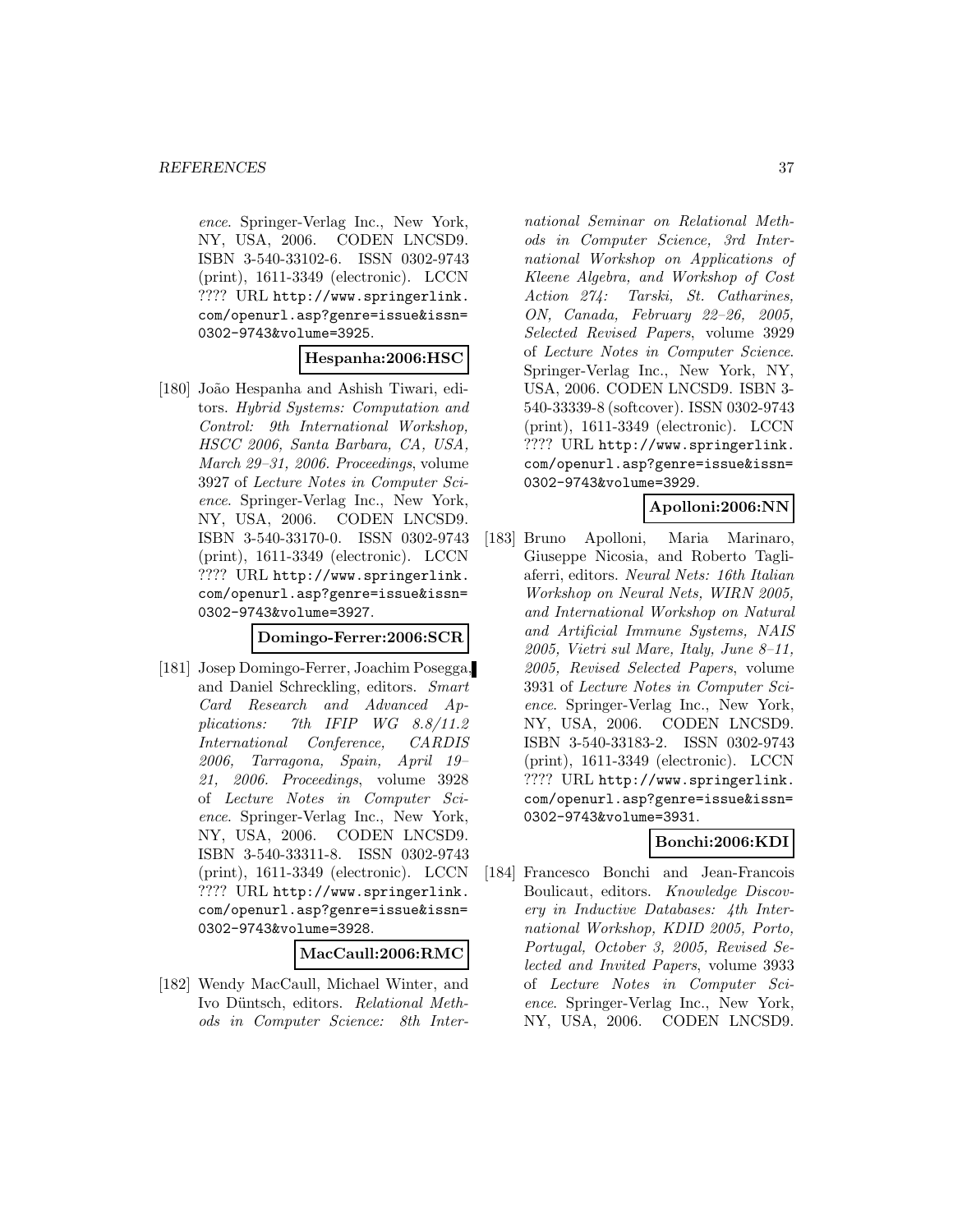*ence*. Springer-Verlag Inc., New York, NY, USA, 2006. CODEN LNCSD9. ISBN 3-540-33102-6. ISSN 0302-9743 (print), 1611-3349 (electronic). LCCN ???? URL http://www.springerlink.com/openurl.asp?genre=issue&issn=0302-9743&volume=3925.

**Hespanha:2006:HSC**

[180] João Hespanha and Ashish Tiwari, editors. *Hybrid Systems: Computation and Control: 9th International Workshop, HSCC 2006, Santa Barbara, CA, USA, March 29–31, 2006. Proceedings*, volume 3927 of *Lecture Notes in Computer Science*. Springer-Verlag Inc., New York, NY, USA, 2006. CODEN LNCSD9. ISBN 3-540-33170-0. ISSN 0302-9743 (print), 1611-3349 (electronic). LCCN ???? URL http://www.springerlink.com/openurl.asp?genre=issue&issn=0302-9743&volume=3927.

**Domingo-Ferrer:2006:SCR**

[181] Josep Domingo-Ferrer, Joachim Posegga, and Daniel Schreckling, editors. *Smart Card Research and Advanced Applications: 7th IFIP WG 8.8/11.2 International Conference, CARDIS 2006, Tarragona, Spain, April 19–21, 2006. Proceedings*, volume 3928 of *Lecture Notes in Computer Science*. Springer-Verlag Inc., New York, NY, USA, 2006. CODEN LNCSD9. ISBN 3-540-33311-8. ISSN 0302-9743 (print), 1611-3349 (electronic). LCCN ???? URL http://www.springerlink.com/openurl.asp?genre=issue&issn=0302-9743&volume=3928.

**MacCaull:2006:RMC**

[182] Wendy MacCaull, Michael Winter, and Ivo Düntsch, editors. *Relational Methods in Computer Science: 8th International Seminar on Relational Methods in Computer Science, 3rd International Workshop on Applications of Kleene Algebra, and Workshop of Cost Action 274: Tarski, St. Catharines, ON, Canada, February 22–26, 2005, Selected Revised Papers*, volume 3929 of *Lecture Notes in Computer Science*. Springer-Verlag Inc., New York, NY, USA, 2006. CODEN LNCSD9. ISBN 3-540-33339-8 (softcover). ISSN 0302-9743 (print), 1611-3349 (electronic). LCCN ???? URL http://www.springerlink.com/openurl.asp?genre=issue&issn=0302-9743&volume=3929.

**Apolloni:2006:NN**

[183] Bruno Apolloni, Maria Marinaro, Giuseppe Nicosia, and Roberto Tagliaferri, editors. *Neural Nets: 16th Italian Workshop on Neural Nets, WIRN 2005, and International Workshop on Natural and Artificial Immune Systems, NAIS 2005, Vietri sul Mare, Italy, June 8–11, 2005, Revised Selected Papers*, volume 3931 of *Lecture Notes in Computer Science*. Springer-Verlag Inc., New York, NY, USA, 2006. CODEN LNCSD9. ISBN 3-540-33183-2. ISSN 0302-9743 (print), 1611-3349 (electronic). LCCN ???? URL http://www.springerlink.com/openurl.asp?genre=issue&issn=0302-9743&volume=3931.

**Bonchi:2006:KDI**

[184] Francesco Bonchi and Jean-Francois Boulicaut, editors. *Knowledge Discovery in Inductive Databases: 4th International Workshop, KDID 2005, Porto, Portugal, October 3, 2005, Revised Selected and Invited Papers*, volume 3933 of *Lecture Notes in Computer Science*. Springer-Verlag Inc., New York, NY, USA, 2006. CODEN LNCSD9.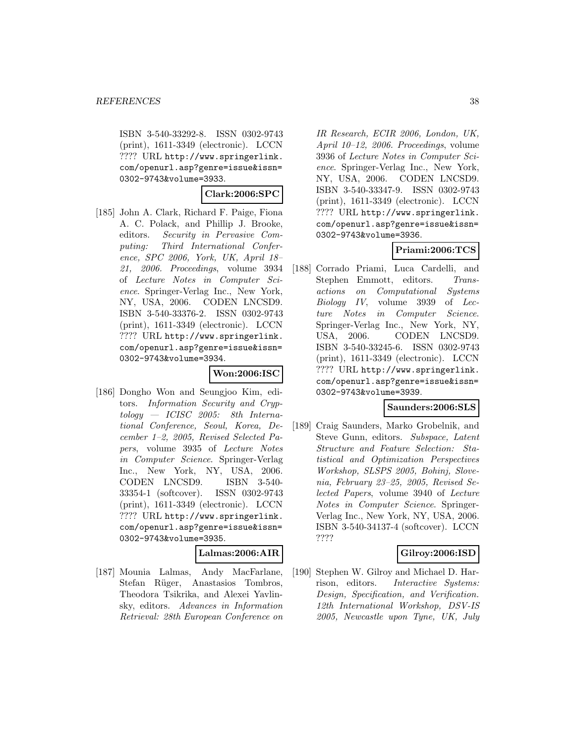ISBN 3-540-33292-8. ISSN 0302-9743 (print), 1611-3349 (electronic). LCCN ???? URL http://www.springerlink.com/openurl.asp?genre=issue&issn=0302-9743&volume=3933.

**Clark:2006:SPC**

[185] John A. Clark, Richard F. Paige, Fiona A. C. Polack, and Phillip J. Brooke, editors. *Security in Pervasive Computing: Third International Conference, SPC 2006, York, UK, April 18–21, 2006. Proceedings*, volume 3934 of *Lecture Notes in Computer Science*. Springer-Verlag Inc., New York, NY, USA, 2006. CODEN LNCSD9. ISBN 3-540-33376-2. ISSN 0302-9743 (print), 1611-3349 (electronic). LCCN ???? URL http://www.springerlink.com/openurl.asp?genre=issue&issn=0302-9743&volume=3934.

**Won:2006:ISC**

[186] Dongho Won and Seungjoo Kim, editors. *Information Security and Cryptology — ICISC 2005: 8th International Conference, Seoul, Korea, December 1–2, 2005, Revised Selected Papers*, volume 3935 of *Lecture Notes in Computer Science*. Springer-Verlag Inc., New York, NY, USA, 2006. CODEN LNCSD9. ISBN 3-540-33354-1 (softcover). ISSN 0302-9743 (print), 1611-3349 (electronic). LCCN ???? URL http://www.springerlink.com/openurl.asp?genre=issue&issn=0302-9743&volume=3935.

**Lalmas:2006:AIR**

[187] Mounia Lalmas, Andy MacFarlane, Stefan Rüger, Anastasios Tombros, Theodora Tsikrika, and Alexei Yavlinsky, editors. *Advances in Information Retrieval: 28th European Conference on IR Research, ECIR 2006, London, UK, April 10–12, 2006. Proceedings*, volume 3936 of *Lecture Notes in Computer Science*. Springer-Verlag Inc., New York, NY, USA, 2006. CODEN LNCSD9. ISBN 3-540-33347-9. ISSN 0302-9743 (print), 1611-3349 (electronic). LCCN ???? URL http://www.springerlink.com/openurl.asp?genre=issue&issn=0302-9743&volume=3936.

**Priami:2006:TCS**

[188] Corrado Priami, Luca Cardelli, and Stephen Emmott, editors. *Transactions on Computational Systems Biology IV*, volume 3939 of *Lecture Notes in Computer Science*. Springer-Verlag Inc., New York, NY, USA, 2006. CODEN LNCSD9. ISBN 3-540-33245-6. ISSN 0302-9743 (print), 1611-3349 (electronic). LCCN ???? URL http://www.springerlink.com/openurl.asp?genre=issue&issn=0302-9743&volume=3939.

**Saunders:2006:SLS**

[189] Craig Saunders, Marko Grobelnik, and Steve Gunn, editors. *Subspace, Latent Structure and Feature Selection: Statistical and Optimization Perspectives Workshop, SLSPS 2005, Bohinj, Slovenia, February 23–25, 2005, Revised Selected Papers*, volume 3940 of *Lecture Notes in Computer Science*. Springer-Verlag Inc., New York, NY, USA, 2006. ISBN 3-540-34137-4 (softcover). LCCN ????

**Gilroy:2006:ISD**

[190] Stephen W. Gilroy and Michael D. Harrison, editors. *Interactive Systems: Design, Specification, and Verification. 12th International Workshop, DSV-IS 2005, Newcastle upon Tyne, UK, July*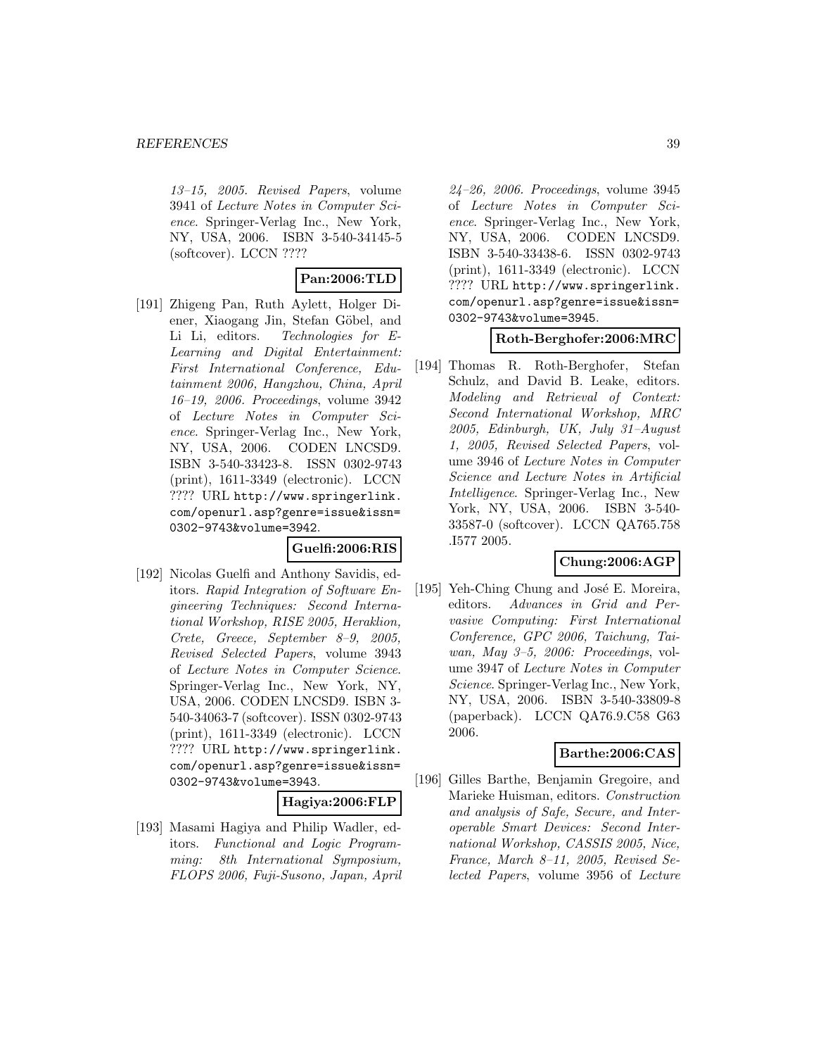*13–15, 2005. Revised Papers*, volume 3941 of *Lecture Notes in Computer Science*. Springer-Verlag Inc., New York, NY, USA, 2006. ISBN 3-540-34145-5 (softcover). LCCN ????

**Pan:2006:TLD**

[191] Zhigeng Pan, Ruth Aylett, Holger Diener, Xiaogang Jin, Stefan Göbel, and Li Li, editors. *Technologies for E-Learning and Digital Entertainment: First International Conference, Edutainment 2006, Hangzhou, China, April 16–19, 2006. Proceedings*, volume 3942 of *Lecture Notes in Computer Science*. Springer-Verlag Inc., New York, NY, USA, 2006. CODEN LNCSD9. ISBN 3-540-33423-8. ISSN 0302-9743 (print), 1611-3349 (electronic). LCCN ???? URL http://www.springerlink.com/openurl.asp?genre=issue&issn=0302-9743&volume=3942.

**Guelfi:2006:RIS**

[192] Nicolas Guelfi and Anthony Savidis, editors. *Rapid Integration of Software Engineering Techniques: Second International Workshop, RISE 2005, Heraklion, Crete, Greece, September 8–9, 2005, Revised Selected Papers*, volume 3943 of *Lecture Notes in Computer Science*. Springer-Verlag Inc., New York, NY, USA, 2006. CODEN LNCSD9. ISBN 3-540-34063-7 (softcover). ISSN 0302-9743 (print), 1611-3349 (electronic). LCCN ???? URL http://www.springerlink.com/openurl.asp?genre=issue&issn=0302-9743&volume=3943.

**Hagiya:2006:FLP**

[193] Masami Hagiya and Philip Wadler, editors. *Functional and Logic Programming: 8th International Symposium, FLOPS 2006, Fuji-Susono, Japan, April 24–26, 2006. Proceedings*, volume 3945 of *Lecture Notes in Computer Science*. Springer-Verlag Inc., New York, NY, USA, 2006. CODEN LNCSD9. ISBN 3-540-33438-6. ISSN 0302-9743 (print), 1611-3349 (electronic). LCCN ???? URL http://www.springerlink.com/openurl.asp?genre=issue&issn=0302-9743&volume=3945.

**Roth-Berghofer:2006:MRC**

[194] Thomas R. Roth-Berghofer, Stefan Schulz, and David B. Leake, editors. *Modeling and Retrieval of Context: Second International Workshop, MRC 2005, Edinburgh, UK, July 31–August 1, 2005, Revised Selected Papers*, volume 3946 of *Lecture Notes in Computer Science and Lecture Notes in Artificial Intelligence*. Springer-Verlag Inc., New York, NY, USA, 2006. ISBN 3-540-33587-0 (softcover). LCCN QA765.758 .I577 2005.

**Chung:2006:AGP**

[195] Yeh-Ching Chung and José E. Moreira, editors. *Advances in Grid and Pervasive Computing: First International Conference, GPC 2006, Taichung, Taiwan, May 3–5, 2006: Proceedings*, volume 3947 of *Lecture Notes in Computer Science*. Springer-Verlag Inc., New York, NY, USA, 2006. ISBN 3-540-33809-8 (paperback). LCCN QA76.9.C58 G63 2006.

**Barthe:2006:CAS**

[196] Gilles Barthe, Benjamin Gregoire, and Marieke Huisman, editors. *Construction and analysis of Safe, Secure, and Interoperable Smart Devices: Second International Workshop, CASSIS 2005, Nice, France, March 8–11, 2005, Revised Selected Papers*, volume 3956 of *Lecture*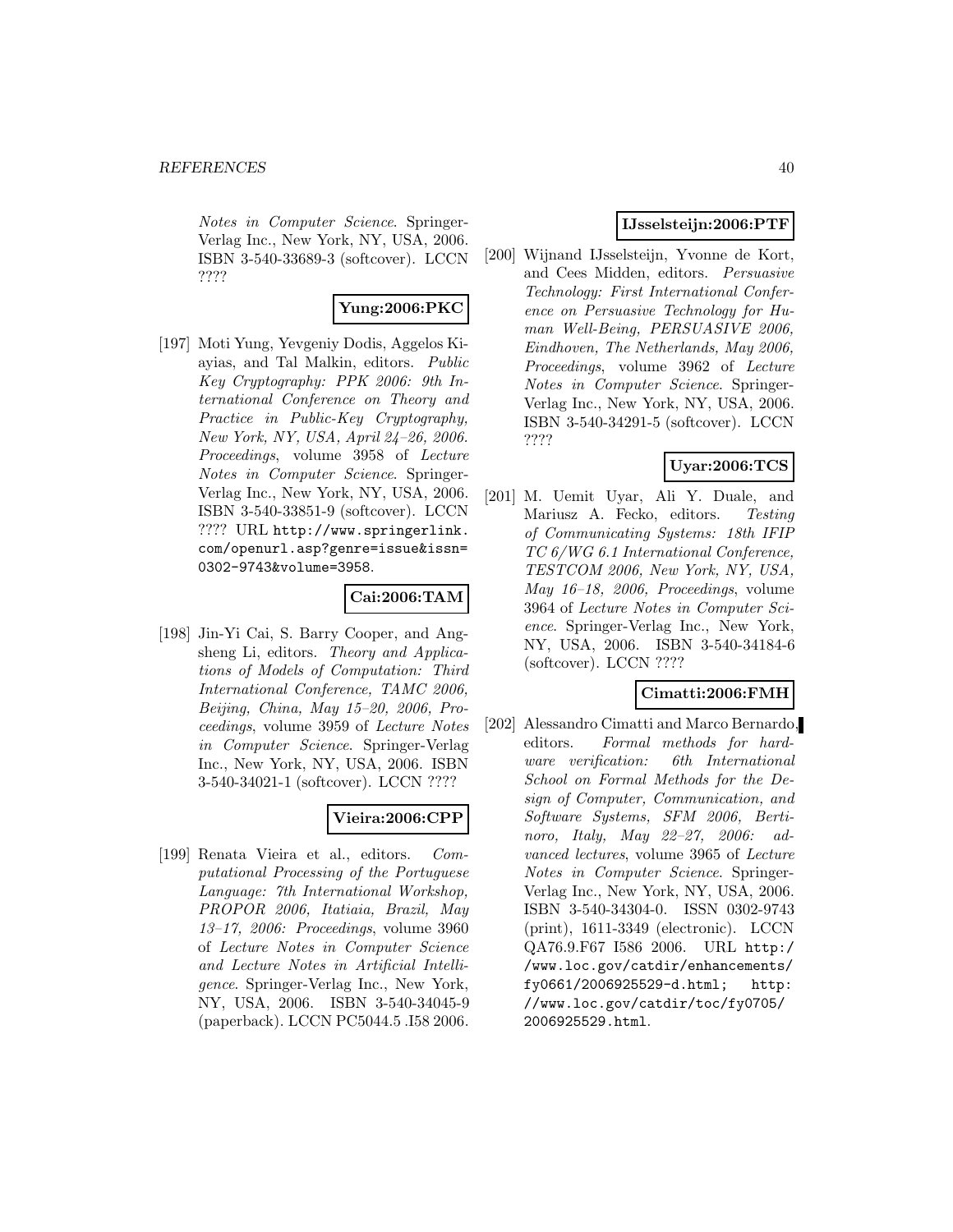Notes in Computer Science*. Springer-Verlag Inc., New York, NY, USA, 2006. ISBN 3-540-33689-3 (softcover). LCCN ????

**Yung:2006:PKC**

[197] Moti Yung, Yevgeniy Dodis, Aggelos Kiayias, and Tal Malkin, editors. *Public Key Cryptography: PPK 2006: 9th International Conference on Theory and Practice in Public-Key Cryptography, New York, NY, USA, April 24–26, 2006. Proceedings*, volume 3958 of *Lecture Notes in Computer Science*. Springer-Verlag Inc., New York, NY, USA, 2006. ISBN 3-540-33851-9 (softcover). LCCN ???? URL http://www.springerlink.com/openurl.asp?genre=issue&issn=0302-9743&volume=3958.

**Cai:2006:TAM**

[198] Jin-Yi Cai, S. Barry Cooper, and Angsheng Li, editors. *Theory and Applications of Models of Computation: Third International Conference, TAMC 2006, Beijing, China, May 15–20, 2006, Proceedings*, volume 3959 of *Lecture Notes in Computer Science*. Springer-Verlag Inc., New York, NY, USA, 2006. ISBN 3-540-34021-1 (softcover). LCCN ????

**Vieira:2006:CPP**

[199] Renata Vieira et al., editors. *Computational Processing of the Portuguese Language: 7th International Workshop, PROPOR 2006, Itatiaia, Brazil, May 13–17, 2006: Proceedings*, volume 3960 of *Lecture Notes in Computer Science and Lecture Notes in Artificial Intelligence*. Springer-Verlag Inc., New York, NY, USA, 2006. ISBN 3-540-34045-9 (paperback). LCCN PC5044.5 .I58 2006.

**IJsselsteijn:2006:PTF**

[200] Wijnand IJsselsteijn, Yvonne de Kort, and Cees Midden, editors. *Persuasive Technology: First International Conference on Persuasive Technology for Human Well-Being, PERSUASIVE 2006, Eindhoven, The Netherlands, May 2006, Proceedings*, volume 3962 of *Lecture Notes in Computer Science*. Springer-Verlag Inc., New York, NY, USA, 2006. ISBN 3-540-34291-5 (softcover). LCCN ????

**Uyar:2006:TCS**

[201] M. Uemit Uyar, Ali Y. Duale, and Mariusz A. Fecko, editors. *Testing of Communicating Systems: 18th IFIP TC 6/WG 6.1 International Conference, TESTCOM 2006, New York, NY, USA, May 16–18, 2006, Proceedings*, volume 3964 of *Lecture Notes in Computer Science*. Springer-Verlag Inc., New York, NY, USA, 2006. ISBN 3-540-34184-6 (softcover). LCCN ????

**Cimatti:2006:FMH**

[202] Alessandro Cimatti and Marco Bernardo, editors. *Formal methods for hardware verification: 6th International School on Formal Methods for the Design of Computer, Communication, and Software Systems, SFM 2006, Bertinoro, Italy, May 22–27, 2006: advanced lectures*, volume 3965 of *Lecture Notes in Computer Science*. Springer-Verlag Inc., New York, NY, USA, 2006. ISBN 3-540-34304-0. ISSN 0302-9743 (print), 1611-3349 (electronic). LCCN QA76.9.F67 I586 2006. URL http://www.loc.gov/catdir/enhancements/fy0661/2006925529-d.html; http://www.loc.gov/catdir/toc/fy0705/2006925529.html.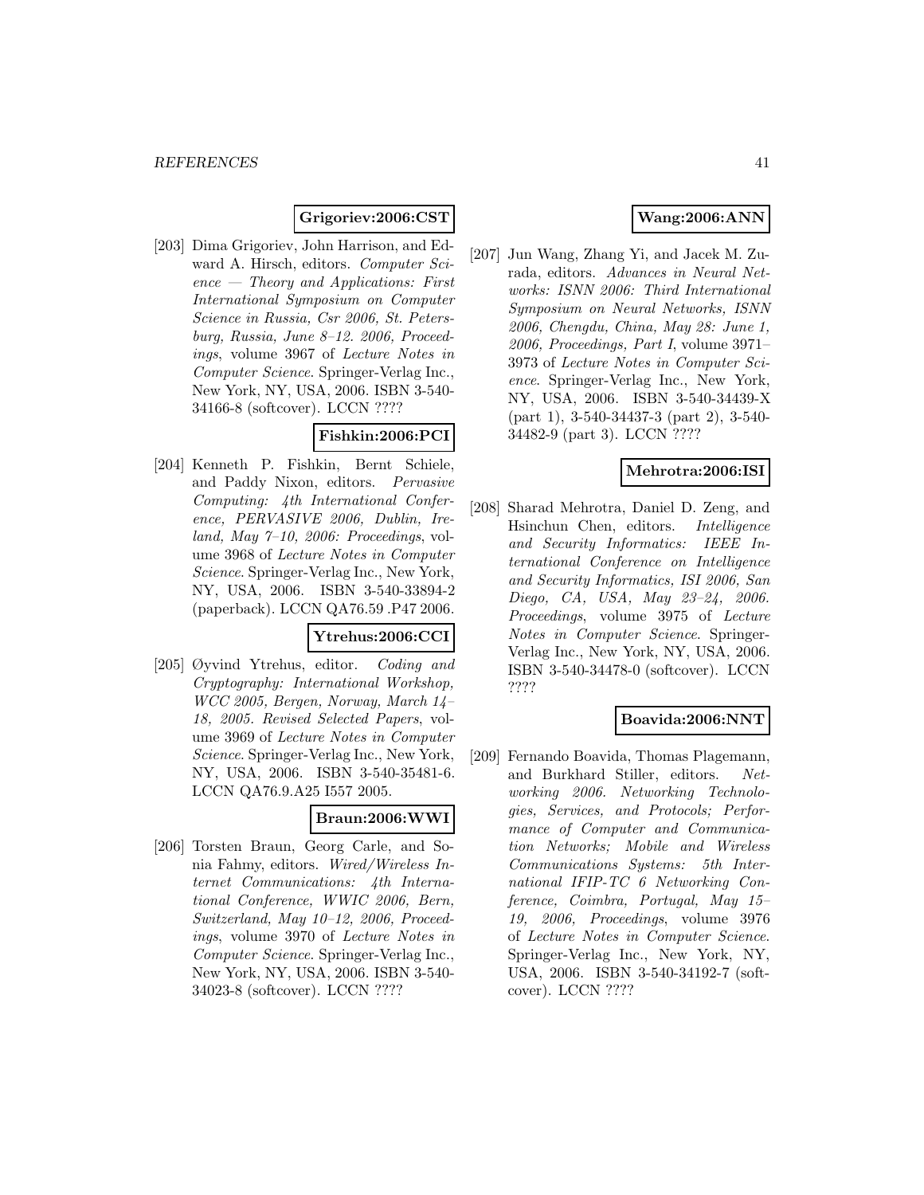**Grigoriev:2006:CST**

[203] Dima Grigoriev, John Harrison, and Edward A. Hirsch, editors. *Computer Science — Theory and Applications: First International Symposium on Computer Science in Russia, Csr 2006, St. Petersburg, Russia, June 8–12. 2006, Proceedings*, volume 3967 of *Lecture Notes in Computer Science*. Springer-Verlag Inc., New York, NY, USA, 2006. ISBN 3-540-34166-8 (softcover). LCCN ????

**Fishkin:2006:PCI**

[204] Kenneth P. Fishkin, Bernt Schiele, and Paddy Nixon, editors. *Pervasive Computing: 4th International Conference, PERVASIVE 2006, Dublin, Ireland, May 7–10, 2006: Proceedings*, volume 3968 of *Lecture Notes in Computer Science*. Springer-Verlag Inc., New York, NY, USA, 2006. ISBN 3-540-33894-2 (paperback). LCCN QA76.59 .P47 2006.

**Ytrehus:2006:CCI**

[205] Øyvind Ytrehus, editor. *Coding and Cryptography: International Workshop, WCC 2005, Bergen, Norway, March 14–18, 2005. Revised Selected Papers*, volume 3969 of *Lecture Notes in Computer Science*. Springer-Verlag Inc., New York, NY, USA, 2006. ISBN 3-540-35481-6. LCCN QA76.9.A25 I557 2005.

**Braun:2006:WWI**

[206] Torsten Braun, Georg Carle, and Sonia Fahmy, editors. *Wired/Wireless Internet Communications: 4th International Conference, WWIC 2006, Bern, Switzerland, May 10–12, 2006, Proceedings*, volume 3970 of *Lecture Notes in Computer Science*. Springer-Verlag Inc., New York, NY, USA, 2006. ISBN 3-540-34023-8 (softcover). LCCN ????

**Wang:2006:ANN**

[207] Jun Wang, Zhang Yi, and Jacek M. Zurada, editors. *Advances in Neural Networks: ISNN 2006: Third International Symposium on Neural Networks, ISNN 2006, Chengdu, China, May 28: June 1, 2006, Proceedings, Part I*, volume 3971–3973 of *Lecture Notes in Computer Science*. Springer-Verlag Inc., New York, NY, USA, 2006. ISBN 3-540-34439-X (part 1), 3-540-34437-3 (part 2), 3-540-34482-9 (part 3). LCCN ????

**Mehrotra:2006:ISI**

[208] Sharad Mehrotra, Daniel D. Zeng, and Hsinchun Chen, editors. *Intelligence and Security Informatics: IEEE International Conference on Intelligence and Security Informatics, ISI 2006, San Diego, CA, USA, May 23–24, 2006. Proceedings*, volume 3975 of *Lecture Notes in Computer Science*. Springer-Verlag Inc., New York, NY, USA, 2006. ISBN 3-540-34478-0 (softcover). LCCN ????

**Boavida:2006:NNT**

[209] Fernando Boavida, Thomas Plagemann, and Burkhard Stiller, editors. *Networking 2006. Networking Technologies, Services, and Protocols; Performance of Computer and Communication Networks; Mobile and Wireless Communications Systems: 5th International IFIP-TC 6 Networking Conference, Coimbra, Portugal, May 15–19, 2006, Proceedings*, volume 3976 of *Lecture Notes in Computer Science*. Springer-Verlag Inc., New York, NY, USA, 2006. ISBN 3-540-34192-7 (softcover). LCCN ????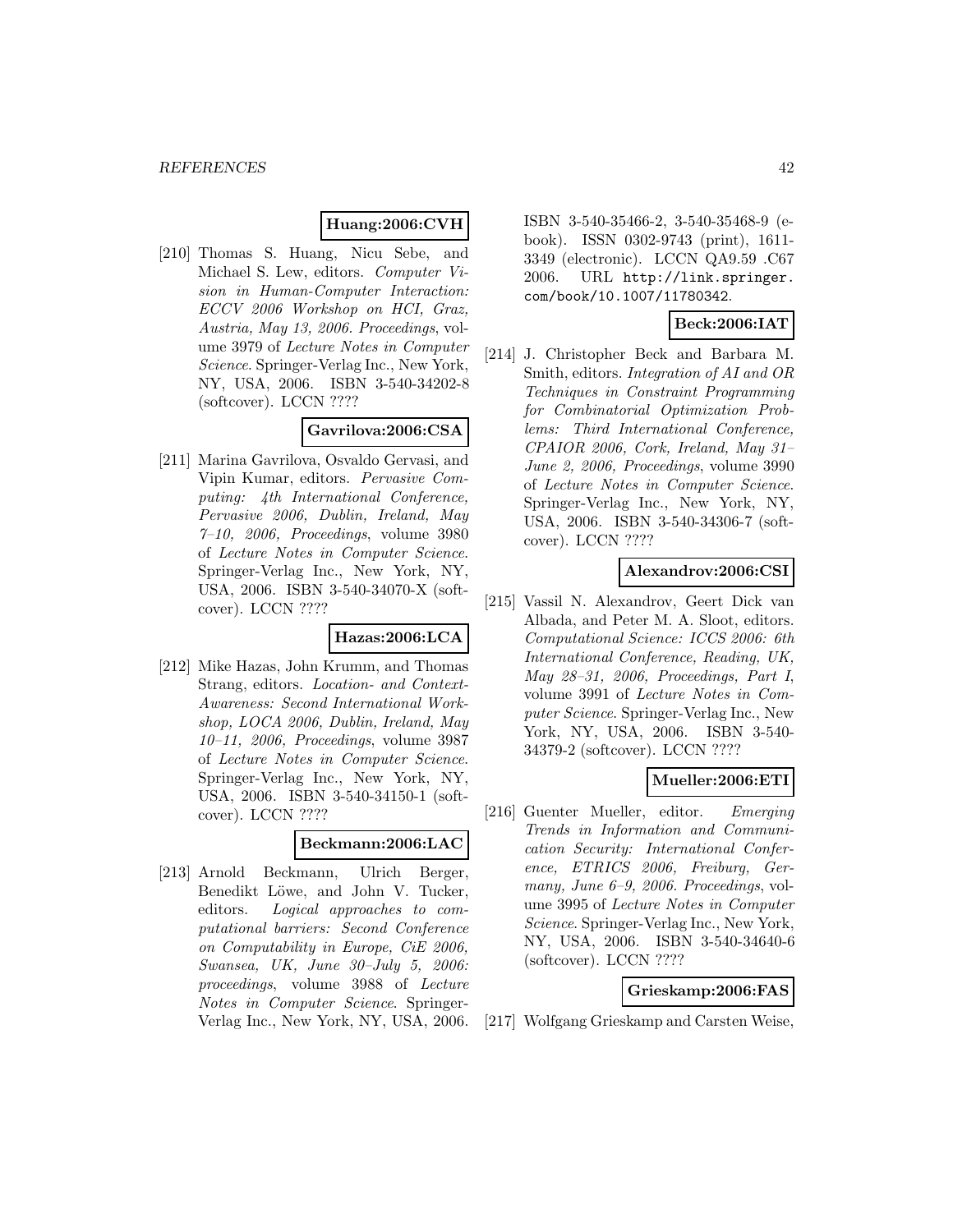**Huang:2006:CVH**

[210] Thomas S. Huang, Nicu Sebe, and Michael S. Lew, editors. *Computer Vision in Human-Computer Interaction: ECCV 2006 Workshop on HCI, Graz, Austria, May 13, 2006. Proceedings*, volume 3979 of *Lecture Notes in Computer Science*. Springer-Verlag Inc., New York, NY, USA, 2006. ISBN 3-540-34202-8 (softcover). LCCN ????

**Gavrilova:2006:CSA**

[211] Marina Gavrilova, Osvaldo Gervasi, and Vipin Kumar, editors. *Pervasive Computing: 4th International Conference, Pervasive 2006, Dublin, Ireland, May 7–10, 2006, Proceedings*, volume 3980 of *Lecture Notes in Computer Science*. Springer-Verlag Inc., New York, NY, USA, 2006. ISBN 3-540-34070-X (softcover). LCCN ????

**Hazas:2006:LCA**

[212] Mike Hazas, John Krumm, and Thomas Strang, editors. *Location- and Context-Awareness: Second International Workshop, LOCA 2006, Dublin, Ireland, May 10–11, 2006, Proceedings*, volume 3987 of *Lecture Notes in Computer Science*. Springer-Verlag Inc., New York, NY, USA, 2006. ISBN 3-540-34150-1 (softcover). LCCN ????

**Beckmann:2006:LAC**

[213] Arnold Beckmann, Ulrich Berger, Benedikt Löwe, and John V. Tucker, editors. *Logical approaches to computational barriers: Second Conference on Computability in Europe, CiE 2006, Swansea, UK, June 30–July 5, 2006: proceedings*, volume 3988 of *Lecture Notes in Computer Science*. Springer-Verlag Inc., New York, NY, USA, 2006. ISBN 3-540-35466-2, 3-540-35468-9 (e-book). ISSN 0302-9743 (print), 1611-3349 (electronic). LCCN QA9.59 .C67 2006. URL http://link.springer.com/book/10.1007/11780342.

**Beck:2006:IAT**

[214] J. Christopher Beck and Barbara M. Smith, editors. *Integration of AI and OR Techniques in Constraint Programming for Combinatorial Optimization Problems: Third International Conference, CPAIOR 2006, Cork, Ireland, May 31–June 2, 2006, Proceedings*, volume 3990 of *Lecture Notes in Computer Science*. Springer-Verlag Inc., New York, NY, USA, 2006. ISBN 3-540-34306-7 (softcover). LCCN ????

**Alexandrov:2006:CSI**

[215] Vassil N. Alexandrov, Geert Dick van Albada, and Peter M. A. Sloot, editors. *Computational Science: ICCS 2006: 6th International Conference, Reading, UK, May 28–31, 2006, Proceedings, Part I*, volume 3991 of *Lecture Notes in Computer Science*. Springer-Verlag Inc., New York, NY, USA, 2006. ISBN 3-540-34379-2 (softcover). LCCN ????

**Mueller:2006:ETI**

[216] Guenter Mueller, editor. *Emerging Trends in Information and Communication Security: International Conference, ETRICS 2006, Freiburg, Germany, June 6–9, 2006. Proceedings*, volume 3995 of *Lecture Notes in Computer Science*. Springer-Verlag Inc., New York, NY, USA, 2006. ISBN 3-540-34640-6 (softcover). LCCN ????

**Grieskamp:2006:FAS**

[217] Wolfgang Grieskamp and Carsten Weise,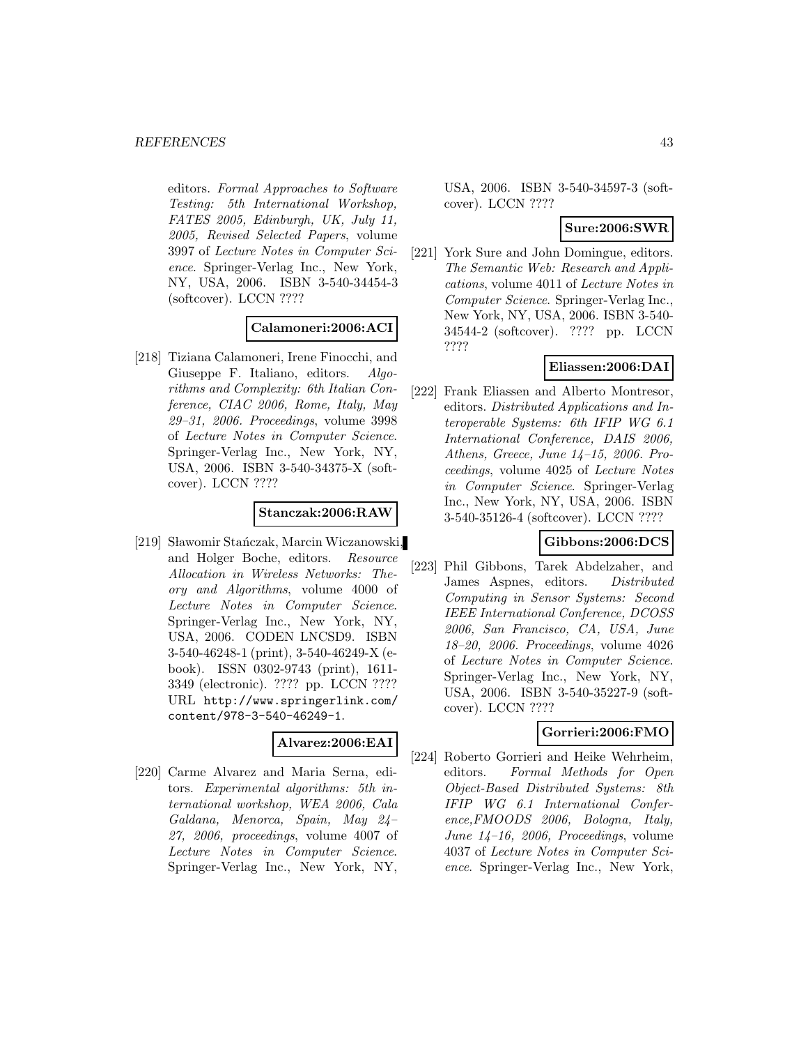editors. *Formal Approaches to Software Testing: 5th International Workshop, FATES 2005, Edinburgh, UK, July 11, 2005, Revised Selected Papers*, volume 3997 of *Lecture Notes in Computer Science*. Springer-Verlag Inc., New York, NY, USA, 2006. ISBN 3-540-34454-3 (softcover). LCCN ????

**Calamoneri:2006:ACI**

[218] Tiziana Calamoneri, Irene Finocchi, and Giuseppe F. Italiano, editors. *Algorithms and Complexity: 6th Italian Conference, CIAC 2006, Rome, Italy, May 29–31, 2006. Proceedings*, volume 3998 of *Lecture Notes in Computer Science*. Springer-Verlag Inc., New York, NY, USA, 2006. ISBN 3-540-34375-X (softcover). LCCN ????

**Stanczak:2006:RAW**

[219] Sławomir Stańczak, Marcin Wiczanowski, and Holger Boche, editors. *Resource Allocation in Wireless Networks: Theory and Algorithms*, volume 4000 of *Lecture Notes in Computer Science*. Springer-Verlag Inc., New York, NY, USA, 2006. CODEN LNCSD9. ISBN 3-540-46248-1 (print), 3-540-46249-X (e-book). ISSN 0302-9743 (print), 1611-3349 (electronic). ???? pp. LCCN ???? URL http://www.springerlink.com/content/978-3-540-46249-1.

**Alvarez:2006:EAI**

[220] Carme Alvarez and Maria Serna, editors. *Experimental algorithms: 5th international workshop, WEA 2006, Cala Galdana, Menorca, Spain, May 24–27, 2006, proceedings*, volume 4007 of *Lecture Notes in Computer Science*. Springer-Verlag Inc., New York, NY, USA, 2006. ISBN 3-540-34597-3 (softcover). LCCN ????

**Sure:2006:SWR**

[221] York Sure and John Domingue, editors. *The Semantic Web: Research and Applications*, volume 4011 of *Lecture Notes in Computer Science*. Springer-Verlag Inc., New York, NY, USA, 2006. ISBN 3-540-34544-2 (softcover). ???? pp. LCCN ????

**Eliassen:2006:DAI**

[222] Frank Eliassen and Alberto Montresor, editors. *Distributed Applications and Interoperable Systems: 6th IFIP WG 6.1 International Conference, DAIS 2006, Athens, Greece, June 14–15, 2006. Proceedings*, volume 4025 of *Lecture Notes in Computer Science*. Springer-Verlag Inc., New York, NY, USA, 2006. ISBN 3-540-35126-4 (softcover). LCCN ????

**Gibbons:2006:DCS**

[223] Phil Gibbons, Tarek Abdelzaher, and James Aspnes, editors. *Distributed Computing in Sensor Systems: Second IEEE International Conference, DCOSS 2006, San Francisco, CA, USA, June 18–20, 2006. Proceedings*, volume 4026 of *Lecture Notes in Computer Science*. Springer-Verlag Inc., New York, NY, USA, 2006. ISBN 3-540-35227-9 (softcover). LCCN ????

**Gorrieri:2006:FMO**

[224] Roberto Gorrieri and Heike Wehrheim, editors. *Formal Methods for Open Object-Based Distributed Systems: 8th IFIP WG 6.1 International Conference,FMOODS 2006, Bologna, Italy, June 14–16, 2006, Proceedings*, volume 4037 of *Lecture Notes in Computer Science*. Springer-Verlag Inc., New York,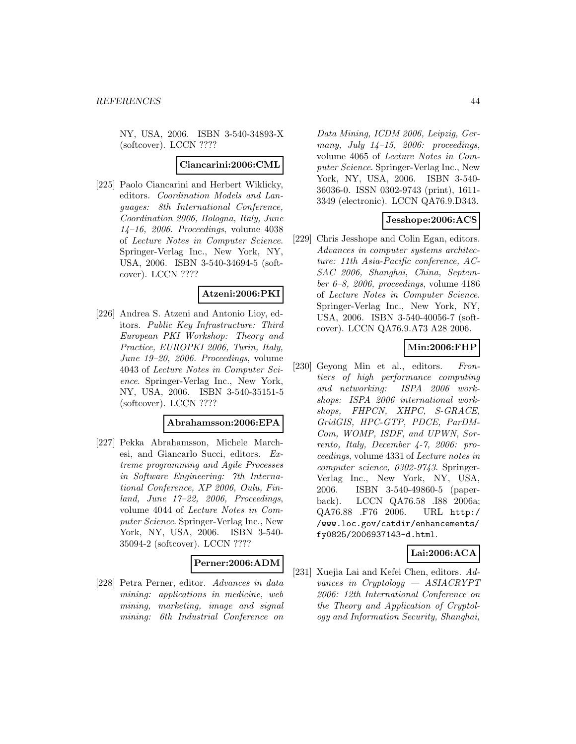NY, USA, 2006. ISBN 3-540-34893-X (softcover). LCCN ????

**Ciancarini:2006:CML**

[225] Paolo Ciancarini and Herbert Wiklicky, editors. *Coordination Models and Languages: 8th International Conference, Coordination 2006, Bologna, Italy, June 14–16, 2006. Proceedings*, volume 4038 of *Lecture Notes in Computer Science*. Springer-Verlag Inc., New York, NY, USA, 2006. ISBN 3-540-34694-5 (softcover). LCCN ????

**Atzeni:2006:PKI**

[226] Andrea S. Atzeni and Antonio Lioy, editors. *Public Key Infrastructure: Third European PKI Workshop: Theory and Practice, EUROPKI 2006, Turin, Italy, June 19–20, 2006. Proceedings*, volume 4043 of *Lecture Notes in Computer Science*. Springer-Verlag Inc., New York, NY, USA, 2006. ISBN 3-540-35151-5 (softcover). LCCN ????

**Abrahamsson:2006:EPA**

[227] Pekka Abrahamsson, Michele Marchesi, and Giancarlo Succi, editors. *Extreme programming and Agile Processes in Software Engineering: 7th International Conference, XP 2006, Oulu, Finland, June 17–22, 2006, Proceedings*, volume 4044 of *Lecture Notes in Computer Science*. Springer-Verlag Inc., New York, NY, USA, 2006. ISBN 3-540-35094-2 (softcover). LCCN ????

**Perner:2006:ADM**

[228] Petra Perner, editor. *Advances in data mining: applications in medicine, web mining, marketing, image and signal mining: 6th Industrial Conference on Data Mining, ICDM 2006, Leipzig, Germany, July 14–15, 2006: proceedings*, volume 4065 of *Lecture Notes in Computer Science*. Springer-Verlag Inc., New York, NY, USA, 2006. ISBN 3-540-36036-0. ISSN 0302-9743 (print), 1611-3349 (electronic). LCCN QA76.9.D343.

**Jesshope:2006:ACS**

[229] Chris Jesshope and Colin Egan, editors. *Advances in computer systems architecture: 11th Asia-Pacific conference, ACSAC 2006, Shanghai, China, September 6–8, 2006, proceedings*, volume 4186 of *Lecture Notes in Computer Science*. Springer-Verlag Inc., New York, NY, USA, 2006. ISBN 3-540-40056-7 (softcover). LCCN QA76.9.A73 A28 2006.

**Min:2006:FHP**

[230] Geyong Min et al., editors. *Frontiers of high performance computing and networking: ISPA 2006 workshops: ISPA 2006 international workshops, FHPCN, XHPC, S-GRACE, GridGIS, HPC-GTP, PDCE, ParDMCom, WOMP, ISDF, and UPWN, Sorrento, Italy, December 4-7, 2006: proceedings*, volume 4331 of *Lecture notes in computer science, 0302-9743*. Springer-Verlag Inc., New York, NY, USA, 2006. ISBN 3-540-49860-5 (paperback). LCCN QA76.58 .I88 2006a; QA76.88 .F76 2006. URL http://www.loc.gov/catdir/enhancements/fy0825/2006937143-d.html.

**Lai:2006:ACA**

[231] Xuejia Lai and Kefei Chen, editors. *Advances in Cryptology — ASIACRYPT 2006: 12th International Conference on the Theory and Application of Cryptology and Information Security, Shanghai,*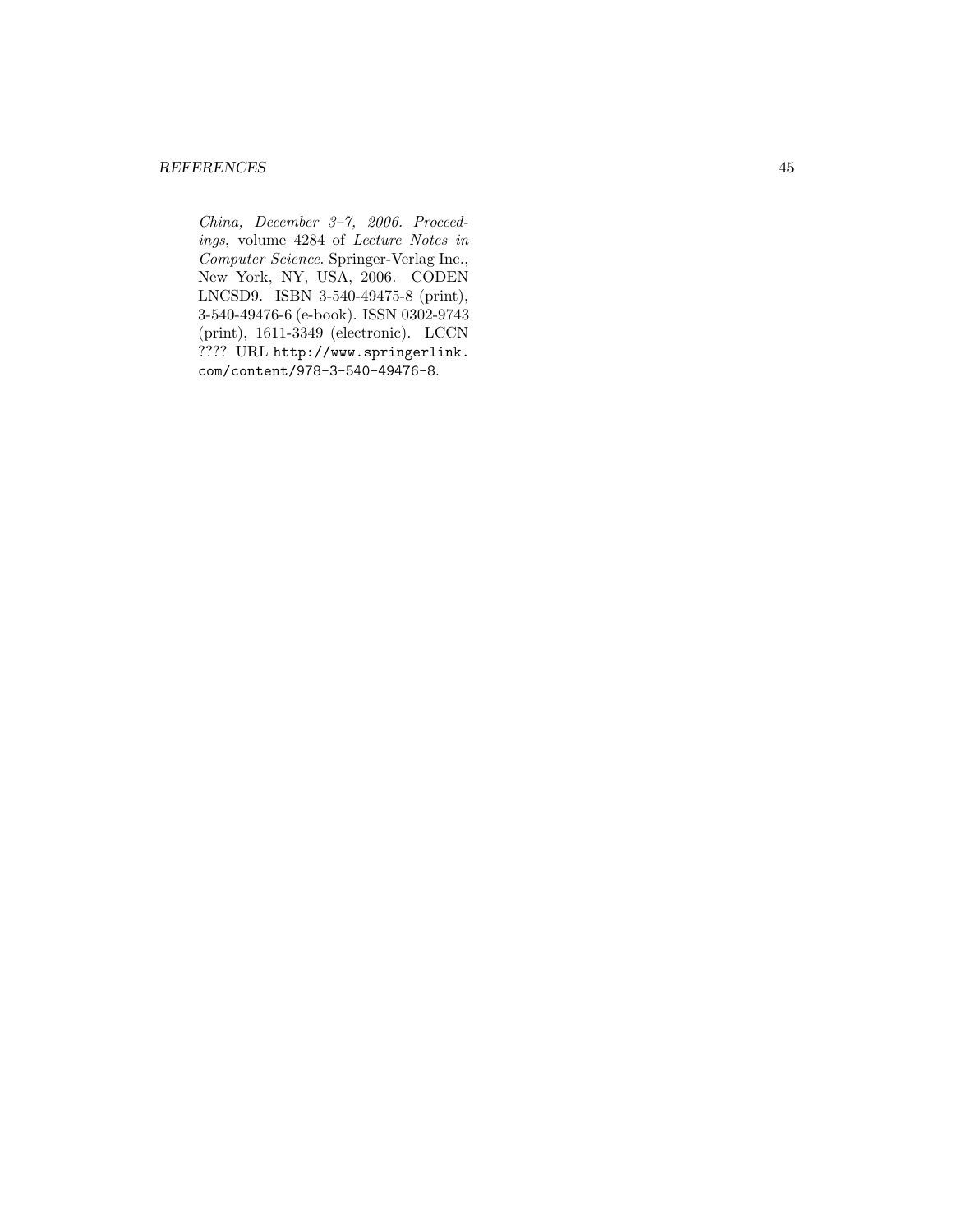*China, December 3–7, 2006. Proceedings*, volume 4284 of *Lecture Notes in Computer Science*. Springer-Verlag Inc., New York, NY, USA, 2006. CODEN LNCSD9. ISBN 3-540-49475-8 (print), 3-540-49476-6 (e-book). ISSN 0302-9743 (print), 1611-3349 (electronic). LCCN ???? URL `http://www.springerlink.com/content/978-3-540-49476-8`.